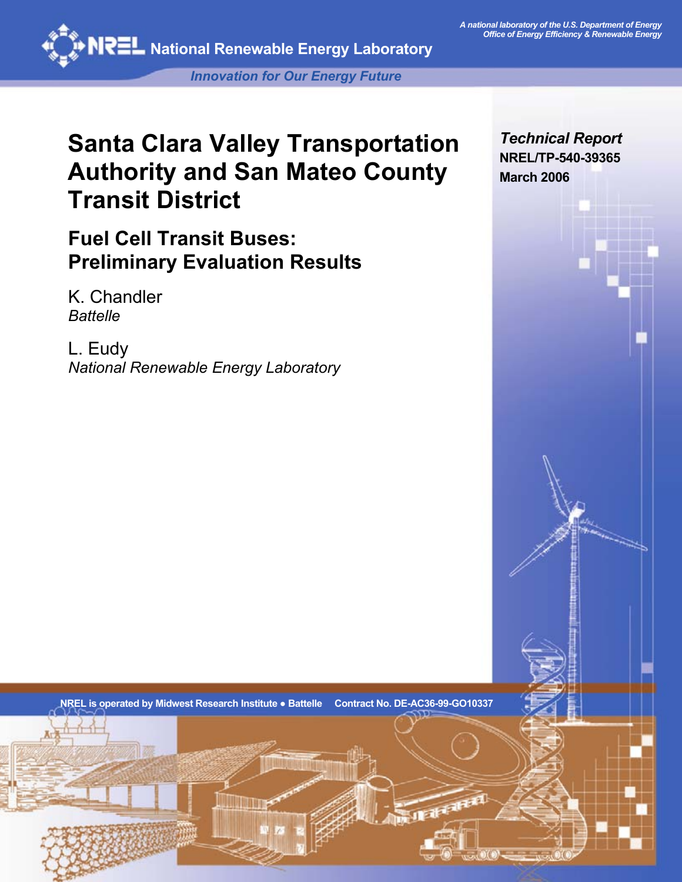A national laboratory of the U.S. Department of Energy
Office of Energy Efficiency & Renewable Energy

National Renewable Energy Laboratory

*Innovation for Our Energy Future*

# Santa Clara Valley Transportation Authority and San Mateo County Transit District

## Fuel Cell Transit Buses: Preliminary Evaluation Results

K. Chandler
*Battelle*

L. Eudy
*National Renewable Energy Laboratory*

***Technical Report***
**NREL/TP-540-39365**
**March 2006**

**NREL is operated by Midwest Research Institute • Battelle Contract No. DE-AC36-99-GO10337**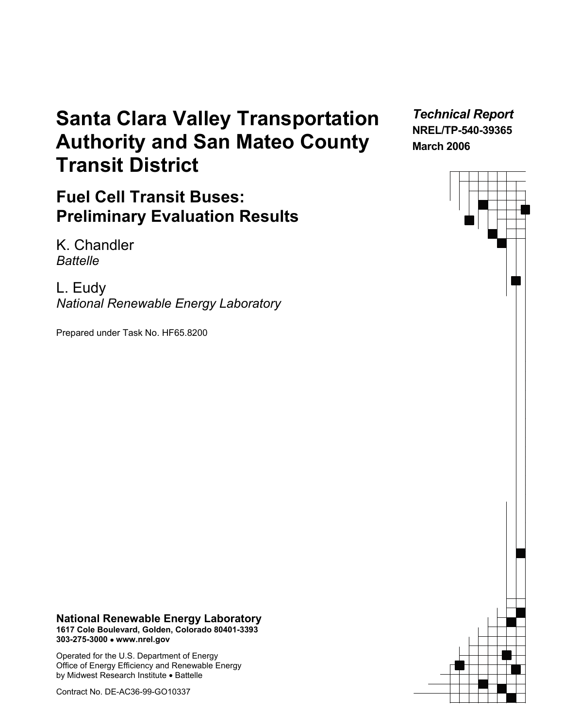# Santa Clara Valley Transportation Authority and San Mateo County Transit District

## Fuel Cell Transit Buses: Preliminary Evaluation Results

K. Chandler
*Battelle*

L. Eudy
*National Renewable Energy Laboratory*

Prepared under Task No. HF65.8200

*Technical Report*
**NREL/TP-540-39365**
**March 2006**

**National Renewable Energy Laboratory**
**1617 Cole Boulevard, Golden, Colorado 80401-3393**
**303-275-3000 • www.nrel.gov**

Operated for the U.S. Department of Energy
Office of Energy Efficiency and Renewable Energy
by Midwest Research Institute • Battelle

Contract No. DE-AC36-99-GO10337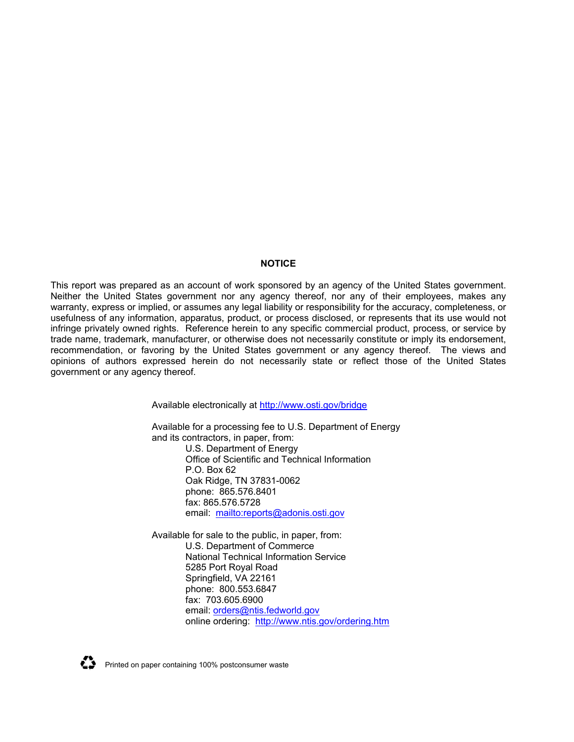## NOTICE

This report was prepared as an account of work sponsored by an agency of the United States government. Neither the United States government nor any agency thereof, nor any of their employees, makes any warranty, express or implied, or assumes any legal liability or responsibility for the accuracy, completeness, or usefulness of any information, apparatus, product, or process disclosed, or represents that its use would not infringe privately owned rights. Reference herein to any specific commercial product, process, or service by trade name, trademark, manufacturer, or otherwise does not necessarily constitute or imply its endorsement, recommendation, or favoring by the United States government or any agency thereof. The views and opinions of authors expressed herein do not necessarily state or reflect those of the United States government or any agency thereof.

Available electronically at http://www.osti.gov/bridge

Available for a processing fee to U.S. Department of Energy and its contractors, in paper, from:

U.S. Department of Energy
Office of Scientific and Technical Information
P.O. Box 62
Oak Ridge, TN 37831-0062
phone: 865.576.8401
fax: 865.576.5728
email: mailto:reports@adonis.osti.gov

Available for sale to the public, in paper, from:

U.S. Department of Commerce
National Technical Information Service
5285 Port Royal Road
Springfield, VA 22161
phone: 800.553.6847
fax: 703.605.6900
email: orders@ntis.fedworld.gov
online ordering: http://www.ntis.gov/ordering.htm

Printed on paper containing 100% postconsumer waste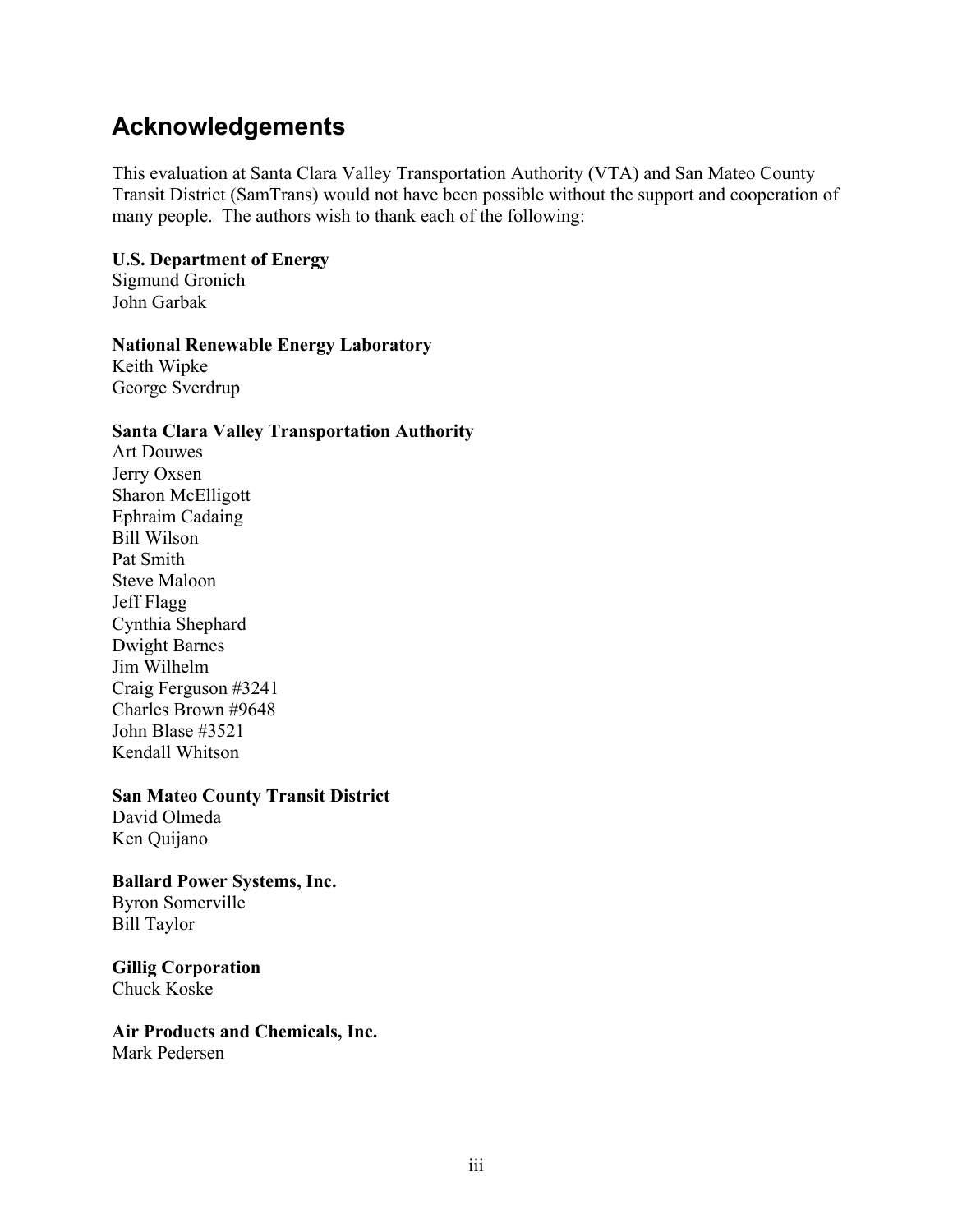## Acknowledgements

This evaluation at Santa Clara Valley Transportation Authority (VTA) and San Mateo County Transit District (SamTrans) would not have been possible without the support and cooperation of many people. The authors wish to thank each of the following:

**U.S. Department of Energy**
Sigmund Gronich
John Garbak

**National Renewable Energy Laboratory**
Keith Wipke
George Sverdrup

**Santa Clara Valley Transportation Authority**
Art Douwes
Jerry Oxsen
Sharon McElligott
Ephraim Cadaing
Bill Wilson
Pat Smith
Steve Maloon
Jeff Flagg
Cynthia Shephard
Dwight Barnes
Jim Wilhelm
Craig Ferguson #3241
Charles Brown #9648
John Blase #3521
Kendall Whitson

**San Mateo County Transit District**
David Olmeda
Ken Quijano

**Ballard Power Systems, Inc.**
Byron Somerville
Bill Taylor

**Gillig Corporation**
Chuck Koske

**Air Products and Chemicals, Inc.**
Mark Pedersen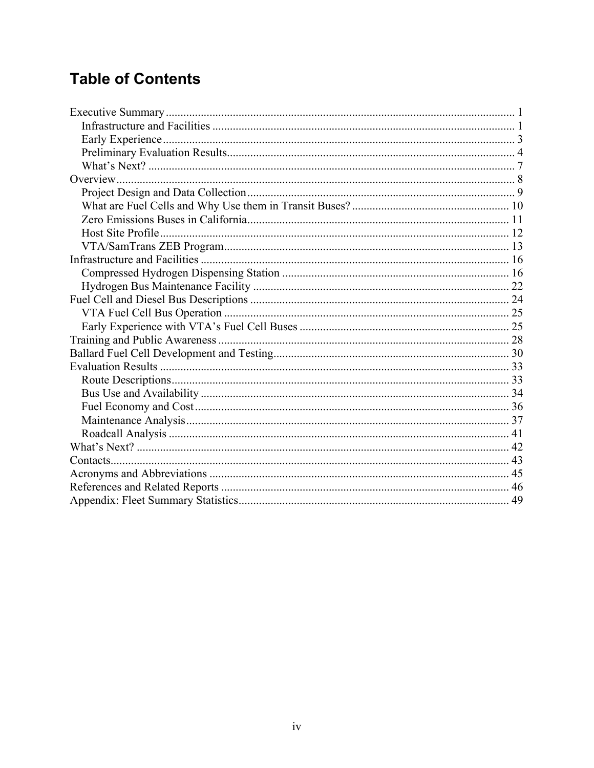# Table of Contents

Executive Summary ... 1
- Infrastructure and Facilities ... 1
- Early Experience ... 3
- Preliminary Evaluation Results ... 4
- What's Next? ... 7

Overview ... 8
- Project Design and Data Collection ... 9
- What are Fuel Cells and Why Use them in Transit Buses? ... 10
- Zero Emissions Buses in California ... 11
- Host Site Profile ... 12
- VTA/SamTrans ZEB Program ... 13

Infrastructure and Facilities ... 16
- Compressed Hydrogen Dispensing Station ... 16
- Hydrogen Bus Maintenance Facility ... 22

Fuel Cell and Diesel Bus Descriptions ... 24
- VTA Fuel Cell Bus Operation ... 25
- Early Experience with VTA's Fuel Cell Buses ... 25

Training and Public Awareness ... 28

Ballard Fuel Cell Development and Testing ... 30

Evaluation Results ... 33
- Route Descriptions ... 33
- Bus Use and Availability ... 34
- Fuel Economy and Cost ... 36
- Maintenance Analysis ... 37
- Roadcall Analysis ... 41

What's Next? ... 42

Contacts ... 43

Acronyms and Abbreviations ... 45

References and Related Reports ... 46

Appendix: Fleet Summary Statistics ... 49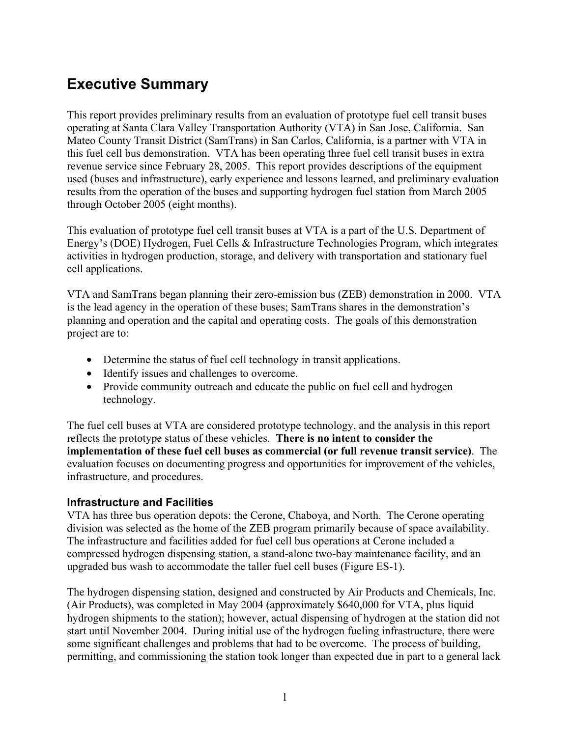# Executive Summary

This report provides preliminary results from an evaluation of prototype fuel cell transit buses operating at Santa Clara Valley Transportation Authority (VTA) in San Jose, California. San Mateo County Transit District (SamTrans) in San Carlos, California, is a partner with VTA in this fuel cell bus demonstration. VTA has been operating three fuel cell transit buses in extra revenue service since February 28, 2005. This report provides descriptions of the equipment used (buses and infrastructure), early experience and lessons learned, and preliminary evaluation results from the operation of the buses and supporting hydrogen fuel station from March 2005 through October 2005 (eight months).

This evaluation of prototype fuel cell transit buses at VTA is a part of the U.S. Department of Energy's (DOE) Hydrogen, Fuel Cells & Infrastructure Technologies Program, which integrates activities in hydrogen production, storage, and delivery with transportation and stationary fuel cell applications.

VTA and SamTrans began planning their zero-emission bus (ZEB) demonstration in 2000. VTA is the lead agency in the operation of these buses; SamTrans shares in the demonstration's planning and operation and the capital and operating costs. The goals of this demonstration project are to:

- Determine the status of fuel cell technology in transit applications.
- Identify issues and challenges to overcome.
- Provide community outreach and educate the public on fuel cell and hydrogen technology.

The fuel cell buses at VTA are considered prototype technology, and the analysis in this report reflects the prototype status of these vehicles. **There is no intent to consider the implementation of these fuel cell buses as commercial (or full revenue transit service)**. The evaluation focuses on documenting progress and opportunities for improvement of the vehicles, infrastructure, and procedures.

## Infrastructure and Facilities

VTA has three bus operation depots: the Cerone, Chaboya, and North. The Cerone operating division was selected as the home of the ZEB program primarily because of space availability. The infrastructure and facilities added for fuel cell bus operations at Cerone included a compressed hydrogen dispensing station, a stand-alone two-bay maintenance facility, and an upgraded bus wash to accommodate the taller fuel cell buses (Figure ES-1).

The hydrogen dispensing station, designed and constructed by Air Products and Chemicals, Inc. (Air Products), was completed in May 2004 (approximately $640,000 for VTA, plus liquid hydrogen shipments to the station); however, actual dispensing of hydrogen at the station did not start until November 2004. During initial use of the hydrogen fueling infrastructure, there were some significant challenges and problems that had to be overcome. The process of building, permitting, and commissioning the station took longer than expected due in part to a general lack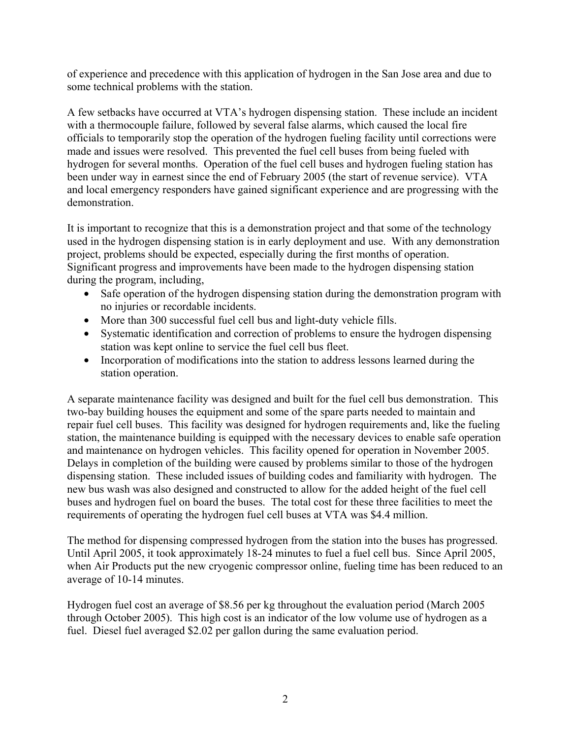of experience and precedence with this application of hydrogen in the San Jose area and due to some technical problems with the station.

A few setbacks have occurred at VTA's hydrogen dispensing station. These include an incident with a thermocouple failure, followed by several false alarms, which caused the local fire officials to temporarily stop the operation of the hydrogen fueling facility until corrections were made and issues were resolved. This prevented the fuel cell buses from being fueled with hydrogen for several months. Operation of the fuel cell buses and hydrogen fueling station has been under way in earnest since the end of February 2005 (the start of revenue service). VTA and local emergency responders have gained significant experience and are progressing with the demonstration.

It is important to recognize that this is a demonstration project and that some of the technology used in the hydrogen dispensing station is in early deployment and use. With any demonstration project, problems should be expected, especially during the first months of operation. Significant progress and improvements have been made to the hydrogen dispensing station during the program, including,

- Safe operation of the hydrogen dispensing station during the demonstration program with no injuries or recordable incidents.
- More than 300 successful fuel cell bus and light-duty vehicle fills.
- Systematic identification and correction of problems to ensure the hydrogen dispensing station was kept online to service the fuel cell bus fleet.
- Incorporation of modifications into the station to address lessons learned during the station operation.

A separate maintenance facility was designed and built for the fuel cell bus demonstration. This two-bay building houses the equipment and some of the spare parts needed to maintain and repair fuel cell buses. This facility was designed for hydrogen requirements and, like the fueling station, the maintenance building is equipped with the necessary devices to enable safe operation and maintenance on hydrogen vehicles. This facility opened for operation in November 2005. Delays in completion of the building were caused by problems similar to those of the hydrogen dispensing station. These included issues of building codes and familiarity with hydrogen. The new bus wash was also designed and constructed to allow for the added height of the fuel cell buses and hydrogen fuel on board the buses. The total cost for these three facilities to meet the requirements of operating the hydrogen fuel cell buses at VTA was $4.4 million.

The method for dispensing compressed hydrogen from the station into the buses has progressed. Until April 2005, it took approximately 18-24 minutes to fuel a fuel cell bus. Since April 2005, when Air Products put the new cryogenic compressor online, fueling time has been reduced to an average of 10-14 minutes.

Hydrogen fuel cost an average of $8.56 per kg throughout the evaluation period (March 2005 through October 2005). This high cost is an indicator of the low volume use of hydrogen as a fuel. Diesel fuel averaged $2.02 per gallon during the same evaluation period.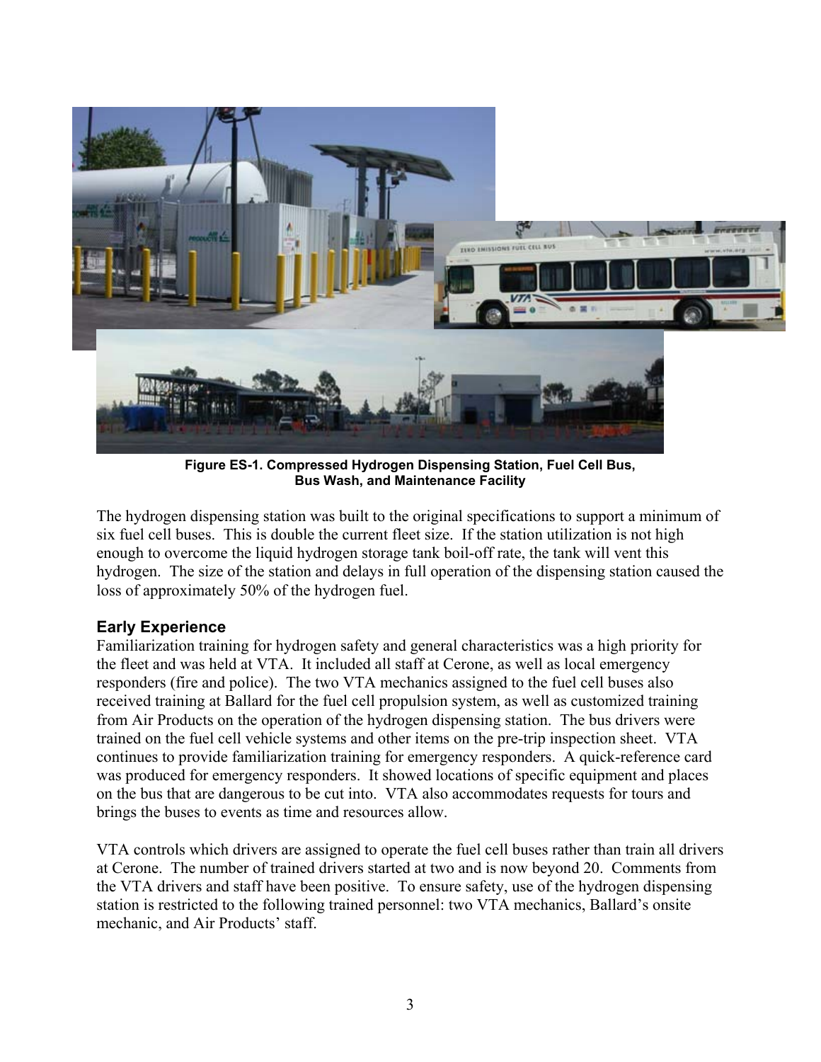**Figure ES-1. Compressed Hydrogen Dispensing Station, Fuel Cell Bus, Bus Wash, and Maintenance Facility**

The hydrogen dispensing station was built to the original specifications to support a minimum of six fuel cell buses. This is double the current fleet size. If the station utilization is not high enough to overcome the liquid hydrogen storage tank boil-off rate, the tank will vent this hydrogen. The size of the station and delays in full operation of the dispensing station caused the loss of approximately 50% of the hydrogen fuel.

### Early Experience

Familiarization training for hydrogen safety and general characteristics was a high priority for the fleet and was held at VTA. It included all staff at Cerone, as well as local emergency responders (fire and police). The two VTA mechanics assigned to the fuel cell buses also received training at Ballard for the fuel cell propulsion system, as well as customized training from Air Products on the operation of the hydrogen dispensing station. The bus drivers were trained on the fuel cell vehicle systems and other items on the pre-trip inspection sheet. VTA continues to provide familiarization training for emergency responders. A quick-reference card was produced for emergency responders. It showed locations of specific equipment and places on the bus that are dangerous to be cut into. VTA also accommodates requests for tours and brings the buses to events as time and resources allow.

VTA controls which drivers are assigned to operate the fuel cell buses rather than train all drivers at Cerone. The number of trained drivers started at two and is now beyond 20. Comments from the VTA drivers and staff have been positive. To ensure safety, use of the hydrogen dispensing station is restricted to the following trained personnel: two VTA mechanics, Ballard's onsite mechanic, and Air Products' staff.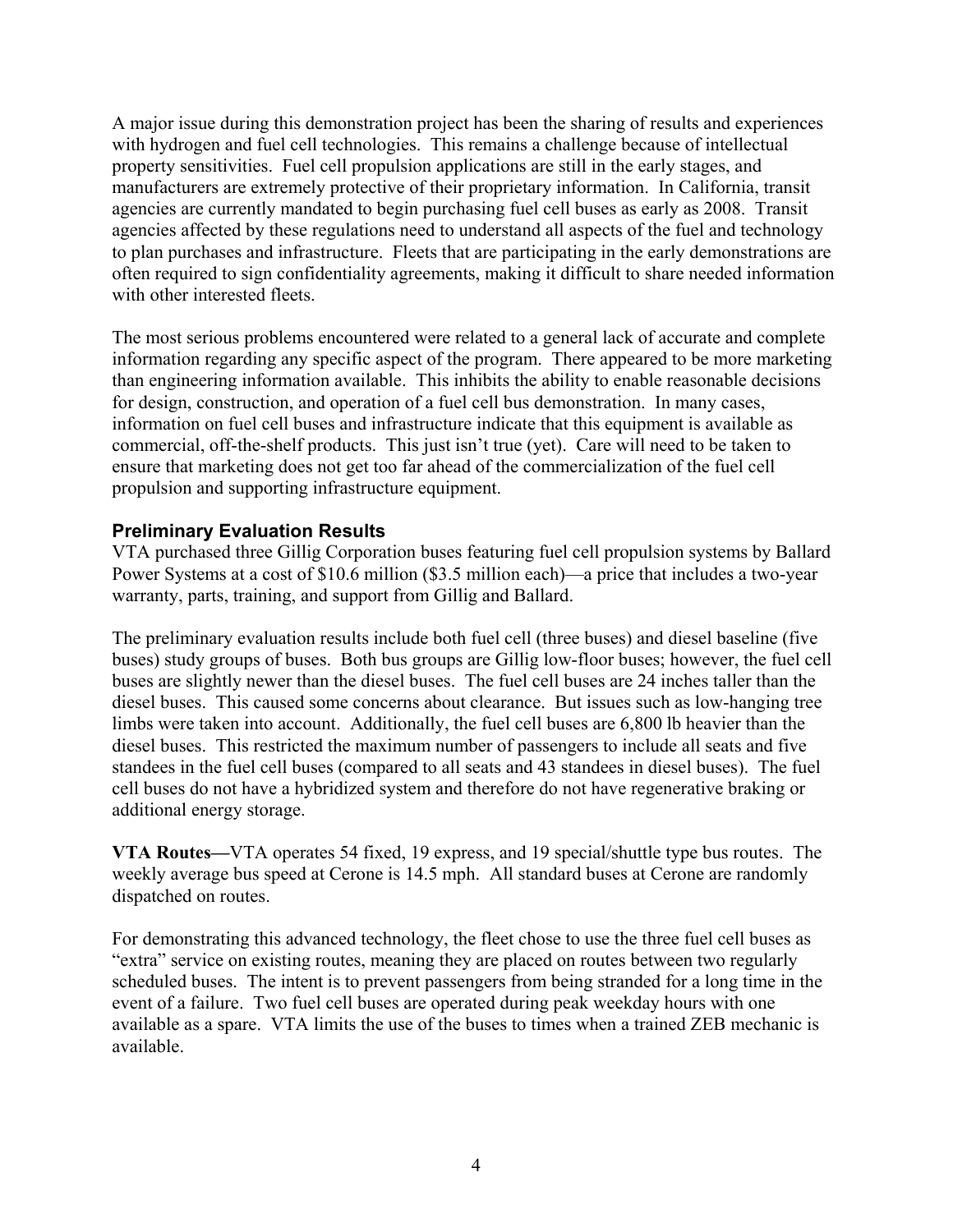A major issue during this demonstration project has been the sharing of results and experiences with hydrogen and fuel cell technologies. This remains a challenge because of intellectual property sensitivities. Fuel cell propulsion applications are still in the early stages, and manufacturers are extremely protective of their proprietary information. In California, transit agencies are currently mandated to begin purchasing fuel cell buses as early as 2008. Transit agencies affected by these regulations need to understand all aspects of the fuel and technology to plan purchases and infrastructure. Fleets that are participating in the early demonstrations are often required to sign confidentiality agreements, making it difficult to share needed information with other interested fleets.

The most serious problems encountered were related to a general lack of accurate and complete information regarding any specific aspect of the program. There appeared to be more marketing than engineering information available. This inhibits the ability to enable reasonable decisions for design, construction, and operation of a fuel cell bus demonstration. In many cases, information on fuel cell buses and infrastructure indicate that this equipment is available as commercial, off-the-shelf products. This just isn't true (yet). Care will need to be taken to ensure that marketing does not get too far ahead of the commercialization of the fuel cell propulsion and supporting infrastructure equipment.

### Preliminary Evaluation Results

VTA purchased three Gillig Corporation buses featuring fuel cell propulsion systems by Ballard Power Systems at a cost of $10.6 million ($3.5 million each)—a price that includes a two-year warranty, parts, training, and support from Gillig and Ballard.

The preliminary evaluation results include both fuel cell (three buses) and diesel baseline (five buses) study groups of buses. Both bus groups are Gillig low-floor buses; however, the fuel cell buses are slightly newer than the diesel buses. The fuel cell buses are 24 inches taller than the diesel buses. This caused some concerns about clearance. But issues such as low-hanging tree limbs were taken into account. Additionally, the fuel cell buses are 6,800 lb heavier than the diesel buses. This restricted the maximum number of passengers to include all seats and five standees in the fuel cell buses (compared to all seats and 43 standees in diesel buses). The fuel cell buses do not have a hybridized system and therefore do not have regenerative braking or additional energy storage.

**VTA Routes—**VTA operates 54 fixed, 19 express, and 19 special/shuttle type bus routes. The weekly average bus speed at Cerone is 14.5 mph. All standard buses at Cerone are randomly dispatched on routes.

For demonstrating this advanced technology, the fleet chose to use the three fuel cell buses as "extra" service on existing routes, meaning they are placed on routes between two regularly scheduled buses. The intent is to prevent passengers from being stranded for a long time in the event of a failure. Two fuel cell buses are operated during peak weekday hours with one available as a spare. VTA limits the use of the buses to times when a trained ZEB mechanic is available.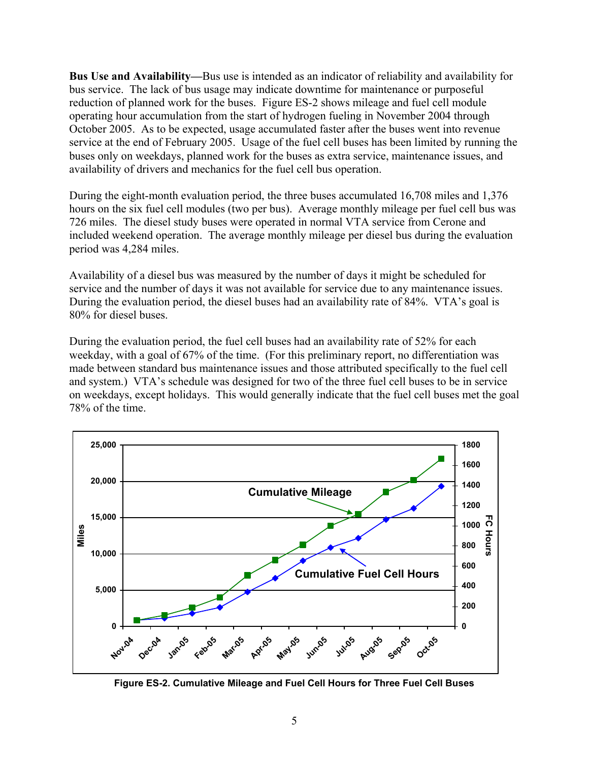**Bus Use and Availability**—Bus use is intended as an indicator of reliability and availability for bus service. The lack of bus usage may indicate downtime for maintenance or purposeful reduction of planned work for the buses. Figure ES-2 shows mileage and fuel cell module operating hour accumulation from the start of hydrogen fueling in November 2004 through October 2005. As to be expected, usage accumulated faster after the buses went into revenue service at the end of February 2005. Usage of the fuel cell buses has been limited by running the buses only on weekdays, planned work for the buses as extra service, maintenance issues, and availability of drivers and mechanics for the fuel cell bus operation.

During the eight-month evaluation period, the three buses accumulated 16,708 miles and 1,376 hours on the six fuel cell modules (two per bus). Average monthly mileage per fuel cell bus was 726 miles. The diesel study buses were operated in normal VTA service from Cerone and included weekend operation. The average monthly mileage per diesel bus during the evaluation period was 4,284 miles.

Availability of a diesel bus was measured by the number of days it might be scheduled for service and the number of days it was not available for service due to any maintenance issues. During the evaluation period, the diesel buses had an availability rate of 84%. VTA's goal is 80% for diesel buses.

During the evaluation period, the fuel cell buses had an availability rate of 52% for each weekday, with a goal of 67% of the time. (For this preliminary report, no differentiation was made between standard bus maintenance issues and those attributed specifically to the fuel cell and system.) VTA's schedule was designed for two of the three fuel cell buses to be in service on weekdays, except holidays. This would generally indicate that the fuel cell buses met the goal 78% of the time.

**Figure ES-2. Cumulative Mileage and Fuel Cell Hours for Three Fuel Cell Buses**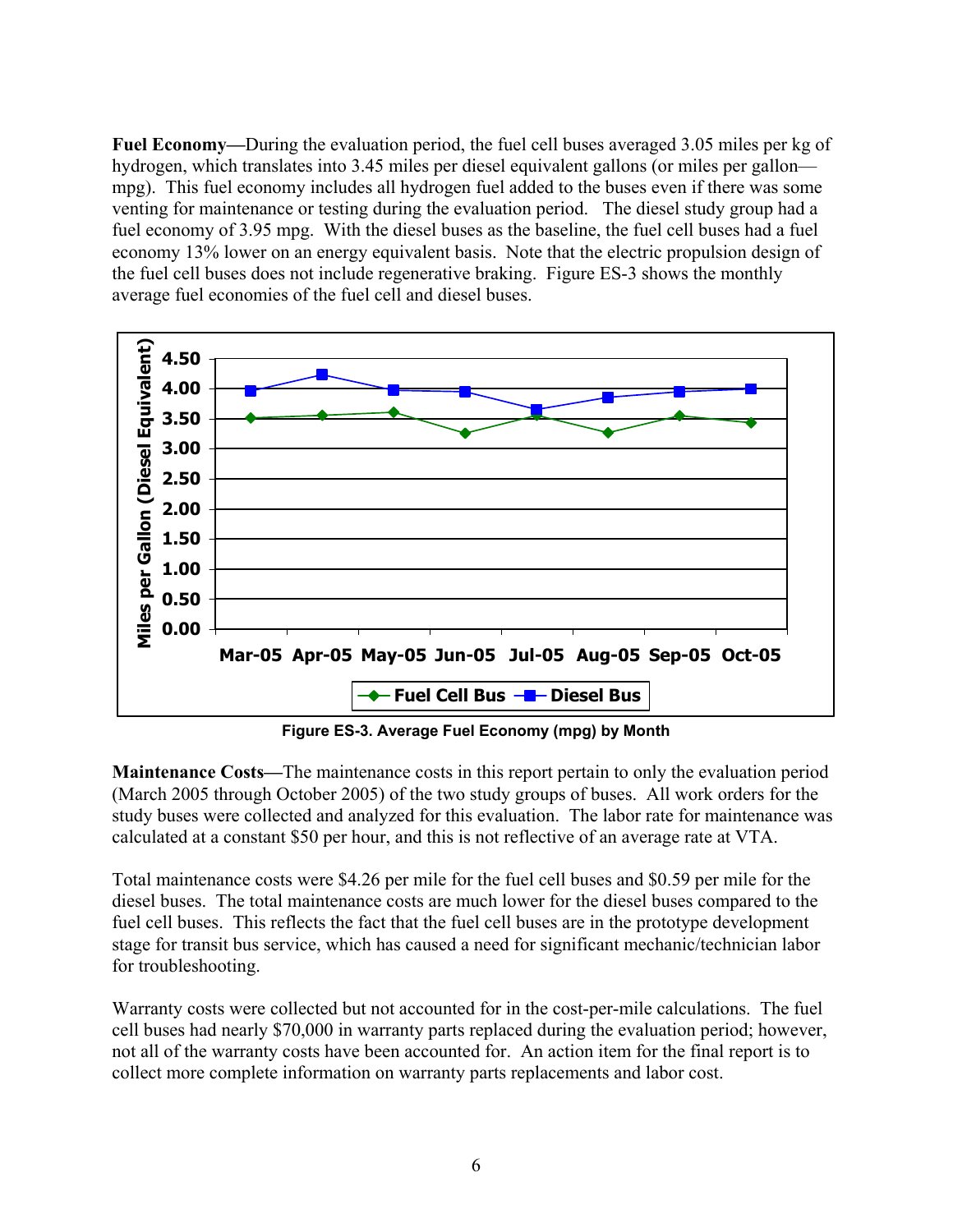**Fuel Economy**—During the evaluation period, the fuel cell buses averaged 3.05 miles per kg of hydrogen, which translates into 3.45 miles per diesel equivalent gallons (or miles per gallon—mpg). This fuel economy includes all hydrogen fuel added to the buses even if there was some venting for maintenance or testing during the evaluation period. The diesel study group had a fuel economy of 3.95 mpg. With the diesel buses as the baseline, the fuel cell buses had a fuel economy 13% lower on an energy equivalent basis. Note that the electric propulsion design of the fuel cell buses does not include regenerative braking. Figure ES-3 shows the monthly average fuel economies of the fuel cell and diesel buses.

**Figure ES-3. Average Fuel Economy (mpg) by Month**

**Maintenance Costs**—The maintenance costs in this report pertain to only the evaluation period (March 2005 through October 2005) of the two study groups of buses. All work orders for the study buses were collected and analyzed for this evaluation. The labor rate for maintenance was calculated at a constant $50 per hour, and this is not reflective of an average rate at VTA.

Total maintenance costs were $4.26 per mile for the fuel cell buses and $0.59 per mile for the diesel buses. The total maintenance costs are much lower for the diesel buses compared to the fuel cell buses. This reflects the fact that the fuel cell buses are in the prototype development stage for transit bus service, which has caused a need for significant mechanic/technician labor for troubleshooting.

Warranty costs were collected but not accounted for in the cost-per-mile calculations. The fuel cell buses had nearly $70,000 in warranty parts replaced during the evaluation period; however, not all of the warranty costs have been accounted for. An action item for the final report is to collect more complete information on warranty parts replacements and labor cost.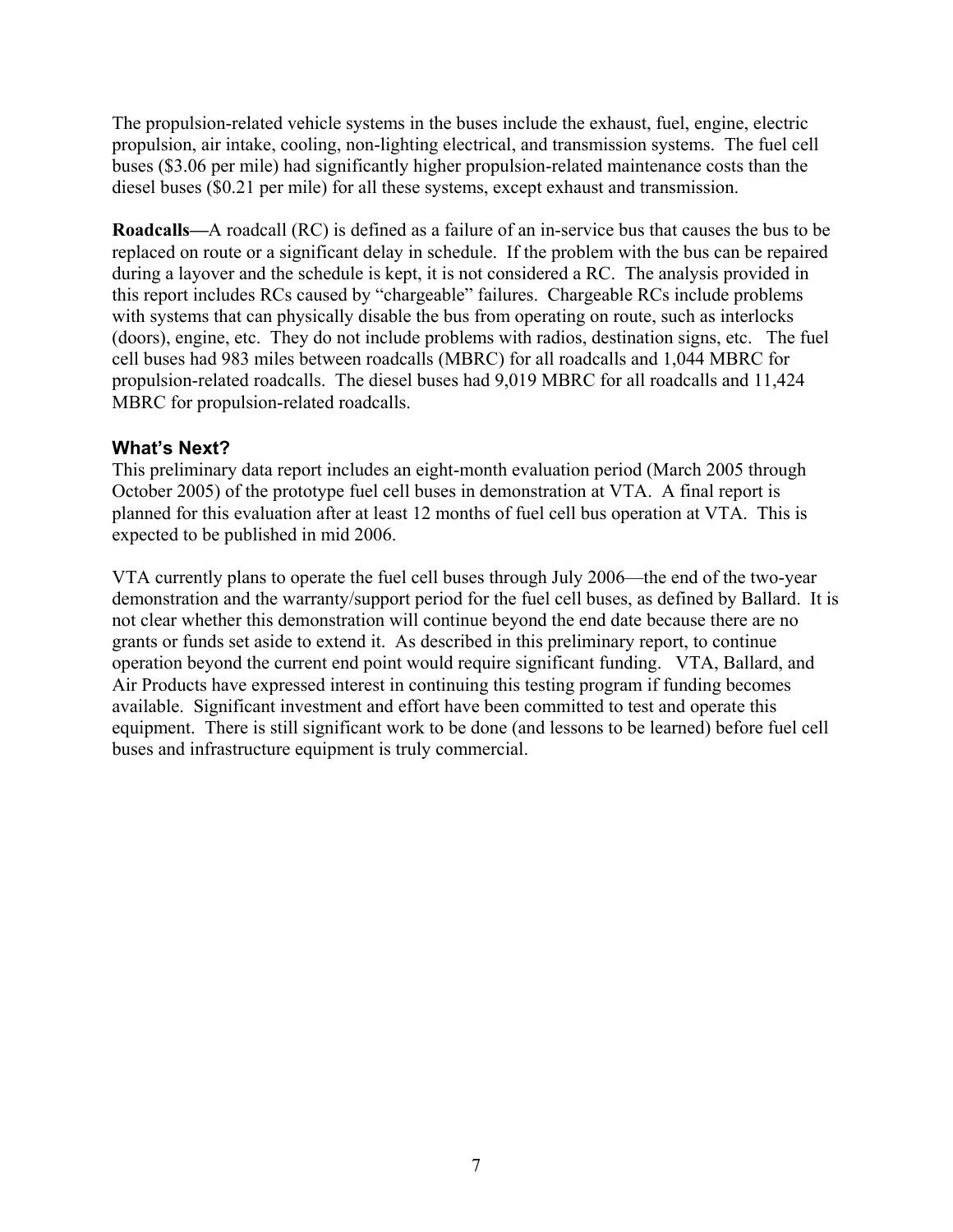The propulsion-related vehicle systems in the buses include the exhaust, fuel, engine, electric propulsion, air intake, cooling, non-lighting electrical, and transmission systems. The fuel cell buses ($3.06 per mile) had significantly higher propulsion-related maintenance costs than the diesel buses ($0.21 per mile) for all these systems, except exhaust and transmission.

**Roadcalls—**A roadcall (RC) is defined as a failure of an in-service bus that causes the bus to be replaced on route or a significant delay in schedule. If the problem with the bus can be repaired during a layover and the schedule is kept, it is not considered a RC. The analysis provided in this report includes RCs caused by "chargeable" failures. Chargeable RCs include problems with systems that can physically disable the bus from operating on route, such as interlocks (doors), engine, etc. They do not include problems with radios, destination signs, etc. The fuel cell buses had 983 miles between roadcalls (MBRC) for all roadcalls and 1,044 MBRC for propulsion-related roadcalls. The diesel buses had 9,019 MBRC for all roadcalls and 11,424 MBRC for propulsion-related roadcalls.

### What's Next?

This preliminary data report includes an eight-month evaluation period (March 2005 through October 2005) of the prototype fuel cell buses in demonstration at VTA. A final report is planned for this evaluation after at least 12 months of fuel cell bus operation at VTA. This is expected to be published in mid 2006.

VTA currently plans to operate the fuel cell buses through July 2006—the end of the two-year demonstration and the warranty/support period for the fuel cell buses, as defined by Ballard. It is not clear whether this demonstration will continue beyond the end date because there are no grants or funds set aside to extend it. As described in this preliminary report, to continue operation beyond the current end point would require significant funding. VTA, Ballard, and Air Products have expressed interest in continuing this testing program if funding becomes available. Significant investment and effort have been committed to test and operate this equipment. There is still significant work to be done (and lessons to be learned) before fuel cell buses and infrastructure equipment is truly commercial.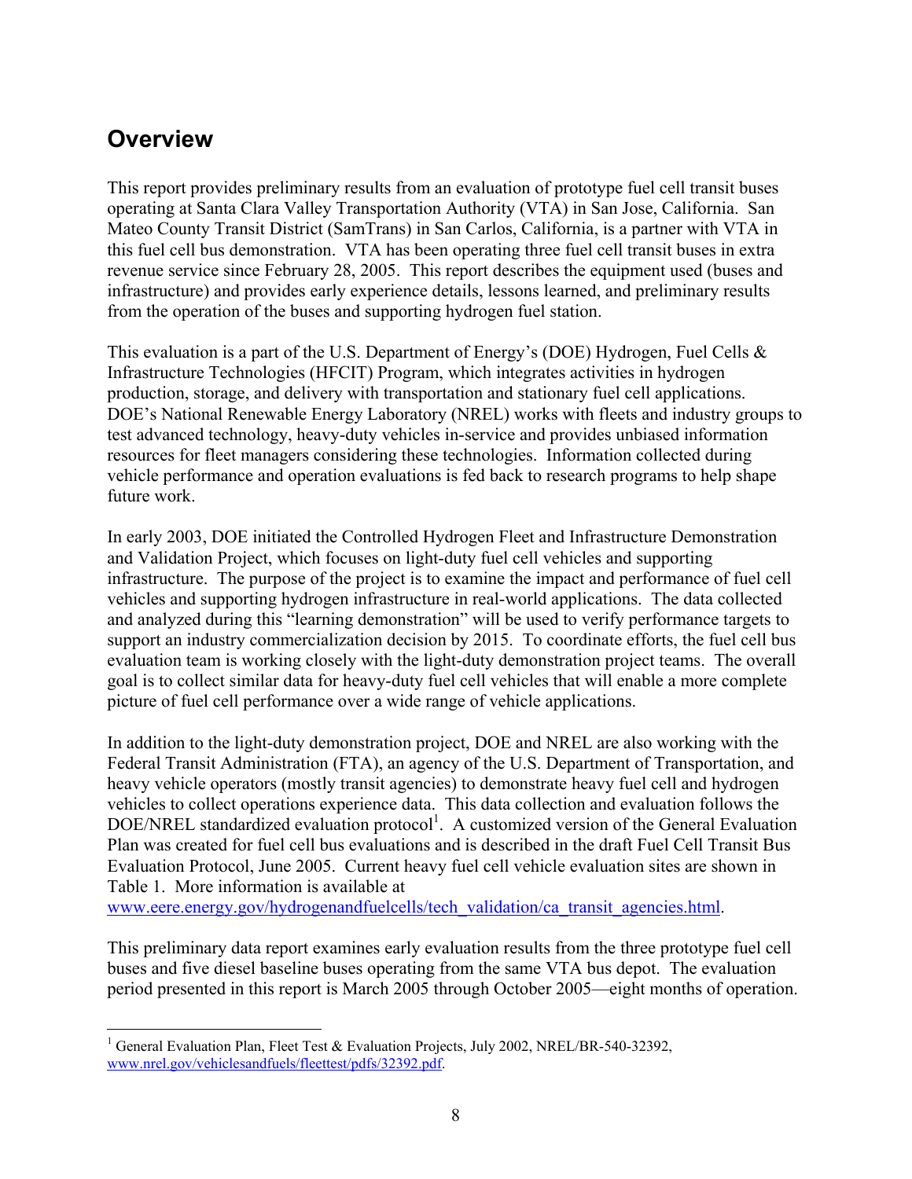## Overview

This report provides preliminary results from an evaluation of prototype fuel cell transit buses operating at Santa Clara Valley Transportation Authority (VTA) in San Jose, California. San Mateo County Transit District (SamTrans) in San Carlos, California, is a partner with VTA in this fuel cell bus demonstration. VTA has been operating three fuel cell transit buses in extra revenue service since February 28, 2005. This report describes the equipment used (buses and infrastructure) and provides early experience details, lessons learned, and preliminary results from the operation of the buses and supporting hydrogen fuel station.

This evaluation is a part of the U.S. Department of Energy's (DOE) Hydrogen, Fuel Cells & Infrastructure Technologies (HFCIT) Program, which integrates activities in hydrogen production, storage, and delivery with transportation and stationary fuel cell applications. DOE's National Renewable Energy Laboratory (NREL) works with fleets and industry groups to test advanced technology, heavy-duty vehicles in-service and provides unbiased information resources for fleet managers considering these technologies. Information collected during vehicle performance and operation evaluations is fed back to research programs to help shape future work.

In early 2003, DOE initiated the Controlled Hydrogen Fleet and Infrastructure Demonstration and Validation Project, which focuses on light-duty fuel cell vehicles and supporting infrastructure. The purpose of the project is to examine the impact and performance of fuel cell vehicles and supporting hydrogen infrastructure in real-world applications. The data collected and analyzed during this "learning demonstration" will be used to verify performance targets to support an industry commercialization decision by 2015. To coordinate efforts, the fuel cell bus evaluation team is working closely with the light-duty demonstration project teams. The overall goal is to collect similar data for heavy-duty fuel cell vehicles that will enable a more complete picture of fuel cell performance over a wide range of vehicle applications.

In addition to the light-duty demonstration project, DOE and NREL are also working with the Federal Transit Administration (FTA), an agency of the U.S. Department of Transportation, and heavy vehicle operators (mostly transit agencies) to demonstrate heavy fuel cell and hydrogen vehicles to collect operations experience data. This data collection and evaluation follows the DOE/NREL standardized evaluation protocol[1]. A customized version of the General Evaluation Plan was created for fuel cell bus evaluations and is described in the draft Fuel Cell Transit Bus Evaluation Protocol, June 2005. Current heavy fuel cell vehicle evaluation sites are shown in Table 1. More information is available at www.eere.energy.gov/hydrogenandfuelcells/tech_validation/ca_transit_agencies.html.

This preliminary data report examines early evaluation results from the three prototype fuel cell buses and five diesel baseline buses operating from the same VTA bus depot. The evaluation period presented in this report is March 2005 through October 2005—eight months of operation.

---

[1] General Evaluation Plan, Fleet Test & Evaluation Projects, July 2002, NREL/BR-540-32392, www.nrel.gov/vehiclesandfuels/fleettest/pdfs/32392.pdf.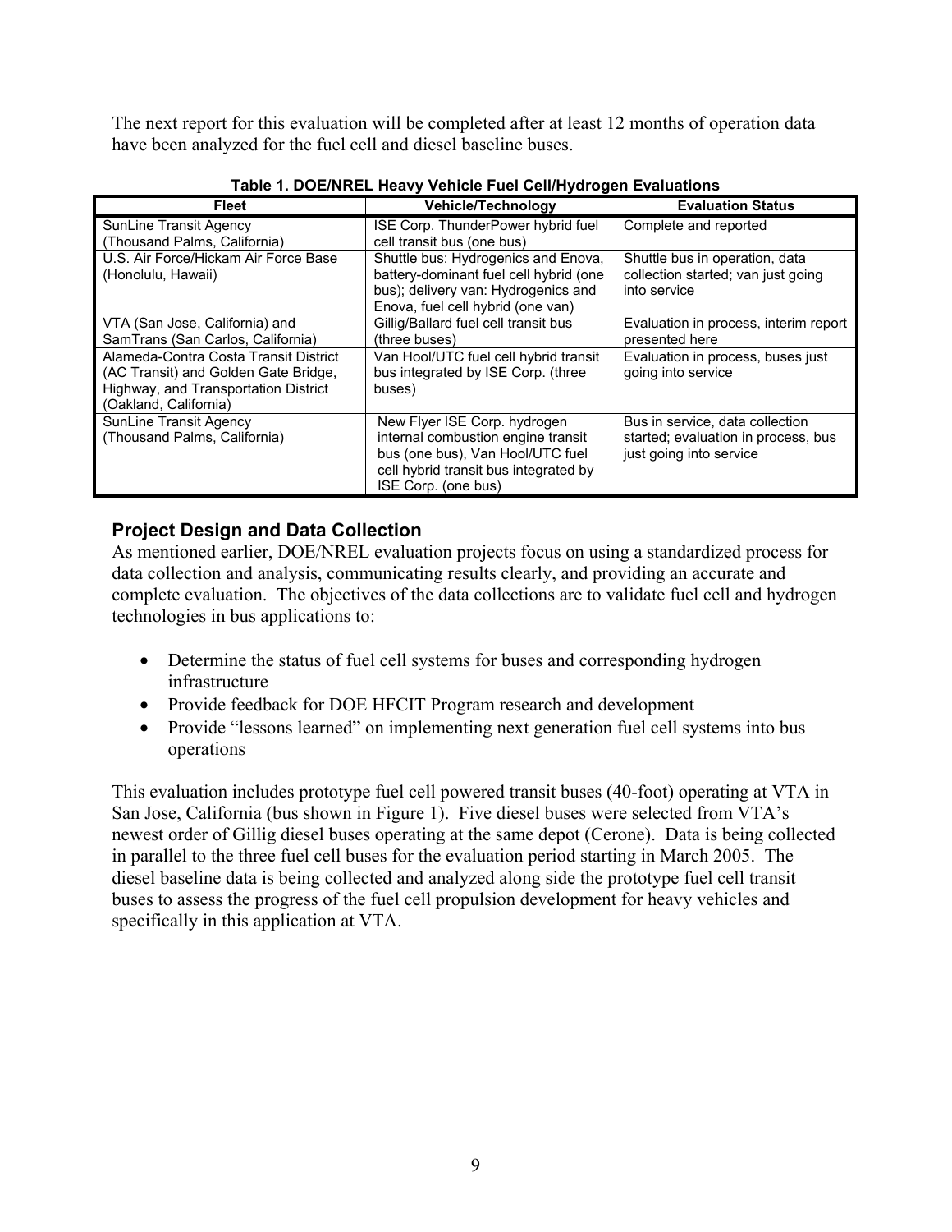The next report for this evaluation will be completed after at least 12 months of operation data have been analyzed for the fuel cell and diesel baseline buses.

**Table 1. DOE/NREL Heavy Vehicle Fuel Cell/Hydrogen Evaluations**

| Fleet | Vehicle/Technology | Evaluation Status |
|---|---|---|
| SunLine Transit Agency (Thousand Palms, California) | ISE Corp. ThunderPower hybrid fuel cell transit bus (one bus) | Complete and reported |
| U.S. Air Force/Hickam Air Force Base (Honolulu, Hawaii) | Shuttle bus: Hydrogenics and Enova, battery-dominant fuel cell hybrid (one bus); delivery van: Hydrogenics and Enova, fuel cell hybrid (one van) | Shuttle bus in operation, data collection started; van just going into service |
| VTA (San Jose, California) and SamTrans (San Carlos, California) | Gillig/Ballard fuel cell transit bus (three buses) | Evaluation in process, interim report presented here |
| Alameda-Contra Costa Transit District (AC Transit) and Golden Gate Bridge, Highway, and Transportation District (Oakland, California) | Van Hool/UTC fuel cell hybrid transit bus integrated by ISE Corp. (three buses) | Evaluation in process, buses just going into service |
| SunLine Transit Agency (Thousand Palms, California) | New Flyer ISE Corp. hydrogen internal combustion engine transit bus (one bus), Van Hool/UTC fuel cell hybrid transit bus integrated by ISE Corp. (one bus) | Bus in service, data collection started; evaluation in process, bus just going into service |

## Project Design and Data Collection

As mentioned earlier, DOE/NREL evaluation projects focus on using a standardized process for data collection and analysis, communicating results clearly, and providing an accurate and complete evaluation. The objectives of the data collections are to validate fuel cell and hydrogen technologies in bus applications to:

- Determine the status of fuel cell systems for buses and corresponding hydrogen infrastructure
- Provide feedback for DOE HFCIT Program research and development
- Provide "lessons learned" on implementing next generation fuel cell systems into bus operations

This evaluation includes prototype fuel cell powered transit buses (40-foot) operating at VTA in San Jose, California (bus shown in Figure 1). Five diesel buses were selected from VTA's newest order of Gillig diesel buses operating at the same depot (Cerone). Data is being collected in parallel to the three fuel cell buses for the evaluation period starting in March 2005. The diesel baseline data is being collected and analyzed along side the prototype fuel cell transit buses to assess the progress of the fuel cell propulsion development for heavy vehicles and specifically in this application at VTA.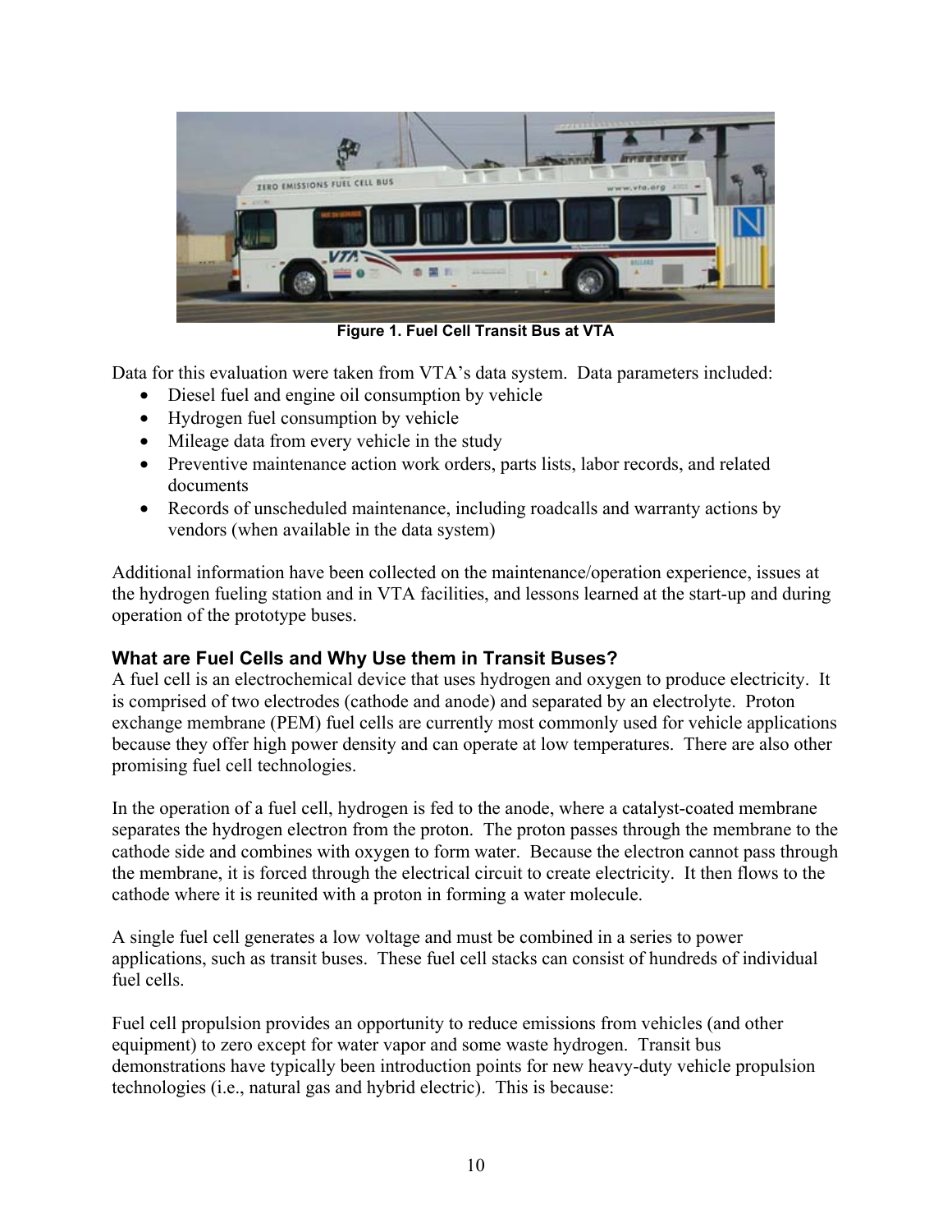Figure 1. Fuel Cell Transit Bus at VTA

Data for this evaluation were taken from VTA's data system. Data parameters included:

- Diesel fuel and engine oil consumption by vehicle
- Hydrogen fuel consumption by vehicle
- Mileage data from every vehicle in the study
- Preventive maintenance action work orders, parts lists, labor records, and related documents
- Records of unscheduled maintenance, including roadcalls and warranty actions by vendors (when available in the data system)

Additional information have been collected on the maintenance/operation experience, issues at the hydrogen fueling station and in VTA facilities, and lessons learned at the start-up and during operation of the prototype buses.

### What are Fuel Cells and Why Use them in Transit Buses?

A fuel cell is an electrochemical device that uses hydrogen and oxygen to produce electricity. It is comprised of two electrodes (cathode and anode) and separated by an electrolyte. Proton exchange membrane (PEM) fuel cells are currently most commonly used for vehicle applications because they offer high power density and can operate at low temperatures. There are also other promising fuel cell technologies.

In the operation of a fuel cell, hydrogen is fed to the anode, where a catalyst-coated membrane separates the hydrogen electron from the proton. The proton passes through the membrane to the cathode side and combines with oxygen to form water. Because the electron cannot pass through the membrane, it is forced through the electrical circuit to create electricity. It then flows to the cathode where it is reunited with a proton in forming a water molecule.

A single fuel cell generates a low voltage and must be combined in a series to power applications, such as transit buses. These fuel cell stacks can consist of hundreds of individual fuel cells.

Fuel cell propulsion provides an opportunity to reduce emissions from vehicles (and other equipment) to zero except for water vapor and some waste hydrogen. Transit bus demonstrations have typically been introduction points for new heavy-duty vehicle propulsion technologies (i.e., natural gas and hybrid electric). This is because: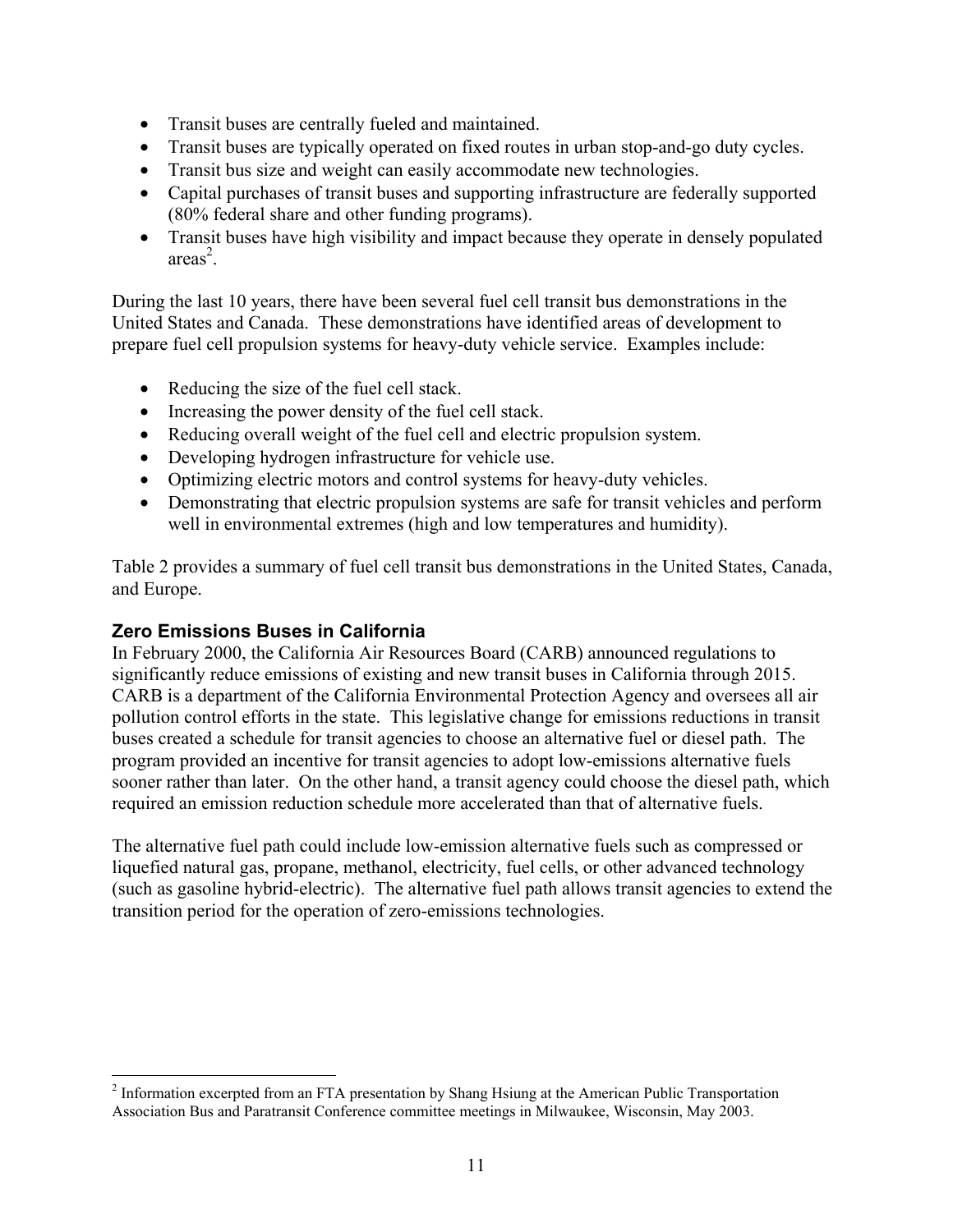- Transit buses are centrally fueled and maintained.
- Transit buses are typically operated on fixed routes in urban stop-and-go duty cycles.
- Transit bus size and weight can easily accommodate new technologies.
- Capital purchases of transit buses and supporting infrastructure are federally supported (80% federal share and other funding programs).
- Transit buses have high visibility and impact because they operate in densely populated areas[2].

During the last 10 years, there have been several fuel cell transit bus demonstrations in the United States and Canada. These demonstrations have identified areas of development to prepare fuel cell propulsion systems for heavy-duty vehicle service. Examples include:

- Reducing the size of the fuel cell stack.
- Increasing the power density of the fuel cell stack.
- Reducing overall weight of the fuel cell and electric propulsion system.
- Developing hydrogen infrastructure for vehicle use.
- Optimizing electric motors and control systems for heavy-duty vehicles.
- Demonstrating that electric propulsion systems are safe for transit vehicles and perform well in environmental extremes (high and low temperatures and humidity).

Table 2 provides a summary of fuel cell transit bus demonstrations in the United States, Canada, and Europe.

### Zero Emissions Buses in California

In February 2000, the California Air Resources Board (CARB) announced regulations to significantly reduce emissions of existing and new transit buses in California through 2015. CARB is a department of the California Environmental Protection Agency and oversees all air pollution control efforts in the state. This legislative change for emissions reductions in transit buses created a schedule for transit agencies to choose an alternative fuel or diesel path. The program provided an incentive for transit agencies to adopt low-emissions alternative fuels sooner rather than later. On the other hand, a transit agency could choose the diesel path, which required an emission reduction schedule more accelerated than that of alternative fuels.

The alternative fuel path could include low-emission alternative fuels such as compressed or liquefied natural gas, propane, methanol, electricity, fuel cells, or other advanced technology (such as gasoline hybrid-electric). The alternative fuel path allows transit agencies to extend the transition period for the operation of zero-emissions technologies.

[2] Information excerpted from an FTA presentation by Shang Hsiung at the American Public Transportation Association Bus and Paratransit Conference committee meetings in Milwaukee, Wisconsin, May 2003.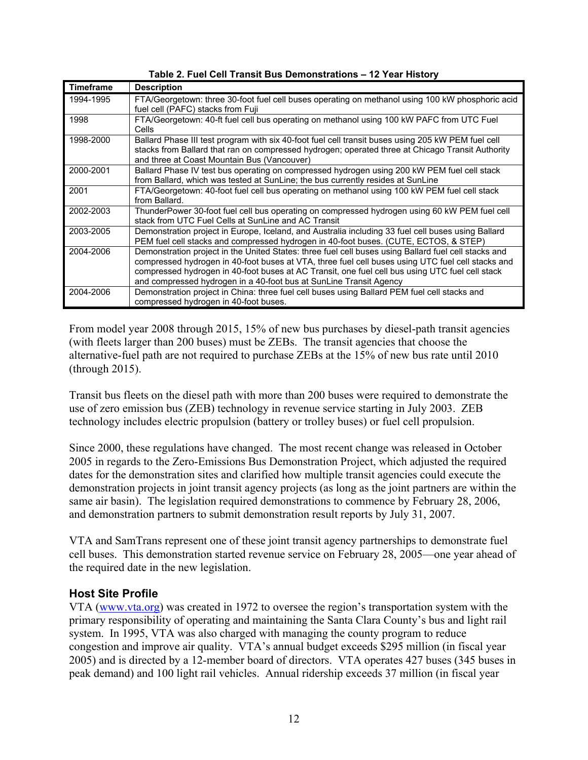**Table 2. Fuel Cell Transit Bus Demonstrations – 12 Year History**

| Timeframe | Description |
| --- | --- |
| 1994-1995 | FTA/Georgetown: three 30-foot fuel cell buses operating on methanol using 100 kW phosphoric acid fuel cell (PAFC) stacks from Fuji |
| 1998 | FTA/Georgetown: 40-ft fuel cell bus operating on methanol using 100 kW PAFC from UTC Fuel Cells |
| 1998-2000 | Ballard Phase III test program with six 40-foot fuel cell transit buses using 205 kW PEM fuel cell stacks from Ballard that ran on compressed hydrogen; operated three at Chicago Transit Authority and three at Coast Mountain Bus (Vancouver) |
| 2000-2001 | Ballard Phase IV test bus operating on compressed hydrogen using 200 kW PEM fuel cell stack from Ballard, which was tested at SunLine; the bus currently resides at SunLine |
| 2001 | FTA/Georgetown: 40-foot fuel cell bus operating on methanol using 100 kW PEM fuel cell stack from Ballard. |
| 2002-2003 | ThunderPower 30-foot fuel cell bus operating on compressed hydrogen using 60 kW PEM fuel cell stack from UTC Fuel Cells at SunLine and AC Transit |
| 2003-2005 | Demonstration project in Europe, Iceland, and Australia including 33 fuel cell buses using Ballard PEM fuel cell stacks and compressed hydrogen in 40-foot buses. (CUTE, ECTOS, & STEP) |
| 2004-2006 | Demonstration project in the United States: three fuel cell buses using Ballard fuel cell stacks and compressed hydrogen in 40-foot buses at VTA, three fuel cell buses using UTC fuel cell stacks and compressed hydrogen in 40-foot buses at AC Transit, one fuel cell bus using UTC fuel cell stack and compressed hydrogen in a 40-foot bus at SunLine Transit Agency |
| 2004-2006 | Demonstration project in China: three fuel cell buses using Ballard PEM fuel cell stacks and compressed hydrogen in 40-foot buses. |

From model year 2008 through 2015, 15% of new bus purchases by diesel-path transit agencies (with fleets larger than 200 buses) must be ZEBs. The transit agencies that choose the alternative-fuel path are not required to purchase ZEBs at the 15% of new bus rate until 2010 (through 2015).

Transit bus fleets on the diesel path with more than 200 buses were required to demonstrate the use of zero emission bus (ZEB) technology in revenue service starting in July 2003. ZEB technology includes electric propulsion (battery or trolley buses) or fuel cell propulsion.

Since 2000, these regulations have changed. The most recent change was released in October 2005 in regards to the Zero-Emissions Bus Demonstration Project, which adjusted the required dates for the demonstration sites and clarified how multiple transit agencies could execute the demonstration projects in joint transit agency projects (as long as the joint partners are within the same air basin). The legislation required demonstrations to commence by February 28, 2006, and demonstration partners to submit demonstration result reports by July 31, 2007.

VTA and SamTrans represent one of these joint transit agency partnerships to demonstrate fuel cell buses. This demonstration started revenue service on February 28, 2005—one year ahead of the required date in the new legislation.

### Host Site Profile

VTA (www.vta.org) was created in 1972 to oversee the region's transportation system with the primary responsibility of operating and maintaining the Santa Clara County's bus and light rail system. In 1995, VTA was also charged with managing the county program to reduce congestion and improve air quality. VTA's annual budget exceeds $295 million (in fiscal year 2005) and is directed by a 12-member board of directors. VTA operates 427 buses (345 buses in peak demand) and 100 light rail vehicles. Annual ridership exceeds 37 million (in fiscal year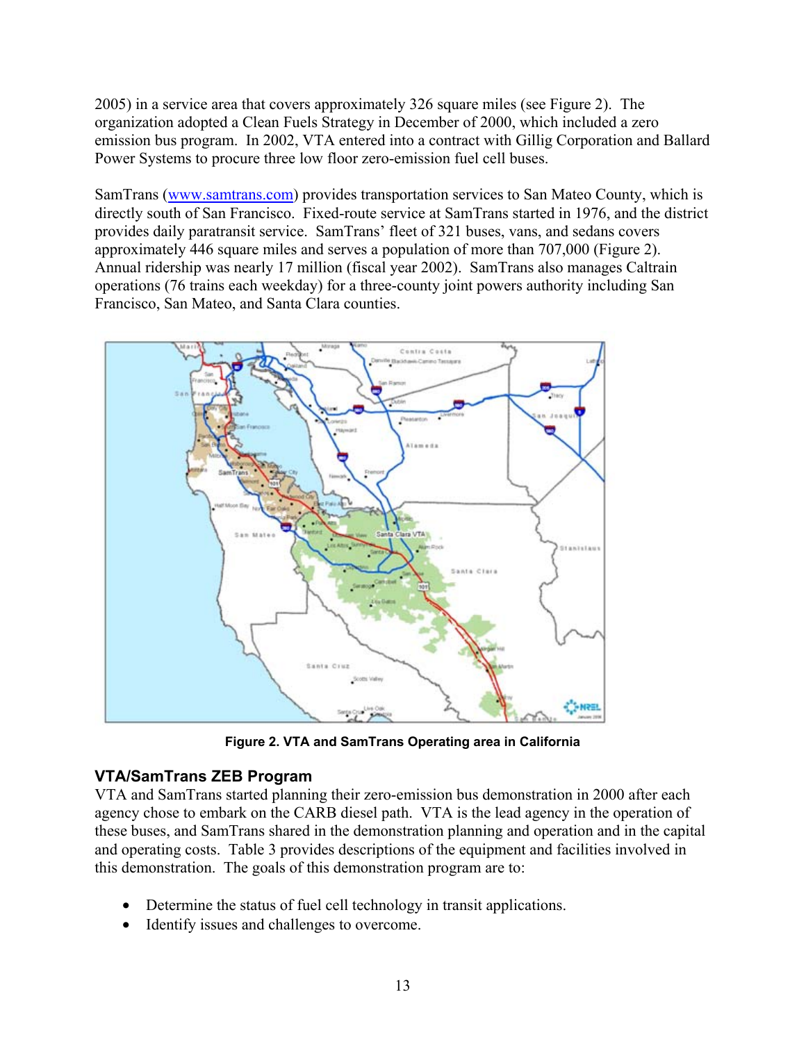2005) in a service area that covers approximately 326 square miles (see Figure 2). The organization adopted a Clean Fuels Strategy in December of 2000, which included a zero emission bus program. In 2002, VTA entered into a contract with Gillig Corporation and Ballard Power Systems to procure three low floor zero-emission fuel cell buses.

SamTrans (www.samtrans.com) provides transportation services to San Mateo County, which is directly south of San Francisco. Fixed-route service at SamTrans started in 1976, and the district provides daily paratransit service. SamTrans' fleet of 321 buses, vans, and sedans covers approximately 446 square miles and serves a population of more than 707,000 (Figure 2). Annual ridership was nearly 17 million (fiscal year 2002). SamTrans also manages Caltrain operations (76 trains each weekday) for a three-county joint powers authority including San Francisco, San Mateo, and Santa Clara counties.

**Figure 2. VTA and SamTrans Operating area in California**

## VTA/SamTrans ZEB Program

VTA and SamTrans started planning their zero-emission bus demonstration in 2000 after each agency chose to embark on the CARB diesel path. VTA is the lead agency in the operation of these buses, and SamTrans shared in the demonstration planning and operation and in the capital and operating costs. Table 3 provides descriptions of the equipment and facilities involved in this demonstration. The goals of this demonstration program are to:

- Determine the status of fuel cell technology in transit applications.
- Identify issues and challenges to overcome.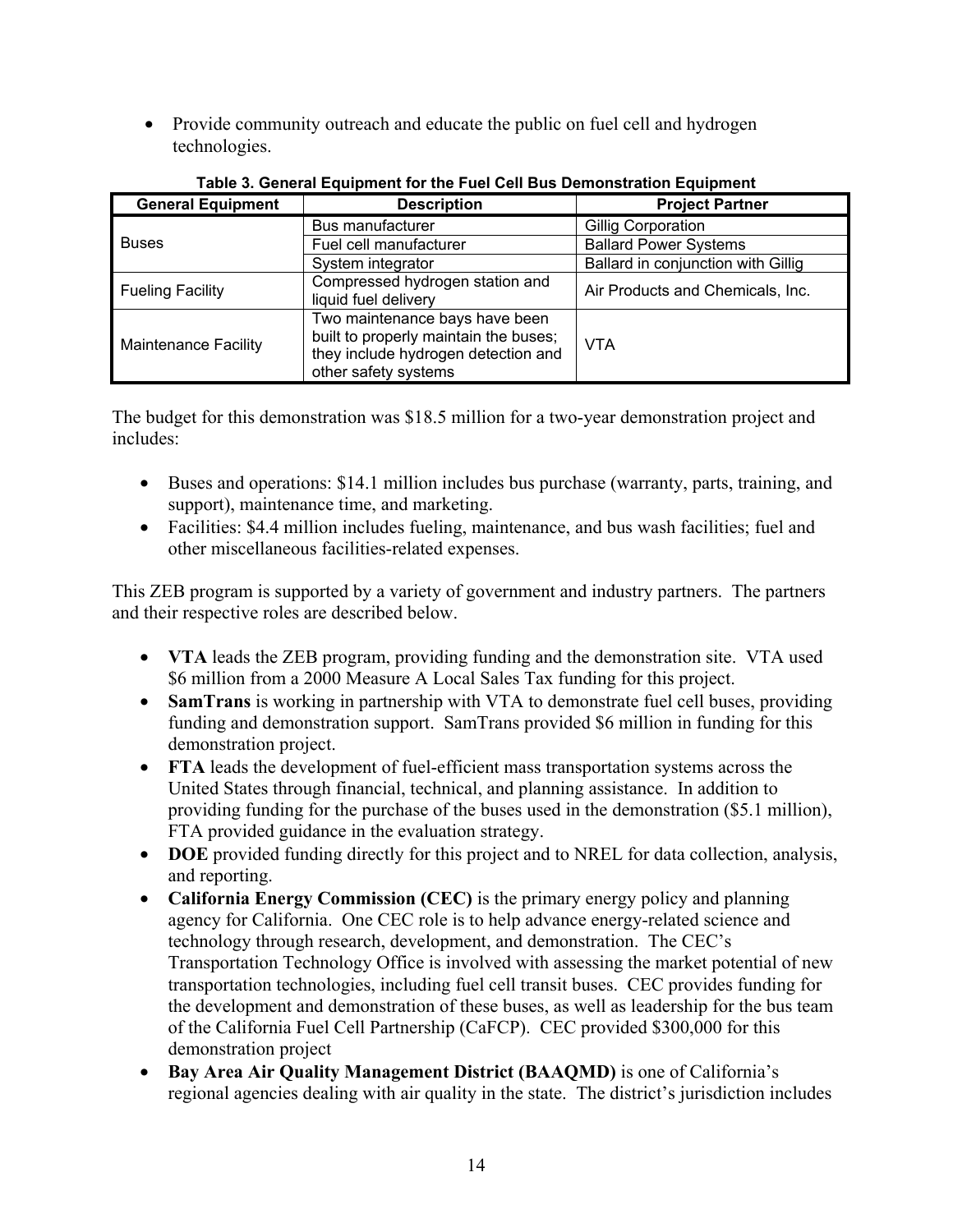- Provide community outreach and educate the public on fuel cell and hydrogen technologies.

**Table 3. General Equipment for the Fuel Cell Bus Demonstration Equipment**

| General Equipment | Description | Project Partner |
| --- | --- | --- |
| Buses | Bus manufacturer | Gillig Corporation |
| | Fuel cell manufacturer | Ballard Power Systems |
| | System integrator | Ballard in conjunction with Gillig |
| Fueling Facility | Compressed hydrogen station and liquid fuel delivery | Air Products and Chemicals, Inc. |
| Maintenance Facility | Two maintenance bays have been built to properly maintain the buses; they include hydrogen detection and other safety systems | VTA |

The budget for this demonstration was $18.5 million for a two-year demonstration project and includes:

- Buses and operations: $14.1 million includes bus purchase (warranty, parts, training, and support), maintenance time, and marketing.
- Facilities: $4.4 million includes fueling, maintenance, and bus wash facilities; fuel and other miscellaneous facilities-related expenses.

This ZEB program is supported by a variety of government and industry partners. The partners and their respective roles are described below.

- **VTA** leads the ZEB program, providing funding and the demonstration site. VTA used $6 million from a 2000 Measure A Local Sales Tax funding for this project.
- **SamTrans** is working in partnership with VTA to demonstrate fuel cell buses, providing funding and demonstration support. SamTrans provided $6 million in funding for this demonstration project.
- **FTA** leads the development of fuel-efficient mass transportation systems across the United States through financial, technical, and planning assistance. In addition to providing funding for the purchase of the buses used in the demonstration ($5.1 million), FTA provided guidance in the evaluation strategy.
- **DOE** provided funding directly for this project and to NREL for data collection, analysis, and reporting.
- **California Energy Commission (CEC)** is the primary energy policy and planning agency for California. One CEC role is to help advance energy-related science and technology through research, development, and demonstration. The CEC's Transportation Technology Office is involved with assessing the market potential of new transportation technologies, including fuel cell transit buses. CEC provides funding for the development and demonstration of these buses, as well as leadership for the bus team of the California Fuel Cell Partnership (CaFCP). CEC provided $300,000 for this demonstration project
- **Bay Area Air Quality Management District (BAAQMD)** is one of California's regional agencies dealing with air quality in the state. The district's jurisdiction includes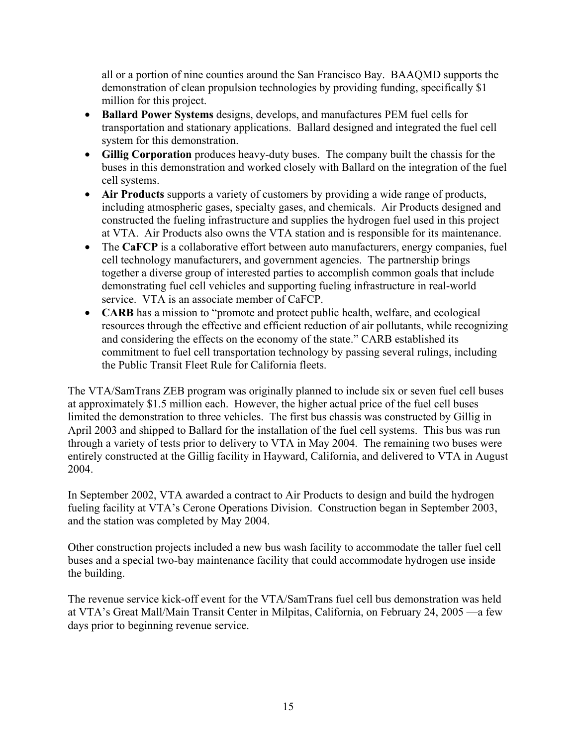all or a portion of nine counties around the San Francisco Bay. BAAQMD supports the demonstration of clean propulsion technologies by providing funding, specifically $1 million for this project.

- **Ballard Power Systems** designs, develops, and manufactures PEM fuel cells for transportation and stationary applications. Ballard designed and integrated the fuel cell system for this demonstration.
- **Gillig Corporation** produces heavy-duty buses. The company built the chassis for the buses in this demonstration and worked closely with Ballard on the integration of the fuel cell systems.
- **Air Products** supports a variety of customers by providing a wide range of products, including atmospheric gases, specialty gases, and chemicals. Air Products designed and constructed the fueling infrastructure and supplies the hydrogen fuel used in this project at VTA. Air Products also owns the VTA station and is responsible for its maintenance.
- The **CaFCP** is a collaborative effort between auto manufacturers, energy companies, fuel cell technology manufacturers, and government agencies. The partnership brings together a diverse group of interested parties to accomplish common goals that include demonstrating fuel cell vehicles and supporting fueling infrastructure in real-world service. VTA is an associate member of CaFCP.
- **CARB** has a mission to "promote and protect public health, welfare, and ecological resources through the effective and efficient reduction of air pollutants, while recognizing and considering the effects on the economy of the state." CARB established its commitment to fuel cell transportation technology by passing several rulings, including the Public Transit Fleet Rule for California fleets.

The VTA/SamTrans ZEB program was originally planned to include six or seven fuel cell buses at approximately $1.5 million each. However, the higher actual price of the fuel cell buses limited the demonstration to three vehicles. The first bus chassis was constructed by Gillig in April 2003 and shipped to Ballard for the installation of the fuel cell systems. This bus was run through a variety of tests prior to delivery to VTA in May 2004. The remaining two buses were entirely constructed at the Gillig facility in Hayward, California, and delivered to VTA in August 2004.

In September 2002, VTA awarded a contract to Air Products to design and build the hydrogen fueling facility at VTA's Cerone Operations Division. Construction began in September 2003, and the station was completed by May 2004.

Other construction projects included a new bus wash facility to accommodate the taller fuel cell buses and a special two-bay maintenance facility that could accommodate hydrogen use inside the building.

The revenue service kick-off event for the VTA/SamTrans fuel cell bus demonstration was held at VTA's Great Mall/Main Transit Center in Milpitas, California, on February 24, 2005 —a few days prior to beginning revenue service.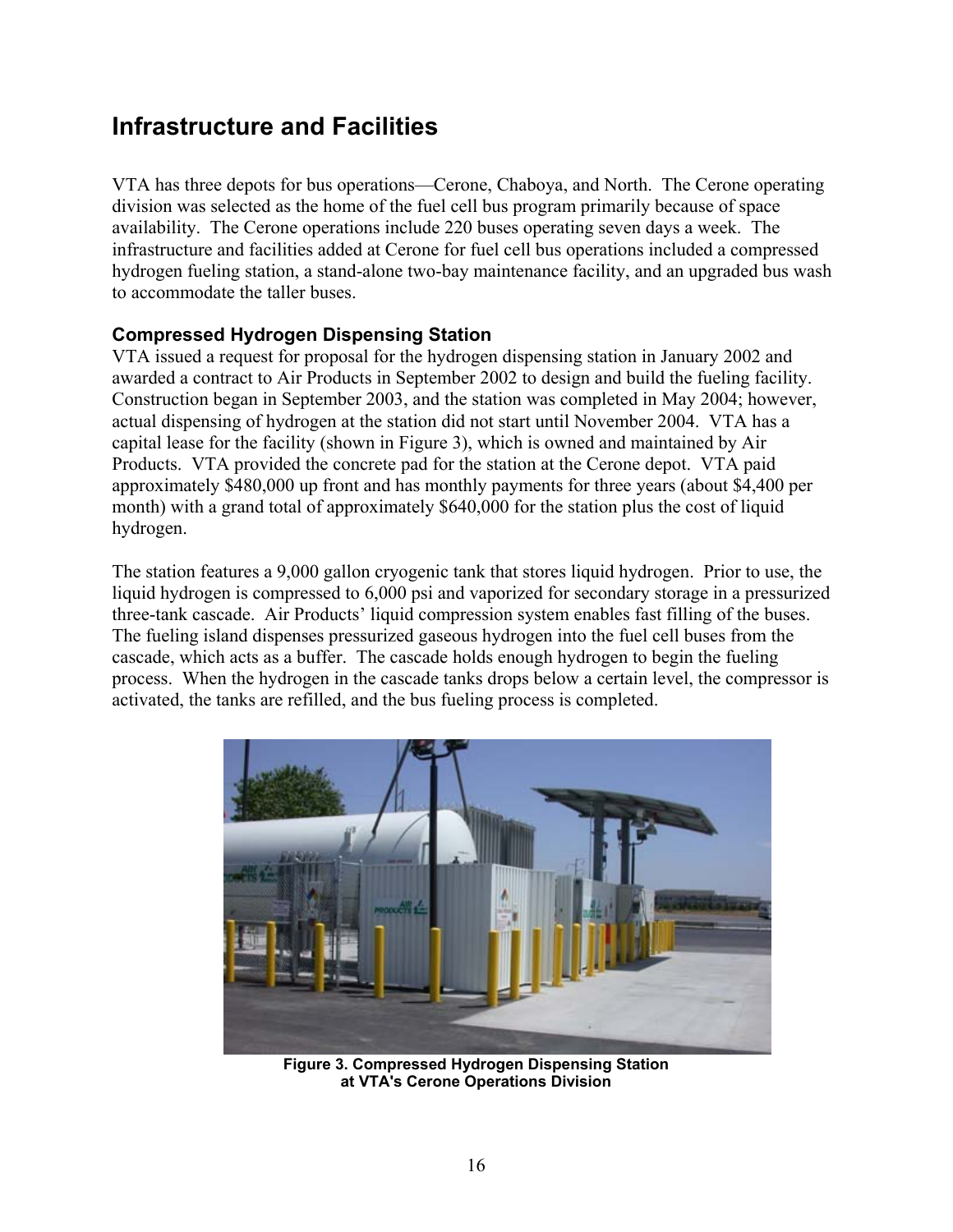## Infrastructure and Facilities

VTA has three depots for bus operations—Cerone, Chaboya, and North. The Cerone operating division was selected as the home of the fuel cell bus program primarily because of space availability. The Cerone operations include 220 buses operating seven days a week. The infrastructure and facilities added at Cerone for fuel cell bus operations included a compressed hydrogen fueling station, a stand-alone two-bay maintenance facility, and an upgraded bus wash to accommodate the taller buses.

### Compressed Hydrogen Dispensing Station

VTA issued a request for proposal for the hydrogen dispensing station in January 2002 and awarded a contract to Air Products in September 2002 to design and build the fueling facility. Construction began in September 2003, and the station was completed in May 2004; however, actual dispensing of hydrogen at the station did not start until November 2004. VTA has a capital lease for the facility (shown in Figure 3), which is owned and maintained by Air Products. VTA provided the concrete pad for the station at the Cerone depot. VTA paid approximately $480,000 up front and has monthly payments for three years (about $4,400 per month) with a grand total of approximately $640,000 for the station plus the cost of liquid hydrogen.

The station features a 9,000 gallon cryogenic tank that stores liquid hydrogen. Prior to use, the liquid hydrogen is compressed to 6,000 psi and vaporized for secondary storage in a pressurized three-tank cascade. Air Products' liquid compression system enables fast filling of the buses. The fueling island dispenses pressurized gaseous hydrogen into the fuel cell buses from the cascade, which acts as a buffer. The cascade holds enough hydrogen to begin the fueling process. When the hydrogen in the cascade tanks drops below a certain level, the compressor is activated, the tanks are refilled, and the bus fueling process is completed.

**Figure 3. Compressed Hydrogen Dispensing Station at VTA's Cerone Operations Division**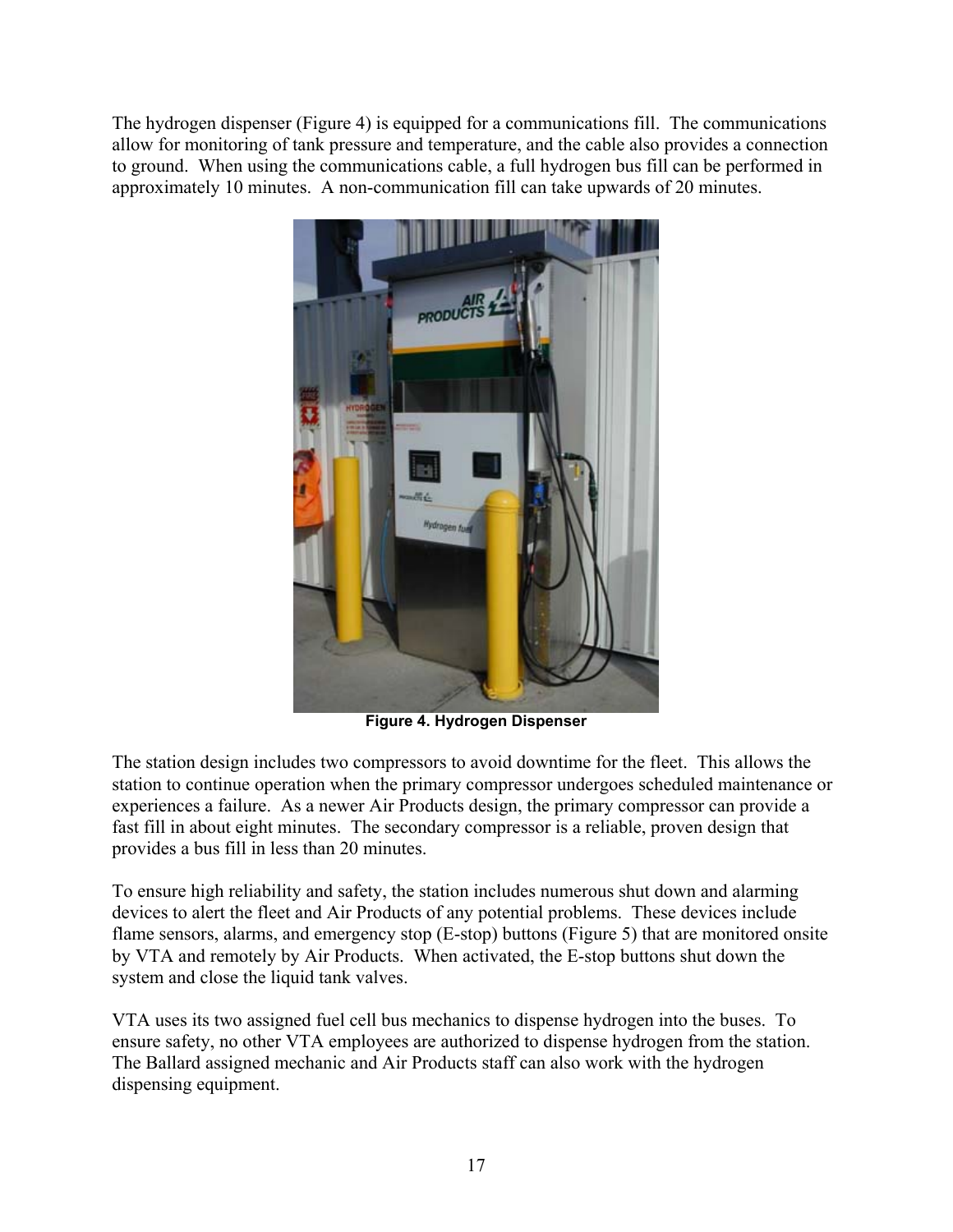The hydrogen dispenser (Figure 4) is equipped for a communications fill. The communications allow for monitoring of tank pressure and temperature, and the cable also provides a connection to ground. When using the communications cable, a full hydrogen bus fill can be performed in approximately 10 minutes. A non-communication fill can take upwards of 20 minutes.

**Figure 4. Hydrogen Dispenser**

The station design includes two compressors to avoid downtime for the fleet. This allows the station to continue operation when the primary compressor undergoes scheduled maintenance or experiences a failure. As a newer Air Products design, the primary compressor can provide a fast fill in about eight minutes. The secondary compressor is a reliable, proven design that provides a bus fill in less than 20 minutes.

To ensure high reliability and safety, the station includes numerous shut down and alarming devices to alert the fleet and Air Products of any potential problems. These devices include flame sensors, alarms, and emergency stop (E-stop) buttons (Figure 5) that are monitored onsite by VTA and remotely by Air Products. When activated, the E-stop buttons shut down the system and close the liquid tank valves.

VTA uses its two assigned fuel cell bus mechanics to dispense hydrogen into the buses. To ensure safety, no other VTA employees are authorized to dispense hydrogen from the station. The Ballard assigned mechanic and Air Products staff can also work with the hydrogen dispensing equipment.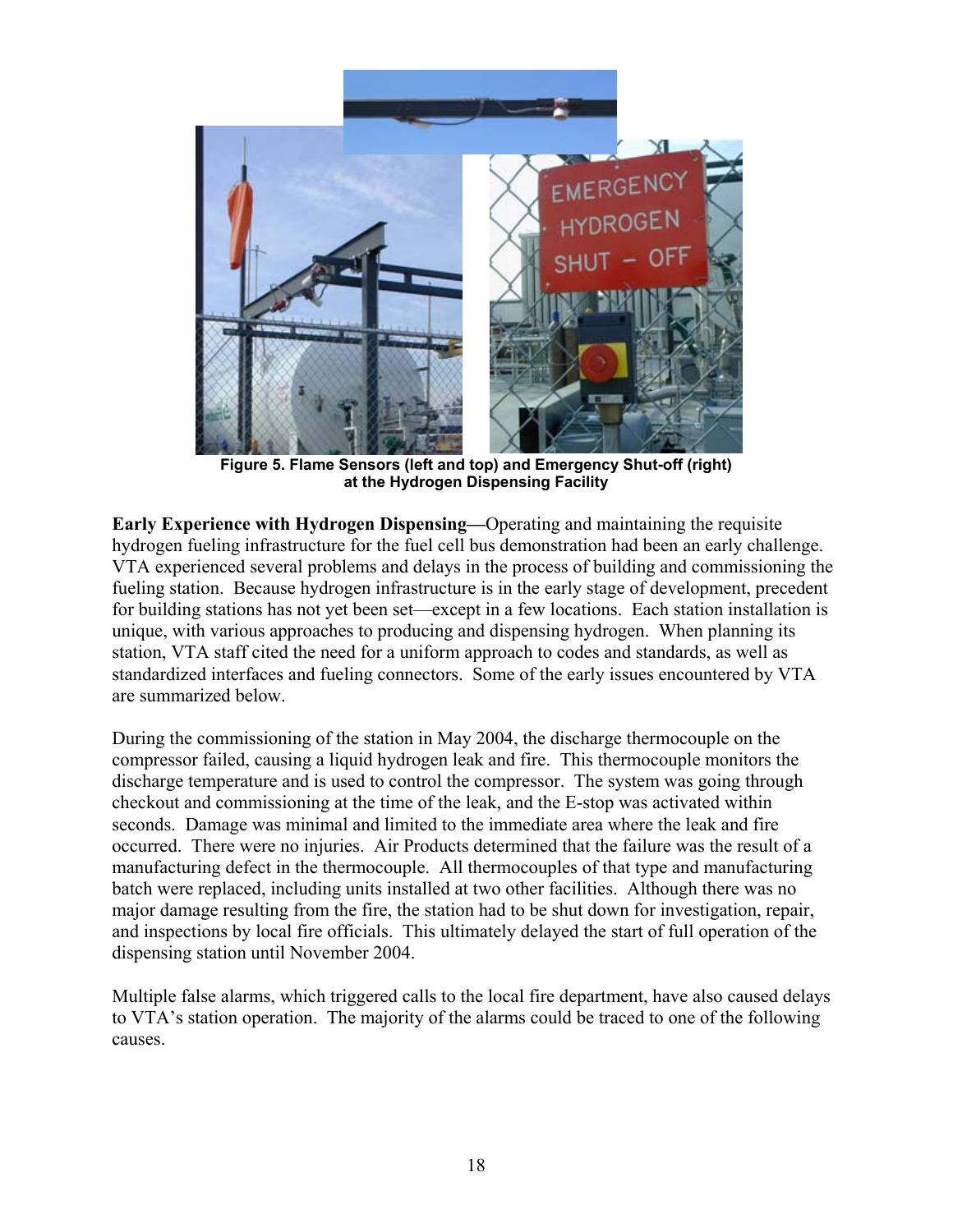**Figure 5. Flame Sensors (left and top) and Emergency Shut-off (right) at the Hydrogen Dispensing Facility**

**Early Experience with Hydrogen Dispensing—**Operating and maintaining the requisite hydrogen fueling infrastructure for the fuel cell bus demonstration had been an early challenge. VTA experienced several problems and delays in the process of building and commissioning the fueling station. Because hydrogen infrastructure is in the early stage of development, precedent for building stations has not yet been set—except in a few locations. Each station installation is unique, with various approaches to producing and dispensing hydrogen. When planning its station, VTA staff cited the need for a uniform approach to codes and standards, as well as standardized interfaces and fueling connectors. Some of the early issues encountered by VTA are summarized below.

During the commissioning of the station in May 2004, the discharge thermocouple on the compressor failed, causing a liquid hydrogen leak and fire. This thermocouple monitors the discharge temperature and is used to control the compressor. The system was going through checkout and commissioning at the time of the leak, and the E-stop was activated within seconds. Damage was minimal and limited to the immediate area where the leak and fire occurred. There were no injuries. Air Products determined that the failure was the result of a manufacturing defect in the thermocouple. All thermocouples of that type and manufacturing batch were replaced, including units installed at two other facilities. Although there was no major damage resulting from the fire, the station had to be shut down for investigation, repair, and inspections by local fire officials. This ultimately delayed the start of full operation of the dispensing station until November 2004.

Multiple false alarms, which triggered calls to the local fire department, have also caused delays to VTA's station operation. The majority of the alarms could be traced to one of the following causes.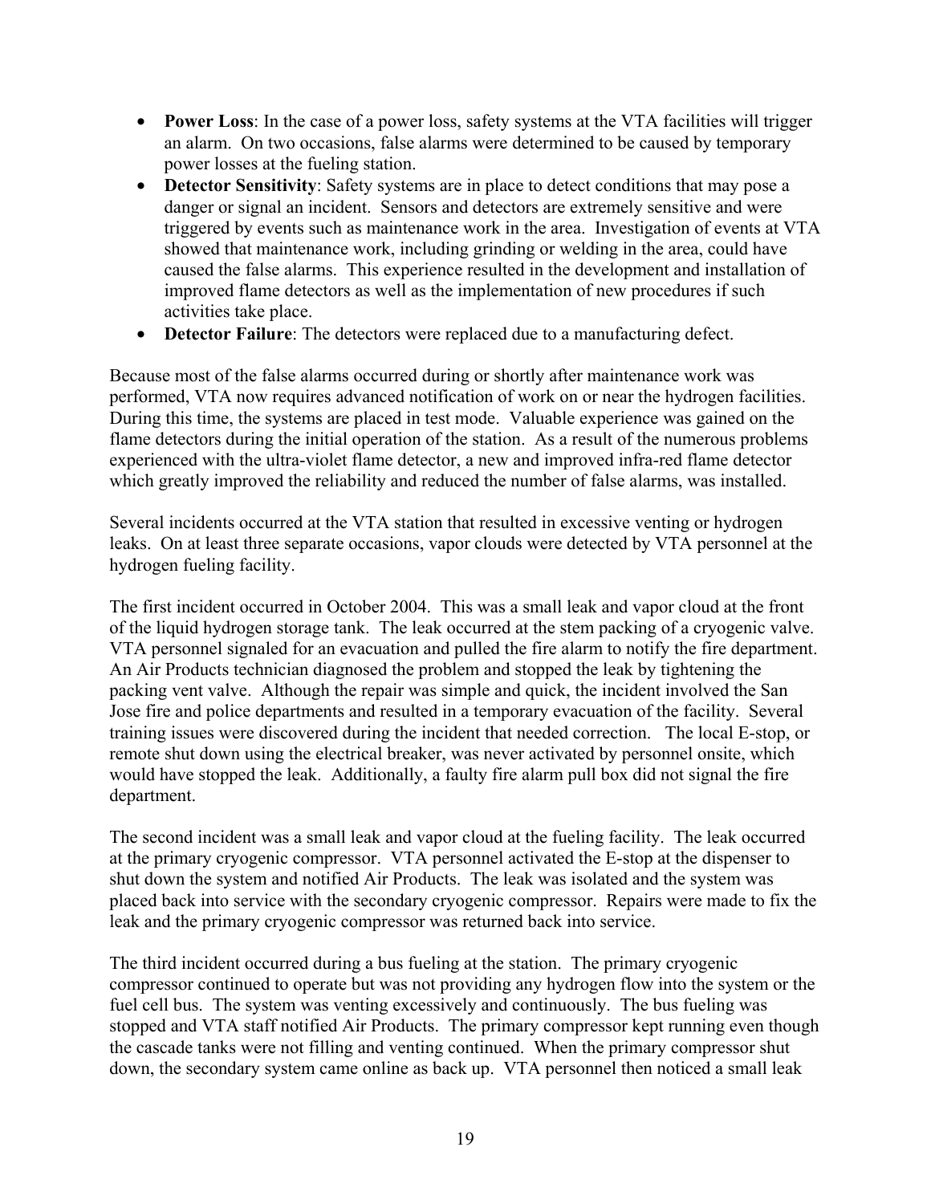- **Power Loss**: In the case of a power loss, safety systems at the VTA facilities will trigger an alarm. On two occasions, false alarms were determined to be caused by temporary power losses at the fueling station.
- **Detector Sensitivity**: Safety systems are in place to detect conditions that may pose a danger or signal an incident. Sensors and detectors are extremely sensitive and were triggered by events such as maintenance work in the area. Investigation of events at VTA showed that maintenance work, including grinding or welding in the area, could have caused the false alarms. This experience resulted in the development and installation of improved flame detectors as well as the implementation of new procedures if such activities take place.
- **Detector Failure**: The detectors were replaced due to a manufacturing defect.

Because most of the false alarms occurred during or shortly after maintenance work was performed, VTA now requires advanced notification of work on or near the hydrogen facilities. During this time, the systems are placed in test mode. Valuable experience was gained on the flame detectors during the initial operation of the station. As a result of the numerous problems experienced with the ultra-violet flame detector, a new and improved infra-red flame detector which greatly improved the reliability and reduced the number of false alarms, was installed.

Several incidents occurred at the VTA station that resulted in excessive venting or hydrogen leaks. On at least three separate occasions, vapor clouds were detected by VTA personnel at the hydrogen fueling facility.

The first incident occurred in October 2004. This was a small leak and vapor cloud at the front of the liquid hydrogen storage tank. The leak occurred at the stem packing of a cryogenic valve. VTA personnel signaled for an evacuation and pulled the fire alarm to notify the fire department. An Air Products technician diagnosed the problem and stopped the leak by tightening the packing vent valve. Although the repair was simple and quick, the incident involved the San Jose fire and police departments and resulted in a temporary evacuation of the facility. Several training issues were discovered during the incident that needed correction. The local E-stop, or remote shut down using the electrical breaker, was never activated by personnel onsite, which would have stopped the leak. Additionally, a faulty fire alarm pull box did not signal the fire department.

The second incident was a small leak and vapor cloud at the fueling facility. The leak occurred at the primary cryogenic compressor. VTA personnel activated the E-stop at the dispenser to shut down the system and notified Air Products. The leak was isolated and the system was placed back into service with the secondary cryogenic compressor. Repairs were made to fix the leak and the primary cryogenic compressor was returned back into service.

The third incident occurred during a bus fueling at the station. The primary cryogenic compressor continued to operate but was not providing any hydrogen flow into the system or the fuel cell bus. The system was venting excessively and continuously. The bus fueling was stopped and VTA staff notified Air Products. The primary compressor kept running even though the cascade tanks were not filling and venting continued. When the primary compressor shut down, the secondary system came online as back up. VTA personnel then noticed a small leak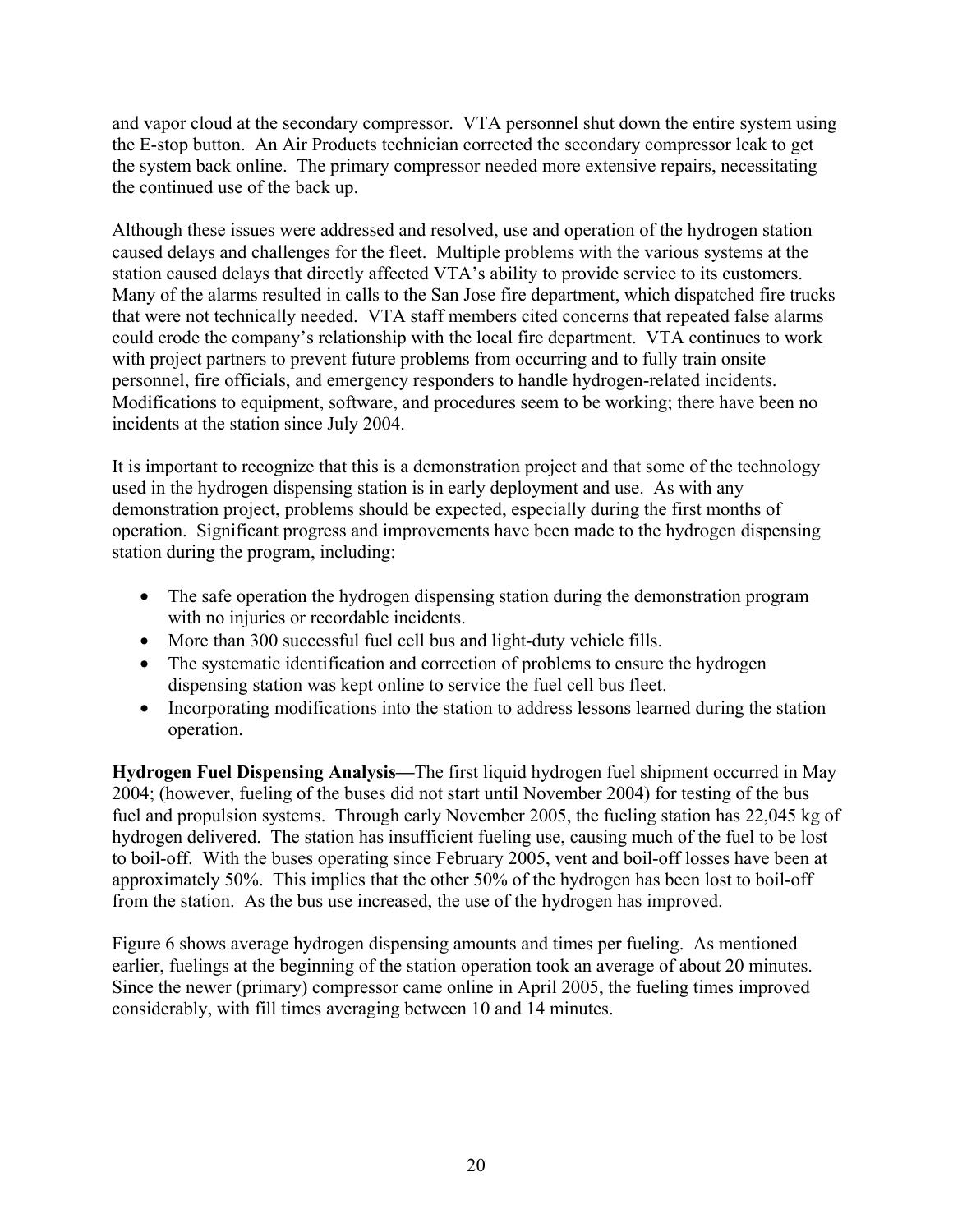and vapor cloud at the secondary compressor. VTA personnel shut down the entire system using the E-stop button. An Air Products technician corrected the secondary compressor leak to get the system back online. The primary compressor needed more extensive repairs, necessitating the continued use of the back up.

Although these issues were addressed and resolved, use and operation of the hydrogen station caused delays and challenges for the fleet. Multiple problems with the various systems at the station caused delays that directly affected VTA's ability to provide service to its customers. Many of the alarms resulted in calls to the San Jose fire department, which dispatched fire trucks that were not technically needed. VTA staff members cited concerns that repeated false alarms could erode the company's relationship with the local fire department. VTA continues to work with project partners to prevent future problems from occurring and to fully train onsite personnel, fire officials, and emergency responders to handle hydrogen-related incidents. Modifications to equipment, software, and procedures seem to be working; there have been no incidents at the station since July 2004.

It is important to recognize that this is a demonstration project and that some of the technology used in the hydrogen dispensing station is in early deployment and use. As with any demonstration project, problems should be expected, especially during the first months of operation. Significant progress and improvements have been made to the hydrogen dispensing station during the program, including:

- The safe operation the hydrogen dispensing station during the demonstration program with no injuries or recordable incidents.
- More than 300 successful fuel cell bus and light-duty vehicle fills.
- The systematic identification and correction of problems to ensure the hydrogen dispensing station was kept online to service the fuel cell bus fleet.
- Incorporating modifications into the station to address lessons learned during the station operation.

**Hydrogen Fuel Dispensing Analysis—**The first liquid hydrogen fuel shipment occurred in May 2004; (however, fueling of the buses did not start until November 2004) for testing of the bus fuel and propulsion systems. Through early November 2005, the fueling station has 22,045 kg of hydrogen delivered. The station has insufficient fueling use, causing much of the fuel to be lost to boil-off. With the buses operating since February 2005, vent and boil-off losses have been at approximately 50%. This implies that the other 50% of the hydrogen has been lost to boil-off from the station. As the bus use increased, the use of the hydrogen has improved.

Figure 6 shows average hydrogen dispensing amounts and times per fueling. As mentioned earlier, fuelings at the beginning of the station operation took an average of about 20 minutes. Since the newer (primary) compressor came online in April 2005, the fueling times improved considerably, with fill times averaging between 10 and 14 minutes.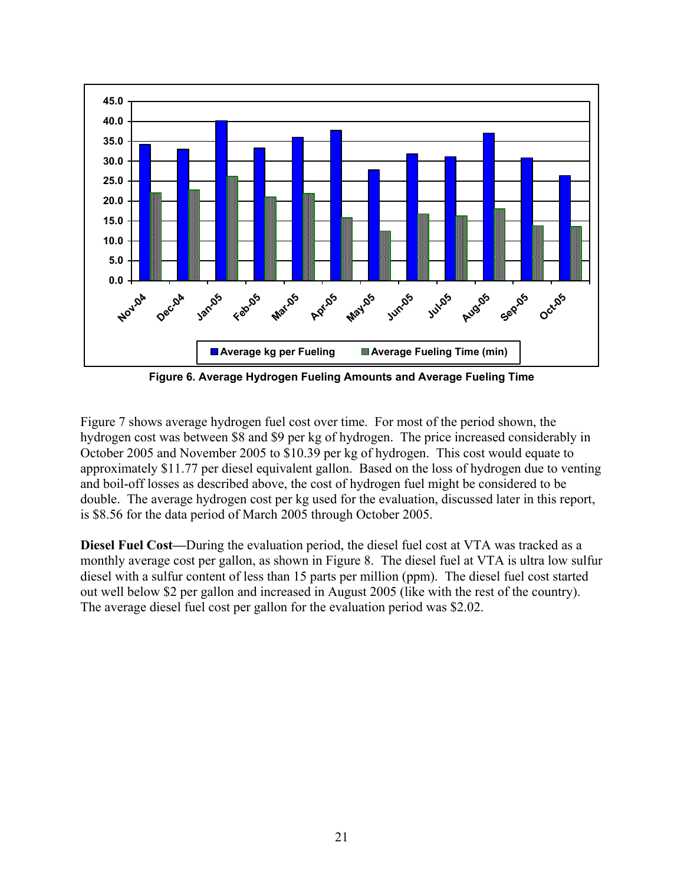Figure 6. Average Hydrogen Fueling Amounts and Average Fueling Time

Figure 7 shows average hydrogen fuel cost over time. For most of the period shown, the hydrogen cost was between $8 and $9 per kg of hydrogen. The price increased considerably in October 2005 and November 2005 to $10.39 per kg of hydrogen. This cost would equate to approximately $11.77 per diesel equivalent gallon. Based on the loss of hydrogen due to venting and boil-off losses as described above, the cost of hydrogen fuel might be considered to be double. The average hydrogen cost per kg used for the evaluation, discussed later in this report, is $8.56 for the data period of March 2005 through October 2005.

**Diesel Fuel Cost—**During the evaluation period, the diesel fuel cost at VTA was tracked as a monthly average cost per gallon, as shown in Figure 8. The diesel fuel at VTA is ultra low sulfur diesel with a sulfur content of less than 15 parts per million (ppm). The diesel fuel cost started out well below $2 per gallon and increased in August 2005 (like with the rest of the country). The average diesel fuel cost per gallon for the evaluation period was $2.02.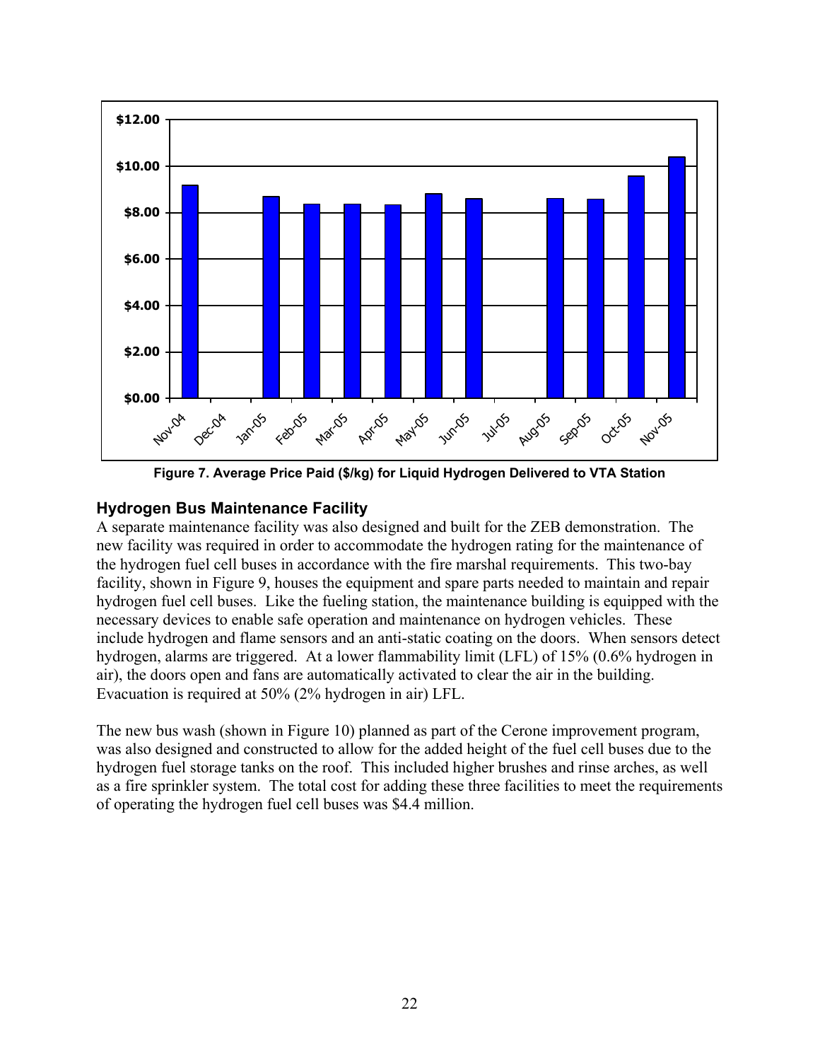**Figure 7. Average Price Paid ($/kg) for Liquid Hydrogen Delivered to VTA Station**

## Hydrogen Bus Maintenance Facility

A separate maintenance facility was also designed and built for the ZEB demonstration. The new facility was required in order to accommodate the hydrogen rating for the maintenance of the hydrogen fuel cell buses in accordance with the fire marshal requirements. This two-bay facility, shown in Figure 9, houses the equipment and spare parts needed to maintain and repair hydrogen fuel cell buses. Like the fueling station, the maintenance building is equipped with the necessary devices to enable safe operation and maintenance on hydrogen vehicles. These include hydrogen and flame sensors and an anti-static coating on the doors. When sensors detect hydrogen, alarms are triggered. At a lower flammability limit (LFL) of 15% (0.6% hydrogen in air), the doors open and fans are automatically activated to clear the air in the building. Evacuation is required at 50% (2% hydrogen in air) LFL.

The new bus wash (shown in Figure 10) planned as part of the Cerone improvement program, was also designed and constructed to allow for the added height of the fuel cell buses due to the hydrogen fuel storage tanks on the roof. This included higher brushes and rinse arches, as well as a fire sprinkler system. The total cost for adding these three facilities to meet the requirements of operating the hydrogen fuel cell buses was $4.4 million.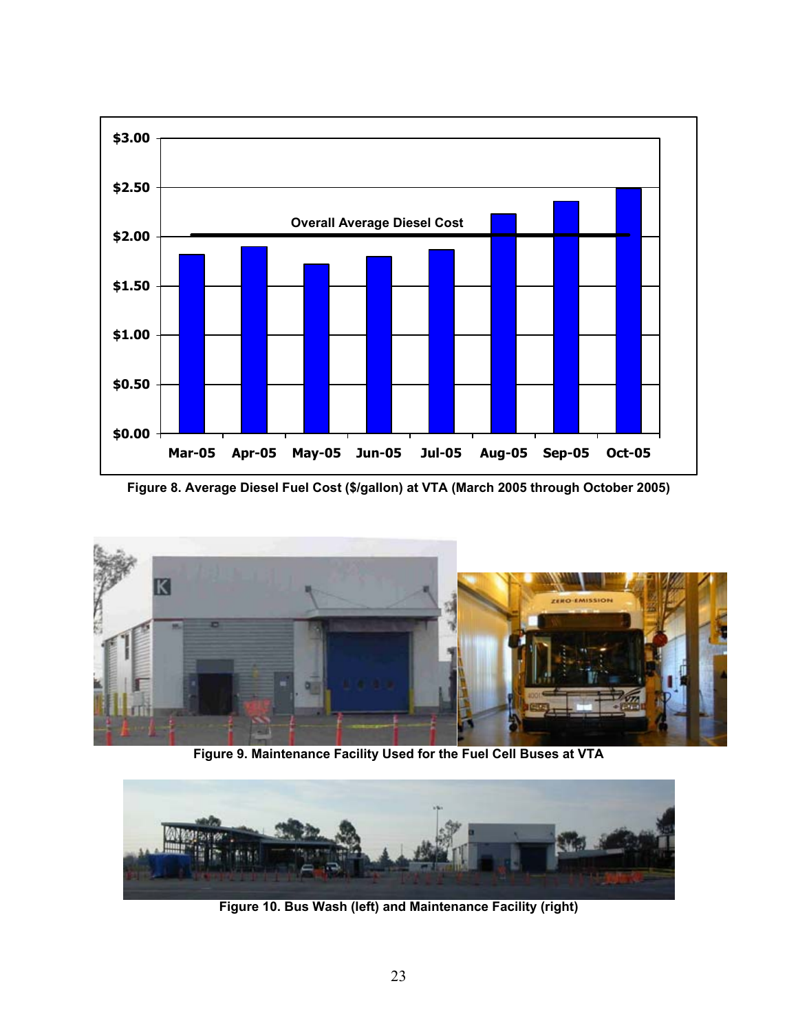Figure 8. Average Diesel Fuel Cost ($/gallon) at VTA (March 2005 through October 2005)

Figure 9. Maintenance Facility Used for the Fuel Cell Buses at VTA

Figure 10. Bus Wash (left) and Maintenance Facility (right)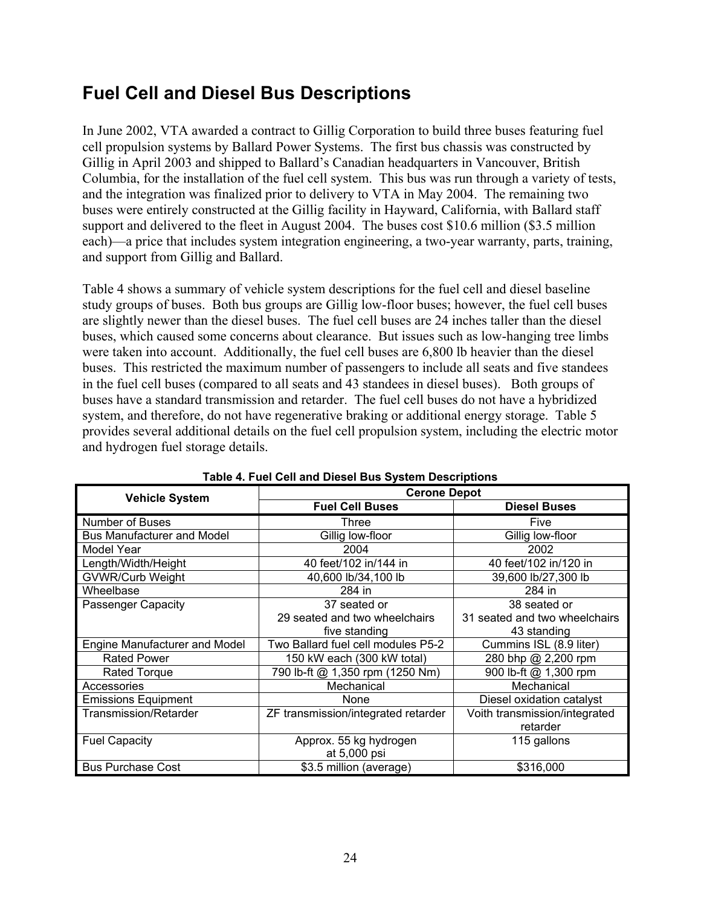## Fuel Cell and Diesel Bus Descriptions

In June 2002, VTA awarded a contract to Gillig Corporation to build three buses featuring fuel cell propulsion systems by Ballard Power Systems. The first bus chassis was constructed by Gillig in April 2003 and shipped to Ballard's Canadian headquarters in Vancouver, British Columbia, for the installation of the fuel cell system. This bus was run through a variety of tests, and the integration was finalized prior to delivery to VTA in May 2004. The remaining two buses were entirely constructed at the Gillig facility in Hayward, California, with Ballard staff support and delivered to the fleet in August 2004. The buses cost $10.6 million ($3.5 million each)—a price that includes system integration engineering, a two-year warranty, parts, training, and support from Gillig and Ballard.

Table 4 shows a summary of vehicle system descriptions for the fuel cell and diesel baseline study groups of buses. Both bus groups are Gillig low-floor buses; however, the fuel cell buses are slightly newer than the diesel buses. The fuel cell buses are 24 inches taller than the diesel buses, which caused some concerns about clearance. But issues such as low-hanging tree limbs were taken into account. Additionally, the fuel cell buses are 6,800 lb heavier than the diesel buses. This restricted the maximum number of passengers to include all seats and five standees in the fuel cell buses (compared to all seats and 43 standees in diesel buses). Both groups of buses have a standard transmission and retarder. The fuel cell buses do not have a hybridized system, and therefore, do not have regenerative braking or additional energy storage. Table 5 provides several additional details on the fuel cell propulsion system, including the electric motor and hydrogen fuel storage details.

**Table 4. Fuel Cell and Diesel Bus System Descriptions**

| Vehicle System | Cerone Depot | |
|---|---|---|
| | **Fuel Cell Buses** | **Diesel Buses** |
| Number of Buses | Three | Five |
| Bus Manufacturer and Model | Gillig low-floor | Gillig low-floor |
| Model Year | 2004 | 2002 |
| Length/Width/Height | 40 feet/102 in/144 in | 40 feet/102 in/120 in |
| GVWR/Curb Weight | 40,600 lb/34,100 lb | 39,600 lb/27,300 lb |
| Wheelbase | 284 in | 284 in |
| Passenger Capacity | 37 seated or 29 seated and two wheelchairs five standing | 38 seated or 31 seated and two wheelchairs 43 standing |
| Engine Manufacturer and Model | Two Ballard fuel cell modules P5-2 | Cummins ISL (8.9 liter) |
| Rated Power | 150 kW each (300 kW total) | 280 bhp @ 2,200 rpm |
| Rated Torque | 790 lb-ft @ 1,350 rpm (1250 Nm) | 900 lb-ft @ 1,300 rpm |
| Accessories | Mechanical | Mechanical |
| Emissions Equipment | None | Diesel oxidation catalyst |
| Transmission/Retarder | ZF transmission/integrated retarder | Voith transmission/integrated retarder |
| Fuel Capacity | Approx. 55 kg hydrogen at 5,000 psi | 115 gallons |
| Bus Purchase Cost | $3.5 million (average) | $316,000 |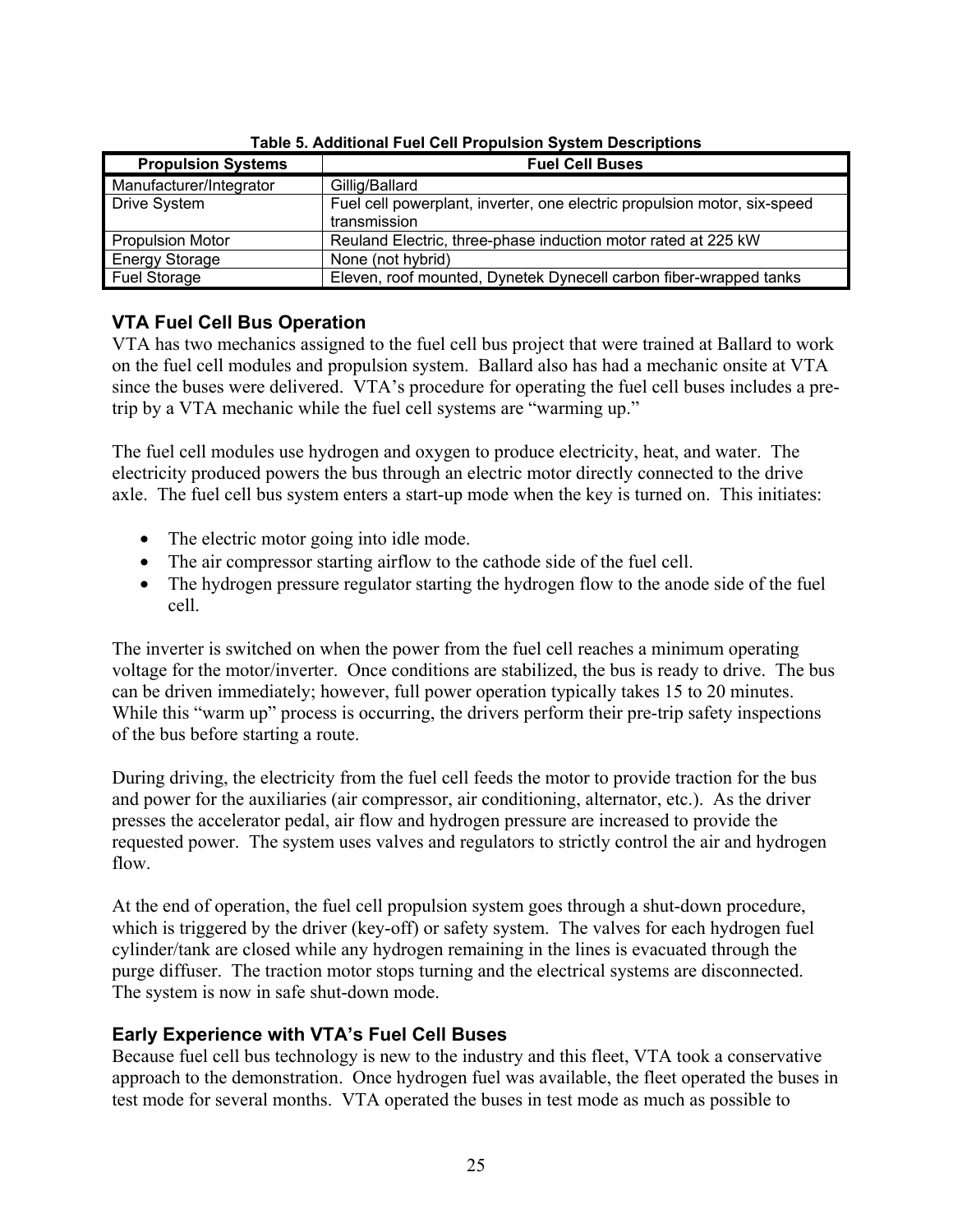**Table 5. Additional Fuel Cell Propulsion System Descriptions**

| Propulsion Systems | Fuel Cell Buses |
| --- | --- |
| Manufacturer/Integrator | Gillig/Ballard |
| Drive System | Fuel cell powerplant, inverter, one electric propulsion motor, six-speed transmission |
| Propulsion Motor | Reuland Electric, three-phase induction motor rated at 225 kW |
| Energy Storage | None (not hybrid) |
| Fuel Storage | Eleven, roof mounted, Dynetek Dynecell carbon fiber-wrapped tanks |

### VTA Fuel Cell Bus Operation

VTA has two mechanics assigned to the fuel cell bus project that were trained at Ballard to work on the fuel cell modules and propulsion system. Ballard also has had a mechanic onsite at VTA since the buses were delivered. VTA's procedure for operating the fuel cell buses includes a pre-trip by a VTA mechanic while the fuel cell systems are "warming up."

The fuel cell modules use hydrogen and oxygen to produce electricity, heat, and water. The electricity produced powers the bus through an electric motor directly connected to the drive axle. The fuel cell bus system enters a start-up mode when the key is turned on. This initiates:

- The electric motor going into idle mode.
- The air compressor starting airflow to the cathode side of the fuel cell.
- The hydrogen pressure regulator starting the hydrogen flow to the anode side of the fuel cell.

The inverter is switched on when the power from the fuel cell reaches a minimum operating voltage for the motor/inverter. Once conditions are stabilized, the bus is ready to drive. The bus can be driven immediately; however, full power operation typically takes 15 to 20 minutes. While this "warm up" process is occurring, the drivers perform their pre-trip safety inspections of the bus before starting a route.

During driving, the electricity from the fuel cell feeds the motor to provide traction for the bus and power for the auxiliaries (air compressor, air conditioning, alternator, etc.). As the driver presses the accelerator pedal, air flow and hydrogen pressure are increased to provide the requested power. The system uses valves and regulators to strictly control the air and hydrogen flow.

At the end of operation, the fuel cell propulsion system goes through a shut-down procedure, which is triggered by the driver (key-off) or safety system. The valves for each hydrogen fuel cylinder/tank are closed while any hydrogen remaining in the lines is evacuated through the purge diffuser. The traction motor stops turning and the electrical systems are disconnected. The system is now in safe shut-down mode.

### Early Experience with VTA's Fuel Cell Buses

Because fuel cell bus technology is new to the industry and this fleet, VTA took a conservative approach to the demonstration. Once hydrogen fuel was available, the fleet operated the buses in test mode for several months. VTA operated the buses in test mode as much as possible to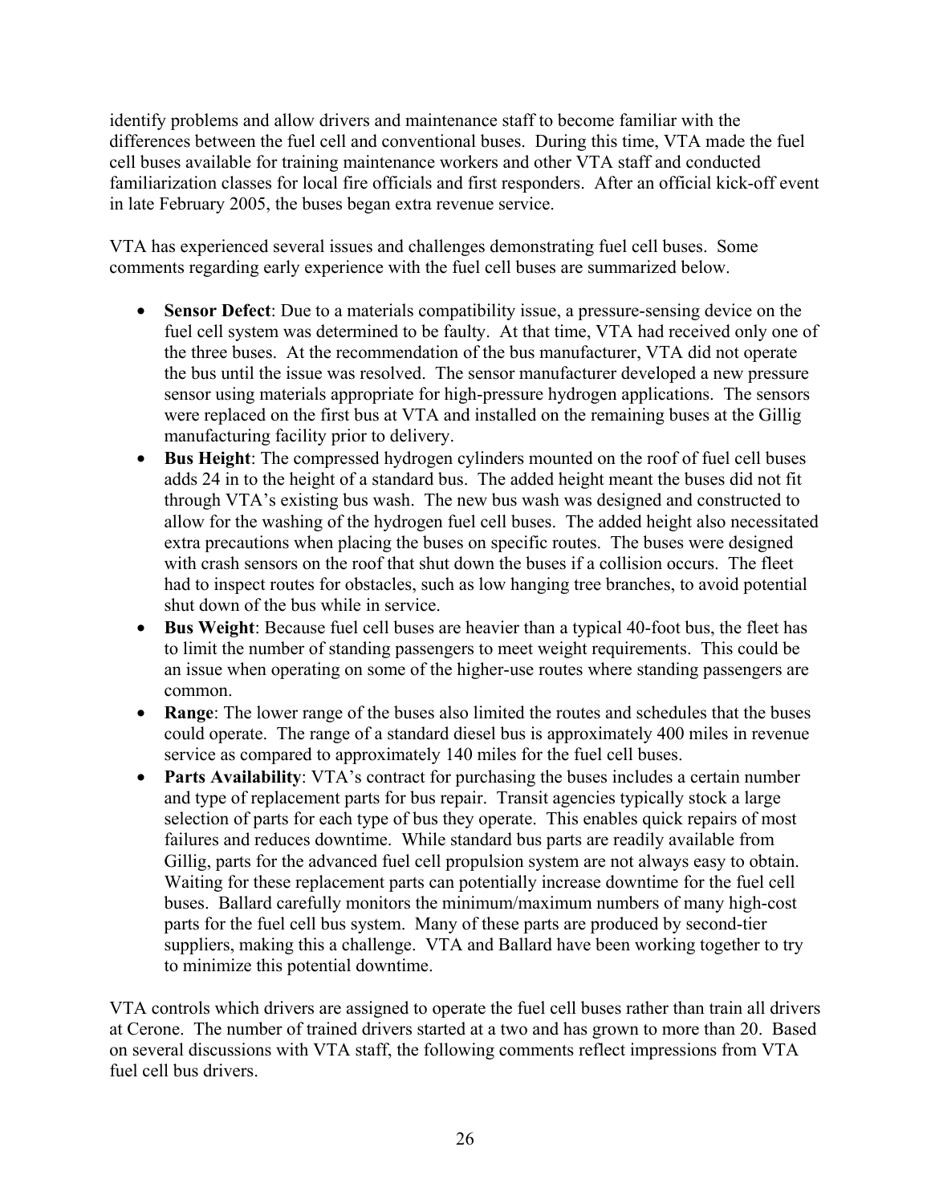identify problems and allow drivers and maintenance staff to become familiar with the differences between the fuel cell and conventional buses. During this time, VTA made the fuel cell buses available for training maintenance workers and other VTA staff and conducted familiarization classes for local fire officials and first responders. After an official kick-off event in late February 2005, the buses began extra revenue service.

VTA has experienced several issues and challenges demonstrating fuel cell buses. Some comments regarding early experience with the fuel cell buses are summarized below.

- **Sensor Defect**: Due to a materials compatibility issue, a pressure-sensing device on the fuel cell system was determined to be faulty. At that time, VTA had received only one of the three buses. At the recommendation of the bus manufacturer, VTA did not operate the bus until the issue was resolved. The sensor manufacturer developed a new pressure sensor using materials appropriate for high-pressure hydrogen applications. The sensors were replaced on the first bus at VTA and installed on the remaining buses at the Gillig manufacturing facility prior to delivery.
- **Bus Height**: The compressed hydrogen cylinders mounted on the roof of fuel cell buses adds 24 in to the height of a standard bus. The added height meant the buses did not fit through VTA's existing bus wash. The new bus wash was designed and constructed to allow for the washing of the hydrogen fuel cell buses. The added height also necessitated extra precautions when placing the buses on specific routes. The buses were designed with crash sensors on the roof that shut down the buses if a collision occurs. The fleet had to inspect routes for obstacles, such as low hanging tree branches, to avoid potential shut down of the bus while in service.
- **Bus Weight**: Because fuel cell buses are heavier than a typical 40-foot bus, the fleet has to limit the number of standing passengers to meet weight requirements. This could be an issue when operating on some of the higher-use routes where standing passengers are common.
- **Range**: The lower range of the buses also limited the routes and schedules that the buses could operate. The range of a standard diesel bus is approximately 400 miles in revenue service as compared to approximately 140 miles for the fuel cell buses.
- **Parts Availability**: VTA's contract for purchasing the buses includes a certain number and type of replacement parts for bus repair. Transit agencies typically stock a large selection of parts for each type of bus they operate. This enables quick repairs of most failures and reduces downtime. While standard bus parts are readily available from Gillig, parts for the advanced fuel cell propulsion system are not always easy to obtain. Waiting for these replacement parts can potentially increase downtime for the fuel cell buses. Ballard carefully monitors the minimum/maximum numbers of many high-cost parts for the fuel cell bus system. Many of these parts are produced by second-tier suppliers, making this a challenge. VTA and Ballard have been working together to try to minimize this potential downtime.

VTA controls which drivers are assigned to operate the fuel cell buses rather than train all drivers at Cerone. The number of trained drivers started at a two and has grown to more than 20. Based on several discussions with VTA staff, the following comments reflect impressions from VTA fuel cell bus drivers.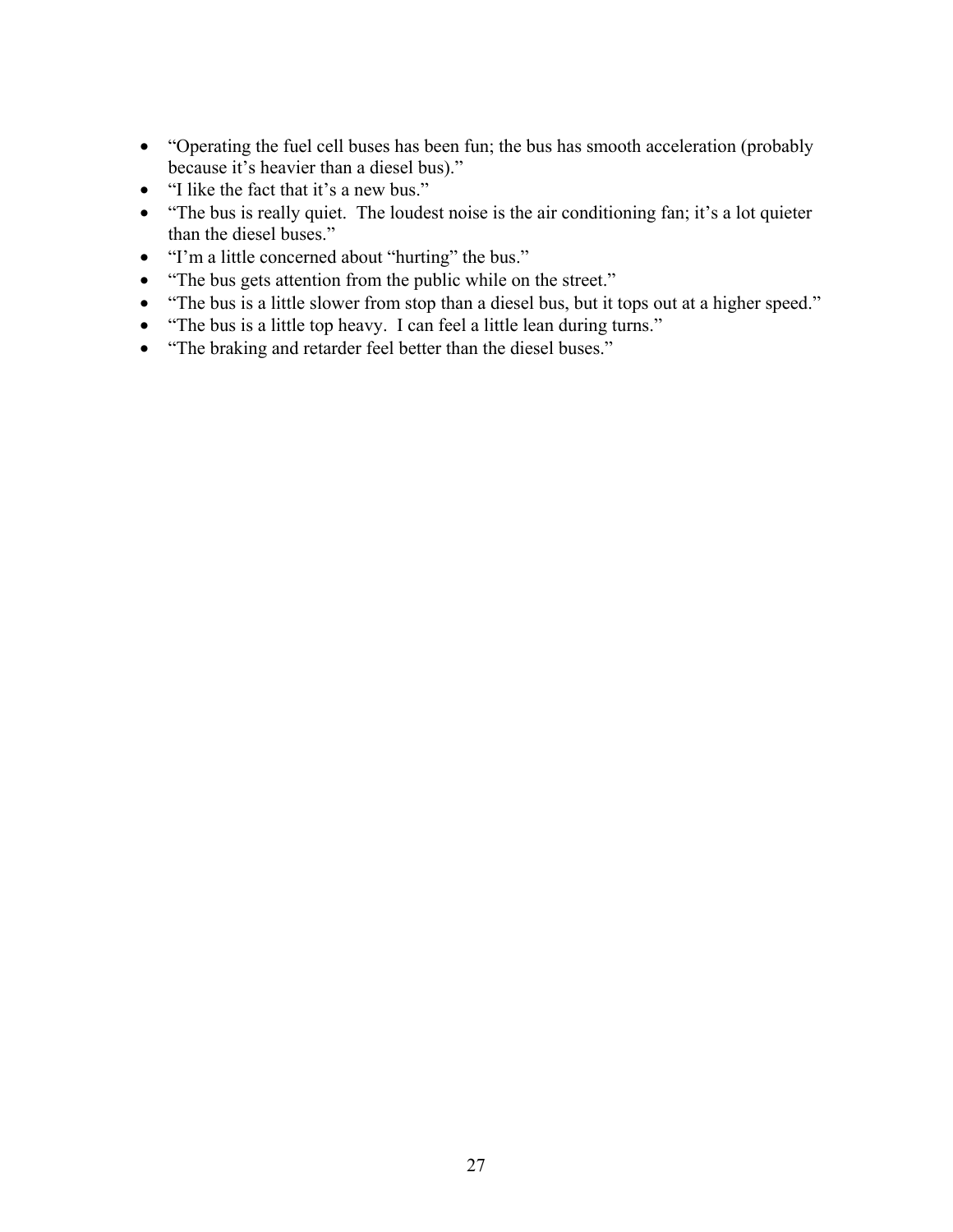- "Operating the fuel cell buses has been fun; the bus has smooth acceleration (probably because it's heavier than a diesel bus)."
- "I like the fact that it's a new bus."
- "The bus is really quiet. The loudest noise is the air conditioning fan; it's a lot quieter than the diesel buses."
- "I'm a little concerned about "hurting" the bus."
- "The bus gets attention from the public while on the street."
- "The bus is a little slower from stop than a diesel bus, but it tops out at a higher speed."
- "The bus is a little top heavy. I can feel a little lean during turns."
- "The braking and retarder feel better than the diesel buses."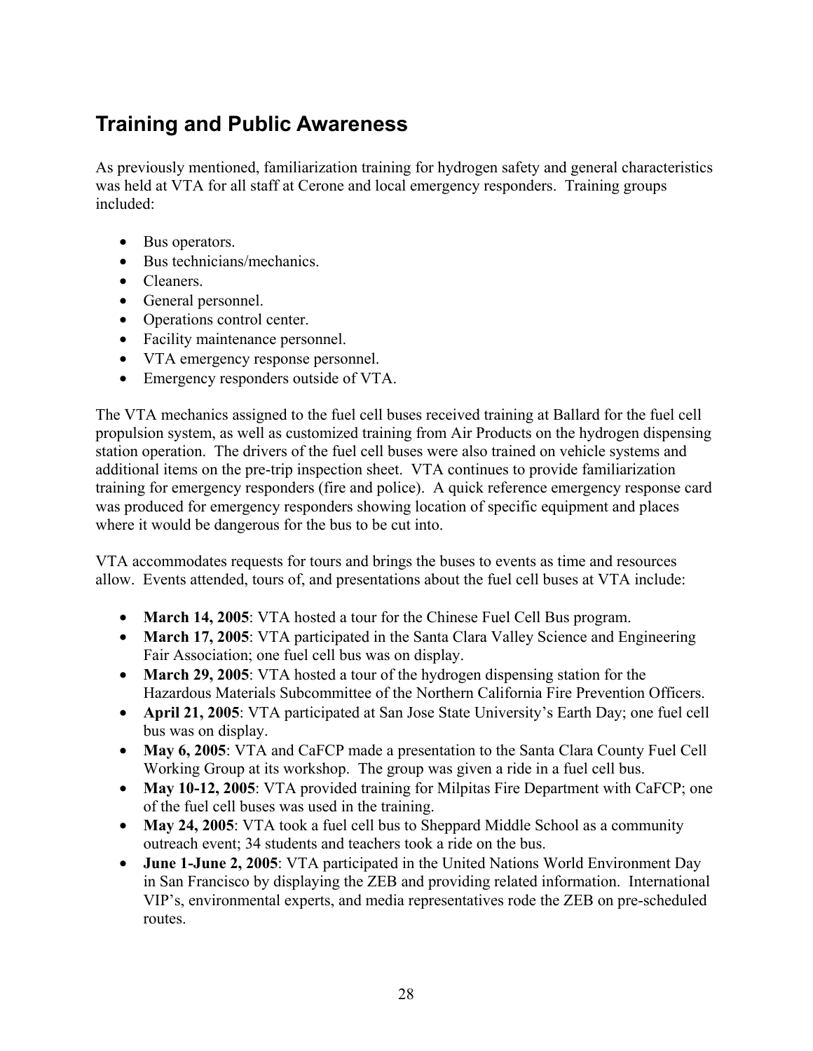## Training and Public Awareness

As previously mentioned, familiarization training for hydrogen safety and general characteristics was held at VTA for all staff at Cerone and local emergency responders. Training groups included:

- Bus operators.
- Bus technicians/mechanics.
- Cleaners.
- General personnel.
- Operations control center.
- Facility maintenance personnel.
- VTA emergency response personnel.
- Emergency responders outside of VTA.

The VTA mechanics assigned to the fuel cell buses received training at Ballard for the fuel cell propulsion system, as well as customized training from Air Products on the hydrogen dispensing station operation. The drivers of the fuel cell buses were also trained on vehicle systems and additional items on the pre-trip inspection sheet. VTA continues to provide familiarization training for emergency responders (fire and police). A quick reference emergency response card was produced for emergency responders showing location of specific equipment and places where it would be dangerous for the bus to be cut into.

VTA accommodates requests for tours and brings the buses to events as time and resources allow. Events attended, tours of, and presentations about the fuel cell buses at VTA include:

- **March 14, 2005**: VTA hosted a tour for the Chinese Fuel Cell Bus program.
- **March 17, 2005**: VTA participated in the Santa Clara Valley Science and Engineering Fair Association; one fuel cell bus was on display.
- **March 29, 2005**: VTA hosted a tour of the hydrogen dispensing station for the Hazardous Materials Subcommittee of the Northern California Fire Prevention Officers.
- **April 21, 2005**: VTA participated at San Jose State University's Earth Day; one fuel cell bus was on display.
- **May 6, 2005**: VTA and CaFCP made a presentation to the Santa Clara County Fuel Cell Working Group at its workshop. The group was given a ride in a fuel cell bus.
- **May 10-12, 2005**: VTA provided training for Milpitas Fire Department with CaFCP; one of the fuel cell buses was used in the training.
- **May 24, 2005**: VTA took a fuel cell bus to Sheppard Middle School as a community outreach event; 34 students and teachers took a ride on the bus.
- **June 1-June 2, 2005**: VTA participated in the United Nations World Environment Day in San Francisco by displaying the ZEB and providing related information. International VIP's, environmental experts, and media representatives rode the ZEB on pre-scheduled routes.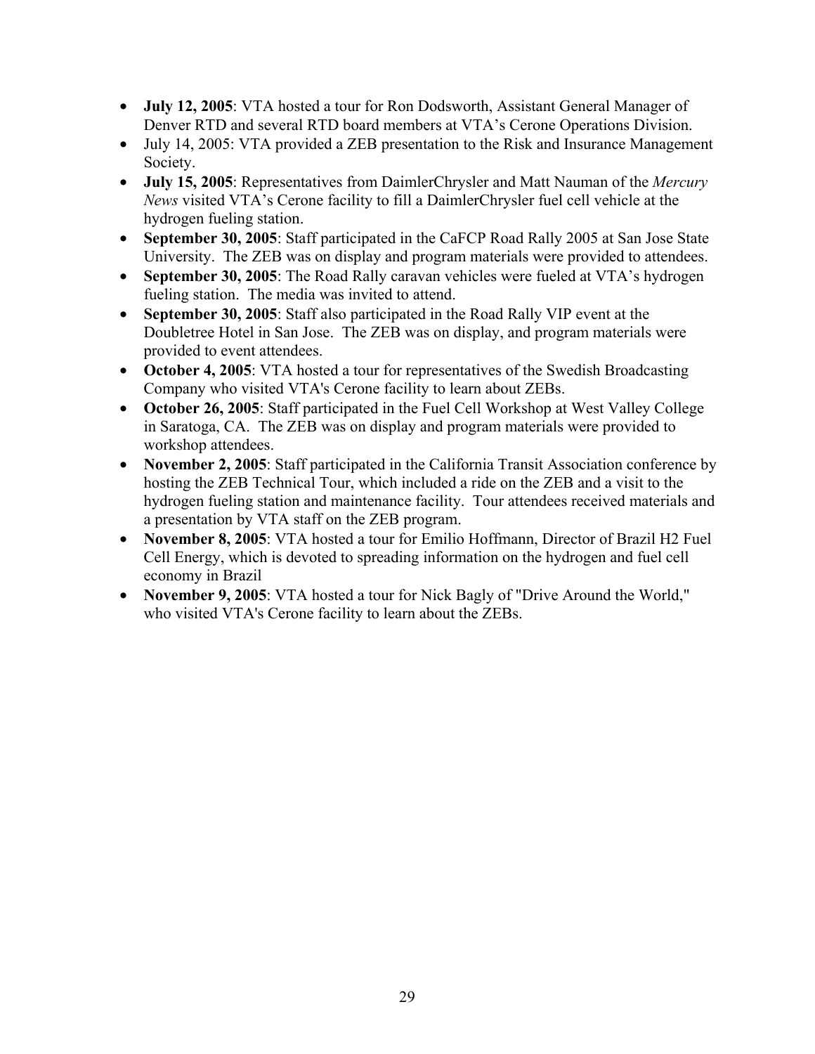- **July 12, 2005**: VTA hosted a tour for Ron Dodsworth, Assistant General Manager of Denver RTD and several RTD board members at VTA's Cerone Operations Division.
- July 14, 2005: VTA provided a ZEB presentation to the Risk and Insurance Management Society.
- **July 15, 2005**: Representatives from DaimlerChrysler and Matt Nauman of the *Mercury News* visited VTA's Cerone facility to fill a DaimlerChrysler fuel cell vehicle at the hydrogen fueling station.
- **September 30, 2005**: Staff participated in the CaFCP Road Rally 2005 at San Jose State University. The ZEB was on display and program materials were provided to attendees.
- **September 30, 2005**: The Road Rally caravan vehicles were fueled at VTA's hydrogen fueling station. The media was invited to attend.
- **September 30, 2005**: Staff also participated in the Road Rally VIP event at the Doubletree Hotel in San Jose. The ZEB was on display, and program materials were provided to event attendees.
- **October 4, 2005**: VTA hosted a tour for representatives of the Swedish Broadcasting Company who visited VTA's Cerone facility to learn about ZEBs.
- **October 26, 2005**: Staff participated in the Fuel Cell Workshop at West Valley College in Saratoga, CA. The ZEB was on display and program materials were provided to workshop attendees.
- **November 2, 2005**: Staff participated in the California Transit Association conference by hosting the ZEB Technical Tour, which included a ride on the ZEB and a visit to the hydrogen fueling station and maintenance facility. Tour attendees received materials and a presentation by VTA staff on the ZEB program.
- **November 8, 2005**: VTA hosted a tour for Emilio Hoffmann, Director of Brazil H2 Fuel Cell Energy, which is devoted to spreading information on the hydrogen and fuel cell economy in Brazil
- **November 9, 2005**: VTA hosted a tour for Nick Bagly of "Drive Around the World," who visited VTA's Cerone facility to learn about the ZEBs.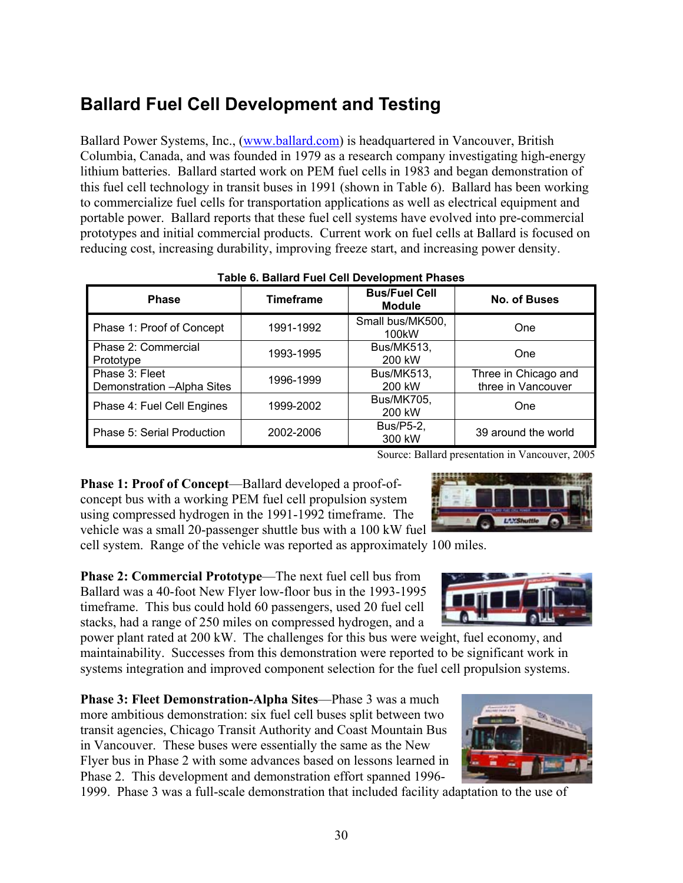## Ballard Fuel Cell Development and Testing

Ballard Power Systems, Inc., (www.ballard.com) is headquartered in Vancouver, British Columbia, Canada, and was founded in 1979 as a research company investigating high-energy lithium batteries. Ballard started work on PEM fuel cells in 1983 and began demonstration of this fuel cell technology in transit buses in 1991 (shown in Table 6). Ballard has been working to commercialize fuel cells for transportation applications as well as electrical equipment and portable power. Ballard reports that these fuel cell systems have evolved into pre-commercial prototypes and initial commercial products. Current work on fuel cells at Ballard is focused on reducing cost, increasing durability, improving freeze start, and increasing power density.

**Table 6. Ballard Fuel Cell Development Phases**

| Phase | Timeframe | Bus/Fuel Cell Module | No. of Buses |
|---|---|---|---|
| Phase 1: Proof of Concept | 1991-1992 | Small bus/MK500, 100kW | One |
| Phase 2: Commercial Prototype | 1993-1995 | Bus/MK513, 200 kW | One |
| Phase 3: Fleet Demonstration –Alpha Sites | 1996-1999 | Bus/MK513, 200 kW | Three in Chicago and three in Vancouver |
| Phase 4: Fuel Cell Engines | 1999-2002 | Bus/MK705, 200 kW | One |
| Phase 5: Serial Production | 2002-2006 | Bus/P5-2, 300 kW | 39 around the world |

Source: Ballard presentation in Vancouver, 2005

**Phase 1: Proof of Concept**—Ballard developed a proof-of-concept bus with a working PEM fuel cell propulsion system using compressed hydrogen in the 1991-1992 timeframe. The vehicle was a small 20-passenger shuttle bus with a 100 kW fuel cell system. Range of the vehicle was reported as approximately 100 miles.

**Phase 2: Commercial Prototype**—The next fuel cell bus from Ballard was a 40-foot New Flyer low-floor bus in the 1993-1995 timeframe. This bus could hold 60 passengers, used 20 fuel cell stacks, had a range of 250 miles on compressed hydrogen, and a power plant rated at 200 kW. The challenges for this bus were weight, fuel economy, and maintainability. Successes from this demonstration were reported to be significant work in systems integration and improved component selection for the fuel cell propulsion systems.

**Phase 3: Fleet Demonstration-Alpha Sites**—Phase 3 was a much more ambitious demonstration: six fuel cell buses split between two transit agencies, Chicago Transit Authority and Coast Mountain Bus in Vancouver. These buses were essentially the same as the New Flyer bus in Phase 2 with some advances based on lessons learned in Phase 2. This development and demonstration effort spanned 1996-1999. Phase 3 was a full-scale demonstration that included facility adaptation to the use of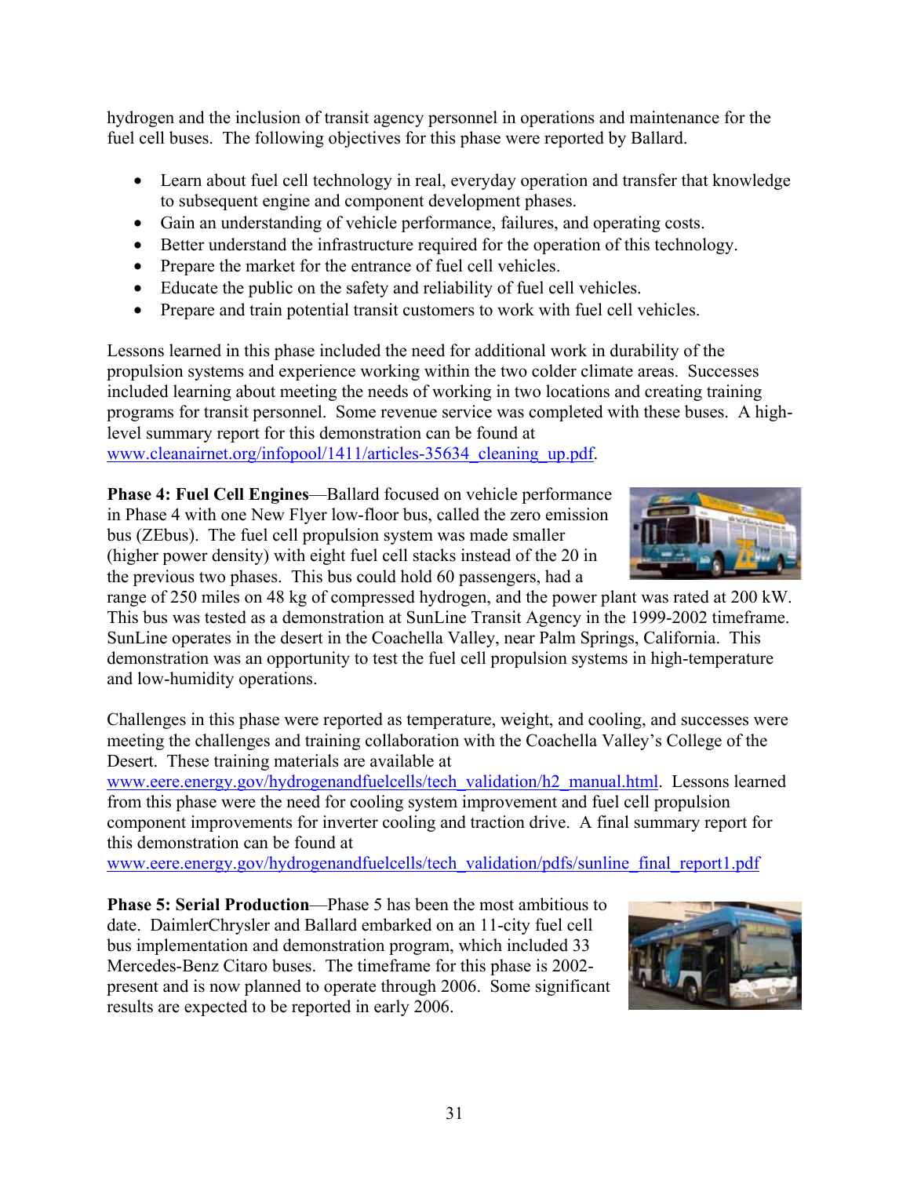hydrogen and the inclusion of transit agency personnel in operations and maintenance for the fuel cell buses. The following objectives for this phase were reported by Ballard.

- Learn about fuel cell technology in real, everyday operation and transfer that knowledge to subsequent engine and component development phases.
- Gain an understanding of vehicle performance, failures, and operating costs.
- Better understand the infrastructure required for the operation of this technology.
- Prepare the market for the entrance of fuel cell vehicles.
- Educate the public on the safety and reliability of fuel cell vehicles.
- Prepare and train potential transit customers to work with fuel cell vehicles.

Lessons learned in this phase included the need for additional work in durability of the propulsion systems and experience working within the two colder climate areas. Successes included learning about meeting the needs of working in two locations and creating training programs for transit personnel. Some revenue service was completed with these buses. A high-level summary report for this demonstration can be found at www.cleanairnet.org/infopool/1411/articles-35634_cleaning_up.pdf.

**Phase 4: Fuel Cell Engines**—Ballard focused on vehicle performance in Phase 4 with one New Flyer low-floor bus, called the zero emission bus (ZEbus). The fuel cell propulsion system was made smaller (higher power density) with eight fuel cell stacks instead of the 20 in the previous two phases. This bus could hold 60 passengers, had a range of 250 miles on 48 kg of compressed hydrogen, and the power plant was rated at 200 kW. This bus was tested as a demonstration at SunLine Transit Agency in the 1999-2002 timeframe. SunLine operates in the desert in the Coachella Valley, near Palm Springs, California. This demonstration was an opportunity to test the fuel cell propulsion systems in high-temperature and low-humidity operations.

Challenges in this phase were reported as temperature, weight, and cooling, and successes were meeting the challenges and training collaboration with the Coachella Valley's College of the Desert. These training materials are available at www.eere.energy.gov/hydrogenandfuelcells/tech_validation/h2_manual.html. Lessons learned from this phase were the need for cooling system improvement and fuel cell propulsion component improvements for inverter cooling and traction drive. A final summary report for this demonstration can be found at www.eere.energy.gov/hydrogenandfuelcells/tech_validation/pdfs/sunline_final_report1.pdf

**Phase 5: Serial Production**—Phase 5 has been the most ambitious to date. DaimlerChrysler and Ballard embarked on an 11-city fuel cell bus implementation and demonstration program, which included 33 Mercedes-Benz Citaro buses. The timeframe for this phase is 2002-present and is now planned to operate through 2006. Some significant results are expected to be reported in early 2006.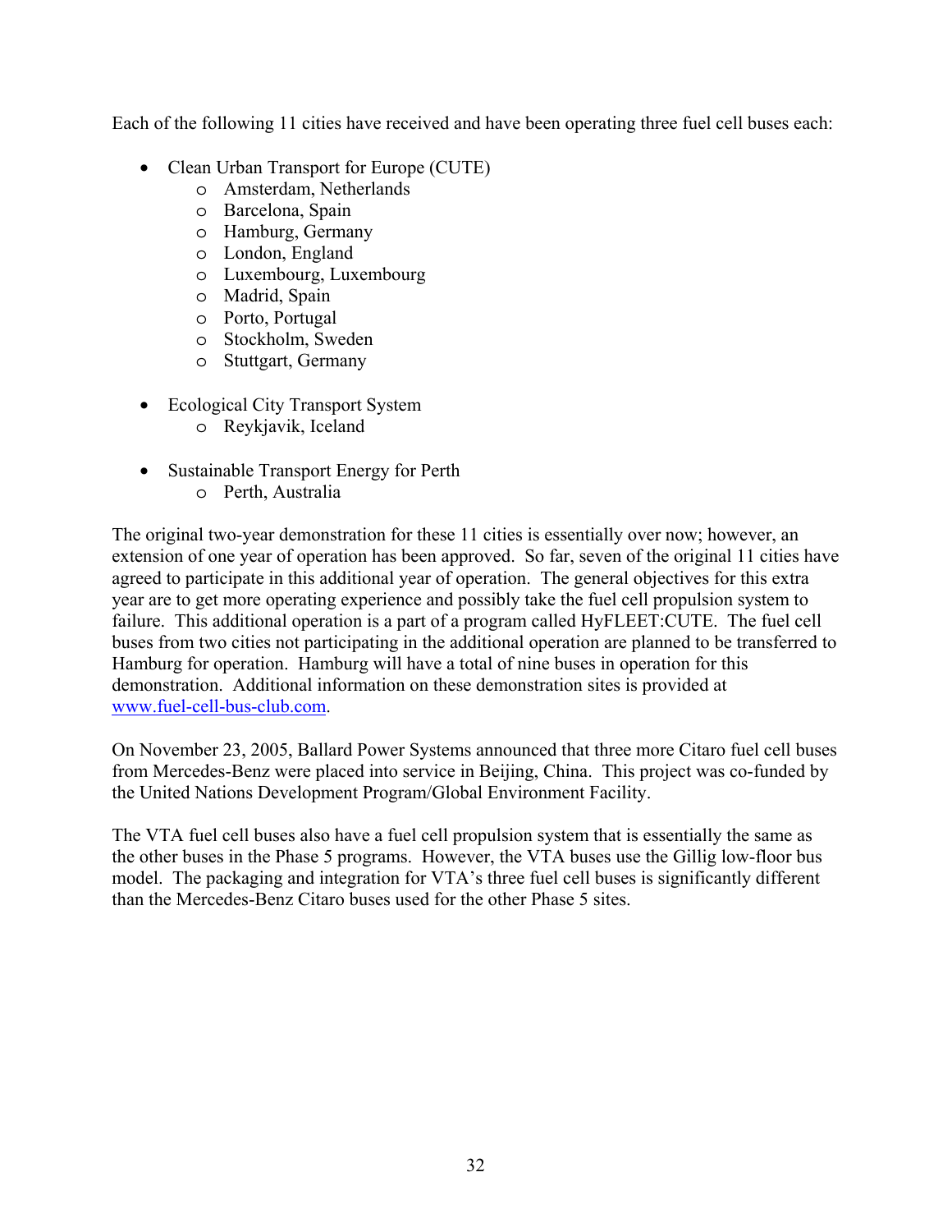Each of the following 11 cities have received and have been operating three fuel cell buses each:

- Clean Urban Transport for Europe (CUTE)
  - Amsterdam, Netherlands
  - Barcelona, Spain
  - Hamburg, Germany
  - London, England
  - Luxembourg, Luxembourg
  - Madrid, Spain
  - Porto, Portugal
  - Stockholm, Sweden
  - Stuttgart, Germany

- Ecological City Transport System
  - Reykjavik, Iceland

- Sustainable Transport Energy for Perth
  - Perth, Australia

The original two-year demonstration for these 11 cities is essentially over now; however, an extension of one year of operation has been approved. So far, seven of the original 11 cities have agreed to participate in this additional year of operation. The general objectives for this extra year are to get more operating experience and possibly take the fuel cell propulsion system to failure. This additional operation is a part of a program called HyFLEET:CUTE. The fuel cell buses from two cities not participating in the additional operation are planned to be transferred to Hamburg for operation. Hamburg will have a total of nine buses in operation for this demonstration. Additional information on these demonstration sites is provided at www.fuel-cell-bus-club.com.

On November 23, 2005, Ballard Power Systems announced that three more Citaro fuel cell buses from Mercedes-Benz were placed into service in Beijing, China. This project was co-funded by the United Nations Development Program/Global Environment Facility.

The VTA fuel cell buses also have a fuel cell propulsion system that is essentially the same as the other buses in the Phase 5 programs. However, the VTA buses use the Gillig low-floor bus model. The packaging and integration for VTA's three fuel cell buses is significantly different than the Mercedes-Benz Citaro buses used for the other Phase 5 sites.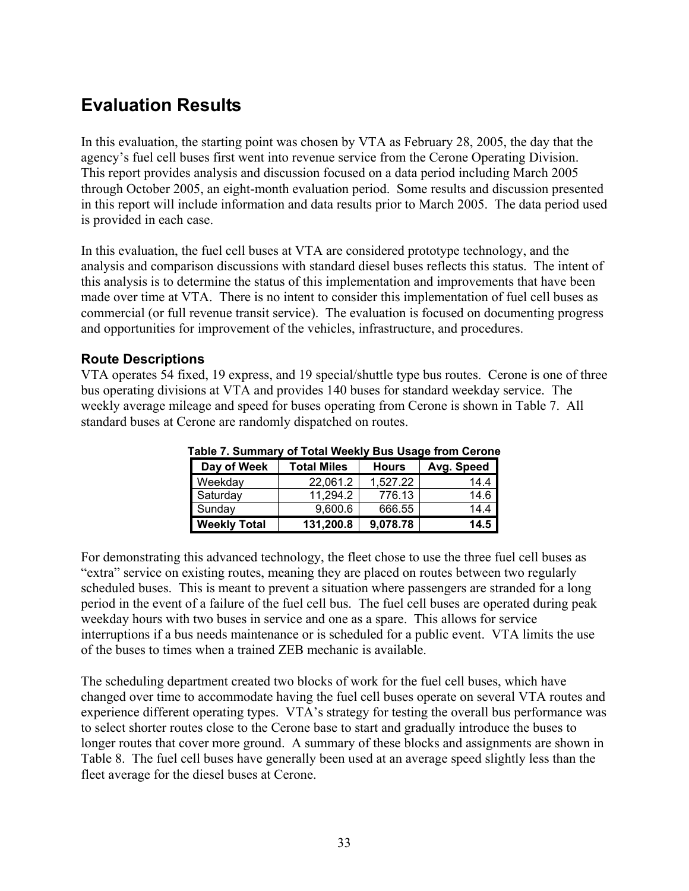# Evaluation Results

In this evaluation, the starting point was chosen by VTA as February 28, 2005, the day that the agency's fuel cell buses first went into revenue service from the Cerone Operating Division. This report provides analysis and discussion focused on a data period including March 2005 through October 2005, an eight-month evaluation period. Some results and discussion presented in this report will include information and data results prior to March 2005. The data period used is provided in each case.

In this evaluation, the fuel cell buses at VTA are considered prototype technology, and the analysis and comparison discussions with standard diesel buses reflects this status. The intent of this analysis is to determine the status of this implementation and improvements that have been made over time at VTA. There is no intent to consider this implementation of fuel cell buses as commercial (or full revenue transit service). The evaluation is focused on documenting progress and opportunities for improvement of the vehicles, infrastructure, and procedures.

## Route Descriptions

VTA operates 54 fixed, 19 express, and 19 special/shuttle type bus routes. Cerone is one of three bus operating divisions at VTA and provides 140 buses for standard weekday service. The weekly average mileage and speed for buses operating from Cerone is shown in Table 7. All standard buses at Cerone are randomly dispatched on routes.

**Table 7. Summary of Total Weekly Bus Usage from Cerone**

| Day of Week | Total Miles | Hours | Avg. Speed |
|---|---|---|---|
| Weekday | 22,061.2 | 1,527.22 | 14.4 |
| Saturday | 11,294.2 | 776.13 | 14.6 |
| Sunday | 9,600.6 | 666.55 | 14.4 |
| **Weekly Total** | **131,200.8** | **9,078.78** | **14.5** |

For demonstrating this advanced technology, the fleet chose to use the three fuel cell buses as "extra" service on existing routes, meaning they are placed on routes between two regularly scheduled buses. This is meant to prevent a situation where passengers are stranded for a long period in the event of a failure of the fuel cell bus. The fuel cell buses are operated during peak weekday hours with two buses in service and one as a spare. This allows for service interruptions if a bus needs maintenance or is scheduled for a public event. VTA limits the use of the buses to times when a trained ZEB mechanic is available.

The scheduling department created two blocks of work for the fuel cell buses, which have changed over time to accommodate having the fuel cell buses operate on several VTA routes and experience different operating types. VTA's strategy for testing the overall bus performance was to select shorter routes close to the Cerone base to start and gradually introduce the buses to longer routes that cover more ground. A summary of these blocks and assignments are shown in Table 8. The fuel cell buses have generally been used at an average speed slightly less than the fleet average for the diesel buses at Cerone.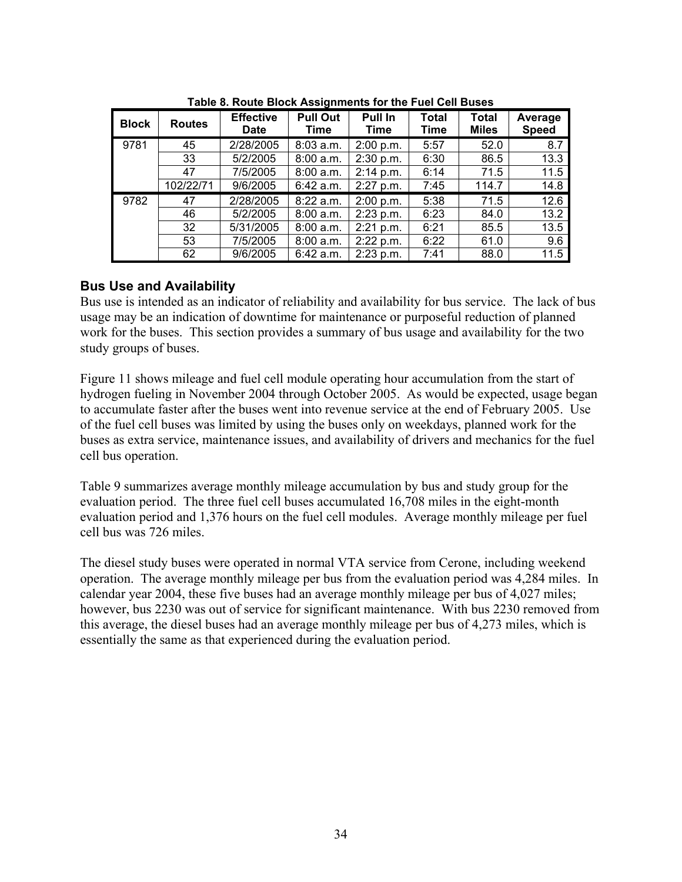**Table 8. Route Block Assignments for the Fuel Cell Buses**

| Block | Routes | Effective Date | Pull Out Time | Pull In Time | Total Time | Total Miles | Average Speed |
|---|---|---|---|---|---|---|---|
| 9781 | 45 | 2/28/2005 | 8:03 a.m. | 2:00 p.m. | 5:57 | 52.0 | 8.7 |
| | 33 | 5/2/2005 | 8:00 a.m. | 2:30 p.m. | 6:30 | 86.5 | 13.3 |
| | 47 | 7/5/2005 | 8:00 a.m. | 2:14 p.m. | 6:14 | 71.5 | 11.5 |
| | 102/22/71 | 9/6/2005 | 6:42 a.m. | 2:27 p.m. | 7:45 | 114.7 | 14.8 |
| 9782 | 47 | 2/28/2005 | 8:22 a.m. | 2:00 p.m. | 5:38 | 71.5 | 12.6 |
| | 46 | 5/2/2005 | 8:00 a.m. | 2:23 p.m. | 6:23 | 84.0 | 13.2 |
| | 32 | 5/31/2005 | 8:00 a.m. | 2:21 p.m. | 6:21 | 85.5 | 13.5 |
| | 53 | 7/5/2005 | 8:00 a.m. | 2:22 p.m. | 6:22 | 61.0 | 9.6 |
| | 62 | 9/6/2005 | 6:42 a.m. | 2:23 p.m. | 7:41 | 88.0 | 11.5 |

## Bus Use and Availability

Bus use is intended as an indicator of reliability and availability for bus service. The lack of bus usage may be an indication of downtime for maintenance or purposeful reduction of planned work for the buses. This section provides a summary of bus usage and availability for the two study groups of buses.

Figure 11 shows mileage and fuel cell module operating hour accumulation from the start of hydrogen fueling in November 2004 through October 2005. As would be expected, usage began to accumulate faster after the buses went into revenue service at the end of February 2005. Use of the fuel cell buses was limited by using the buses only on weekdays, planned work for the buses as extra service, maintenance issues, and availability of drivers and mechanics for the fuel cell bus operation.

Table 9 summarizes average monthly mileage accumulation by bus and study group for the evaluation period. The three fuel cell buses accumulated 16,708 miles in the eight-month evaluation period and 1,376 hours on the fuel cell modules. Average monthly mileage per fuel cell bus was 726 miles.

The diesel study buses were operated in normal VTA service from Cerone, including weekend operation. The average monthly mileage per bus from the evaluation period was 4,284 miles. In calendar year 2004, these five buses had an average monthly mileage per bus of 4,027 miles; however, bus 2230 was out of service for significant maintenance. With bus 2230 removed from this average, the diesel buses had an average monthly mileage per bus of 4,273 miles, which is essentially the same as that experienced during the evaluation period.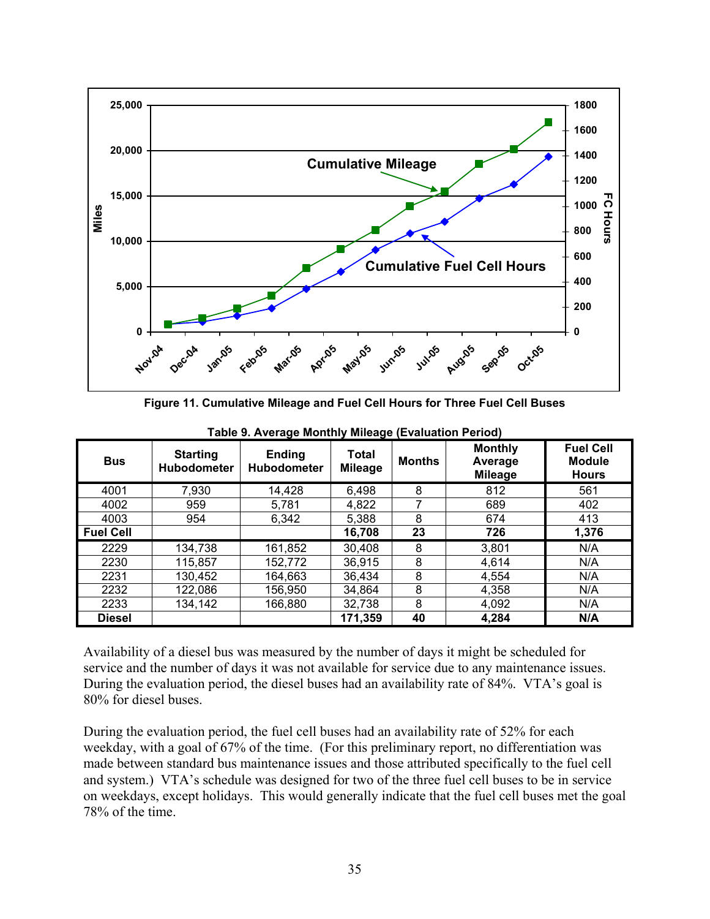Figure 11. Cumulative Mileage and Fuel Cell Hours for Three Fuel Cell Buses

**Table 9. Average Monthly Mileage (Evaluation Period)**

| Bus | Starting Hubodometer | Ending Hubodometer | Total Mileage | Months | Monthly Average Mileage | Fuel Cell Module Hours |
|---|---|---|---|---|---|---|
| 4001 | 7,930 | 14,428 | 6,498 | 8 | 812 | 561 |
| 4002 | 959 | 5,781 | 4,822 | 7 | 689 | 402 |
| 4003 | 954 | 6,342 | 5,388 | 8 | 674 | 413 |
| **Fuel Cell** | | | **16,708** | **23** | **726** | **1,376** |
| 2229 | 134,738 | 161,852 | 30,408 | 8 | 3,801 | N/A |
| 2230 | 115,857 | 152,772 | 36,915 | 8 | 4,614 | N/A |
| 2231 | 130,452 | 164,663 | 36,434 | 8 | 4,554 | N/A |
| 2232 | 122,086 | 156,950 | 34,864 | 8 | 4,358 | N/A |
| 2233 | 134,142 | 166,880 | 32,738 | 8 | 4,092 | N/A |
| **Diesel** | | | **171,359** | **40** | **4,284** | **N/A** |

Availability of a diesel bus was measured by the number of days it might be scheduled for service and the number of days it was not available for service due to any maintenance issues. During the evaluation period, the diesel buses had an availability rate of 84%. VTA's goal is 80% for diesel buses.

During the evaluation period, the fuel cell buses had an availability rate of 52% for each weekday, with a goal of 67% of the time. (For this preliminary report, no differentiation was made between standard bus maintenance issues and those attributed specifically to the fuel cell and system.) VTA's schedule was designed for two of the three fuel cell buses to be in service on weekdays, except holidays. This would generally indicate that the fuel cell buses met the goal 78% of the time.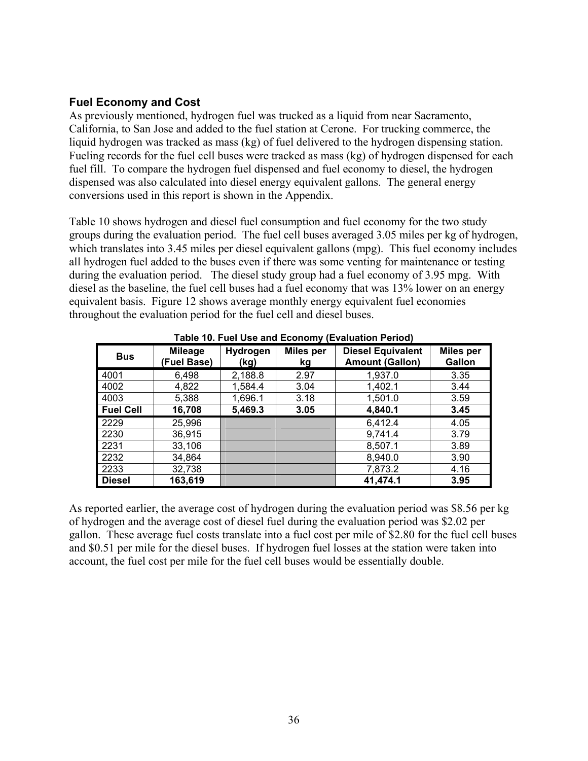## Fuel Economy and Cost

As previously mentioned, hydrogen fuel was trucked as a liquid from near Sacramento, California, to San Jose and added to the fuel station at Cerone. For trucking commerce, the liquid hydrogen was tracked as mass (kg) of fuel delivered to the hydrogen dispensing station. Fueling records for the fuel cell buses were tracked as mass (kg) of hydrogen dispensed for each fuel fill. To compare the hydrogen fuel dispensed and fuel economy to diesel, the hydrogen dispensed was also calculated into diesel energy equivalent gallons. The general energy conversions used in this report is shown in the Appendix.

Table 10 shows hydrogen and diesel fuel consumption and fuel economy for the two study groups during the evaluation period. The fuel cell buses averaged 3.05 miles per kg of hydrogen, which translates into 3.45 miles per diesel equivalent gallons (mpg). This fuel economy includes all hydrogen fuel added to the buses even if there was some venting for maintenance or testing during the evaluation period. The diesel study group had a fuel economy of 3.95 mpg. With diesel as the baseline, the fuel cell buses had a fuel economy that was 13% lower on an energy equivalent basis. Figure 12 shows average monthly energy equivalent fuel economies throughout the evaluation period for the fuel cell and diesel buses.

**Table 10. Fuel Use and Economy (Evaluation Period)**

| Bus | Mileage (Fuel Base) | Hydrogen (kg) | Miles per kg | Diesel Equivalent Amount (Gallon) | Miles per Gallon |
|---|---|---|---|---|---|
| 4001 | 6,498 | 2,188.8 | 2.97 | 1,937.0 | 3.35 |
| 4002 | 4,822 | 1,584.4 | 3.04 | 1,402.1 | 3.44 |
| 4003 | 5,388 | 1,696.1 | 3.18 | 1,501.0 | 3.59 |
| **Fuel Cell** | **16,708** | **5,469.3** | **3.05** | **4,840.1** | **3.45** |
| 2229 | 25,996 | | | 6,412.4 | 4.05 |
| 2230 | 36,915 | | | 9,741.4 | 3.79 |
| 2231 | 33,106 | | | 8,507.1 | 3.89 |
| 2232 | 34,864 | | | 8,940.0 | 3.90 |
| 2233 | 32,738 | | | 7,873.2 | 4.16 |
| **Diesel** | **163,619** | | | **41,474.1** | **3.95** |

As reported earlier, the average cost of hydrogen during the evaluation period was $8.56 per kg of hydrogen and the average cost of diesel fuel during the evaluation period was $2.02 per gallon. These average fuel costs translate into a fuel cost per mile of $2.80 for the fuel cell buses and $0.51 per mile for the diesel buses. If hydrogen fuel losses at the station were taken into account, the fuel cost per mile for the fuel cell buses would be essentially double.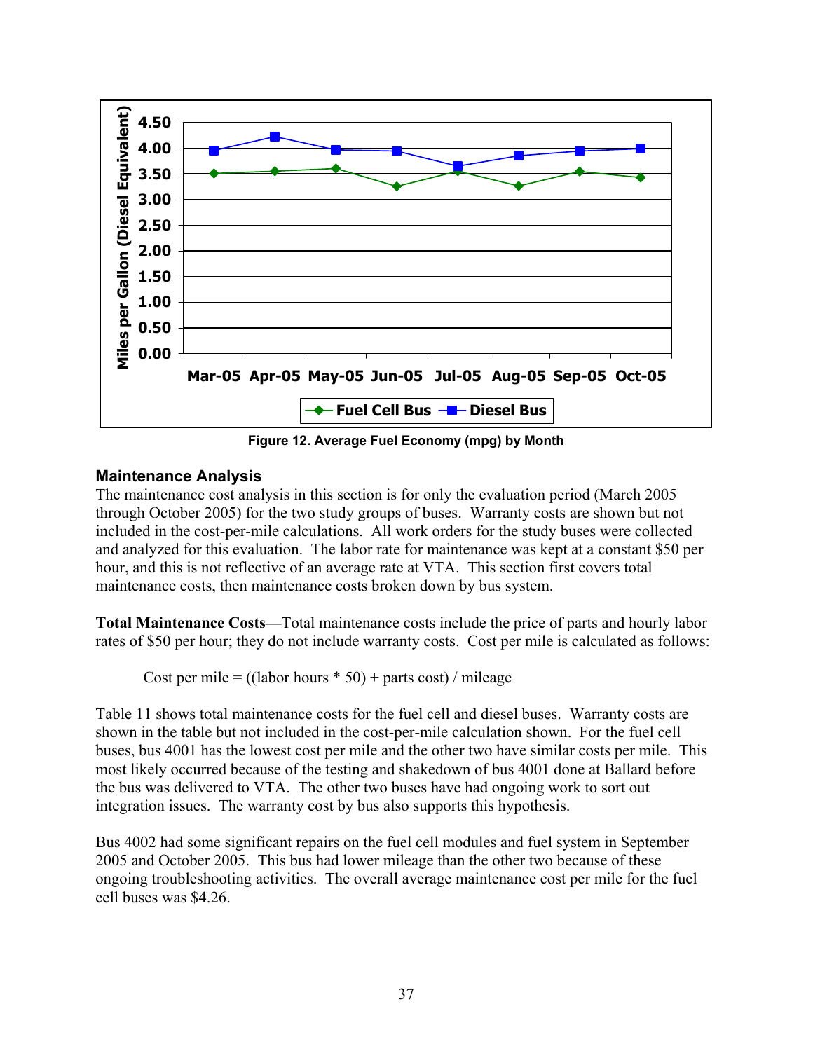Figure 12. Average Fuel Economy (mpg) by Month

## Maintenance Analysis

The maintenance cost analysis in this section is for only the evaluation period (March 2005 through October 2005) for the two study groups of buses. Warranty costs are shown but not included in the cost-per-mile calculations. All work orders for the study buses were collected and analyzed for this evaluation. The labor rate for maintenance was kept at a constant $50 per hour, and this is not reflective of an average rate at VTA. This section first covers total maintenance costs, then maintenance costs broken down by bus system.

**Total Maintenance Costs**—Total maintenance costs include the price of parts and hourly labor rates of $50 per hour; they do not include warranty costs. Cost per mile is calculated as follows:

Cost per mile = ((labor hours * 50) + parts cost) / mileage

Table 11 shows total maintenance costs for the fuel cell and diesel buses. Warranty costs are shown in the table but not included in the cost-per-mile calculation shown. For the fuel cell buses, bus 4001 has the lowest cost per mile and the other two have similar costs per mile. This most likely occurred because of the testing and shakedown of bus 4001 done at Ballard before the bus was delivered to VTA. The other two buses have had ongoing work to sort out integration issues. The warranty cost by bus also supports this hypothesis.

Bus 4002 had some significant repairs on the fuel cell modules and fuel system in September 2005 and October 2005. This bus had lower mileage than the other two because of these ongoing troubleshooting activities. The overall average maintenance cost per mile for the fuel cell buses was $4.26.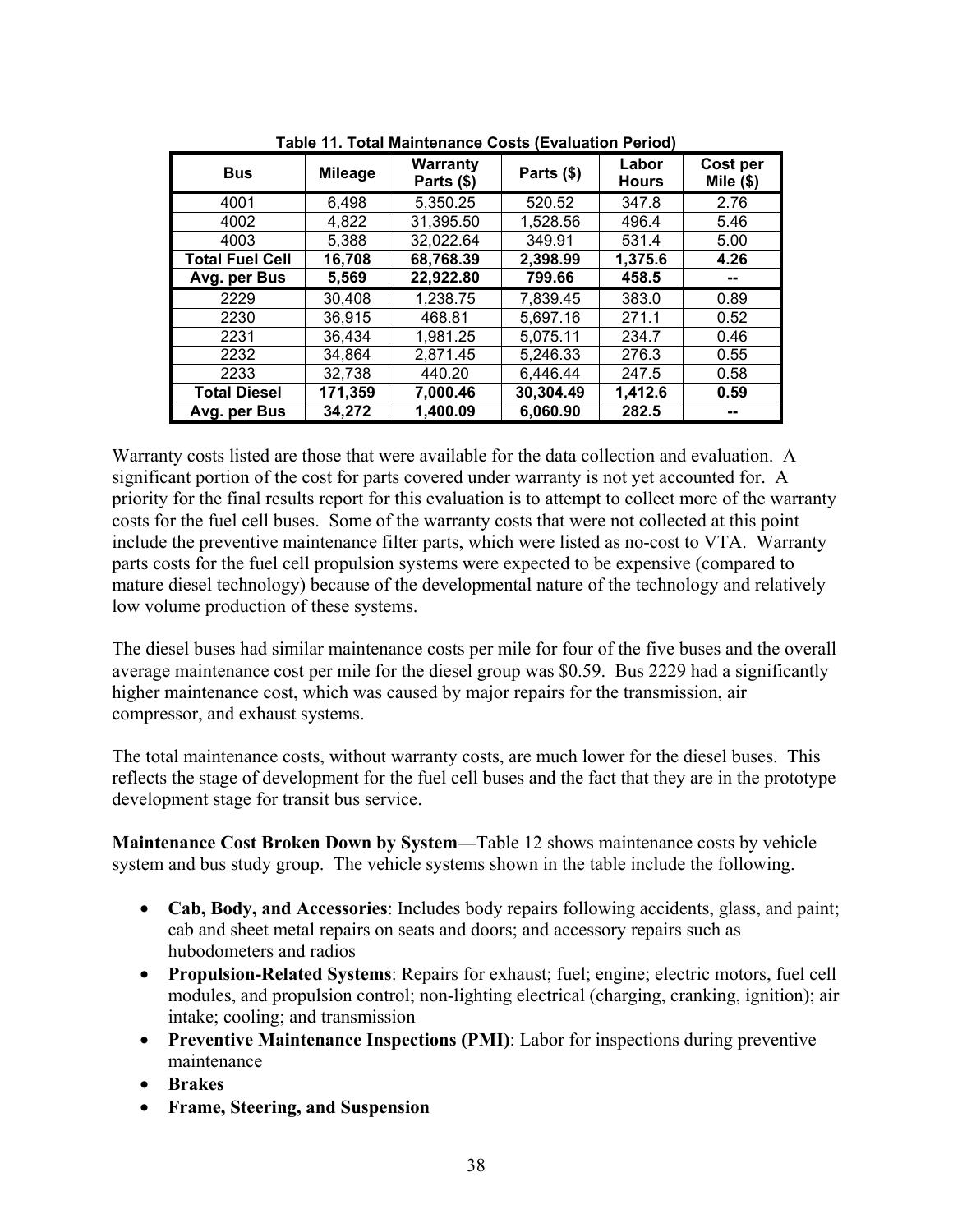**Table 11. Total Maintenance Costs (Evaluation Period)**

| Bus | Mileage | Warranty Parts ($) | Parts ($) | Labor Hours | Cost per Mile ($) |
|---|---|---|---|---|---|
| 4001 | 6,498 | 5,350.25 | 520.52 | 347.8 | 2.76 |
| 4002 | 4,822 | 31,395.50 | 1,528.56 | 496.4 | 5.46 |
| 4003 | 5,388 | 32,022.64 | 349.91 | 531.4 | 5.00 |
| **Total Fuel Cell** | **16,708** | **68,768.39** | **2,398.99** | **1,375.6** | **4.26** |
| **Avg. per Bus** | **5,569** | **22,922.80** | **799.66** | **458.5** | **--** |
| 2229 | 30,408 | 1,238.75 | 7,839.45 | 383.0 | 0.89 |
| 2230 | 36,915 | 468.81 | 5,697.16 | 271.1 | 0.52 |
| 2231 | 36,434 | 1,981.25 | 5,075.11 | 234.7 | 0.46 |
| 2232 | 34,864 | 2,871.45 | 5,246.33 | 276.3 | 0.55 |
| 2233 | 32,738 | 440.20 | 6,446.44 | 247.5 | 0.58 |
| **Total Diesel** | **171,359** | **7,000.46** | **30,304.49** | **1,412.6** | **0.59** |
| **Avg. per Bus** | **34,272** | **1,400.09** | **6,060.90** | **282.5** | **--** |

Warranty costs listed are those that were available for the data collection and evaluation. A significant portion of the cost for parts covered under warranty is not yet accounted for. A priority for the final results report for this evaluation is to attempt to collect more of the warranty costs for the fuel cell buses. Some of the warranty costs that were not collected at this point include the preventive maintenance filter parts, which were listed as no-cost to VTA. Warranty parts costs for the fuel cell propulsion systems were expected to be expensive (compared to mature diesel technology) because of the developmental nature of the technology and relatively low volume production of these systems.

The diesel buses had similar maintenance costs per mile for four of the five buses and the overall average maintenance cost per mile for the diesel group was $0.59. Bus 2229 had a significantly higher maintenance cost, which was caused by major repairs for the transmission, air compressor, and exhaust systems.

The total maintenance costs, without warranty costs, are much lower for the diesel buses. This reflects the stage of development for the fuel cell buses and the fact that they are in the prototype development stage for transit bus service.

**Maintenance Cost Broken Down by System—**Table 12 shows maintenance costs by vehicle system and bus study group. The vehicle systems shown in the table include the following.

- **Cab, Body, and Accessories**: Includes body repairs following accidents, glass, and paint; cab and sheet metal repairs on seats and doors; and accessory repairs such as hubodometers and radios
- **Propulsion-Related Systems**: Repairs for exhaust; fuel; engine; electric motors, fuel cell modules, and propulsion control; non-lighting electrical (charging, cranking, ignition); air intake; cooling; and transmission
- **Preventive Maintenance Inspections (PMI)**: Labor for inspections during preventive maintenance
- **Brakes**
- **Frame, Steering, and Suspension**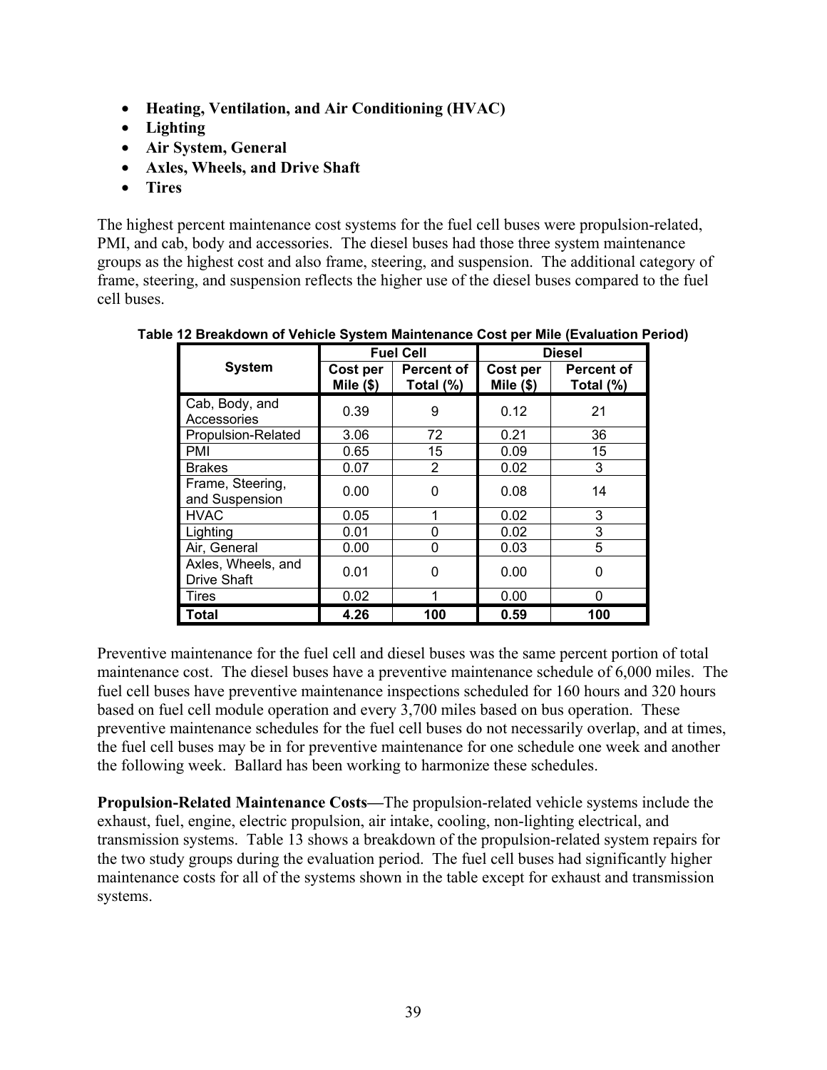- **Heating, Ventilation, and Air Conditioning (HVAC)**
- **Lighting**
- **Air System, General**
- **Axles, Wheels, and Drive Shaft**
- **Tires**

The highest percent maintenance cost systems for the fuel cell buses were propulsion-related, PMI, and cab, body and accessories. The diesel buses had those three system maintenance groups as the highest cost and also frame, steering, and suspension. The additional category of frame, steering, and suspension reflects the higher use of the diesel buses compared to the fuel cell buses.

**Table 12 Breakdown of Vehicle System Maintenance Cost per Mile (Evaluation Period)**

| System | Fuel Cell | | Diesel | |
|---|---|---|---|---|
| | Cost per Mile ($) | Percent of Total (%) | Cost per Mile ($) | Percent of Total (%) |
| Cab, Body, and Accessories | 0.39 | 9 | 0.12 | 21 |
| Propulsion-Related | 3.06 | 72 | 0.21 | 36 |
| PMI | 0.65 | 15 | 0.09 | 15 |
| Brakes | 0.07 | 2 | 0.02 | 3 |
| Frame, Steering, and Suspension | 0.00 | 0 | 0.08 | 14 |
| HVAC | 0.05 | 1 | 0.02 | 3 |
| Lighting | 0.01 | 0 | 0.02 | 3 |
| Air, General | 0.00 | 0 | 0.03 | 5 |
| Axles, Wheels, and Drive Shaft | 0.01 | 0 | 0.00 | 0 |
| Tires | 0.02 | 1 | 0.00 | 0 |
| **Total** | **4.26** | **100** | **0.59** | **100** |

Preventive maintenance for the fuel cell and diesel buses was the same percent portion of total maintenance cost. The diesel buses have a preventive maintenance schedule of 6,000 miles. The fuel cell buses have preventive maintenance inspections scheduled for 160 hours and 320 hours based on fuel cell module operation and every 3,700 miles based on bus operation. These preventive maintenance schedules for the fuel cell buses do not necessarily overlap, and at times, the fuel cell buses may be in for preventive maintenance for one schedule one week and another the following week. Ballard has been working to harmonize these schedules.

**Propulsion-Related Maintenance Costs—**The propulsion-related vehicle systems include the exhaust, fuel, engine, electric propulsion, air intake, cooling, non-lighting electrical, and transmission systems. Table 13 shows a breakdown of the propulsion-related system repairs for the two study groups during the evaluation period. The fuel cell buses had significantly higher maintenance costs for all of the systems shown in the table except for exhaust and transmission systems.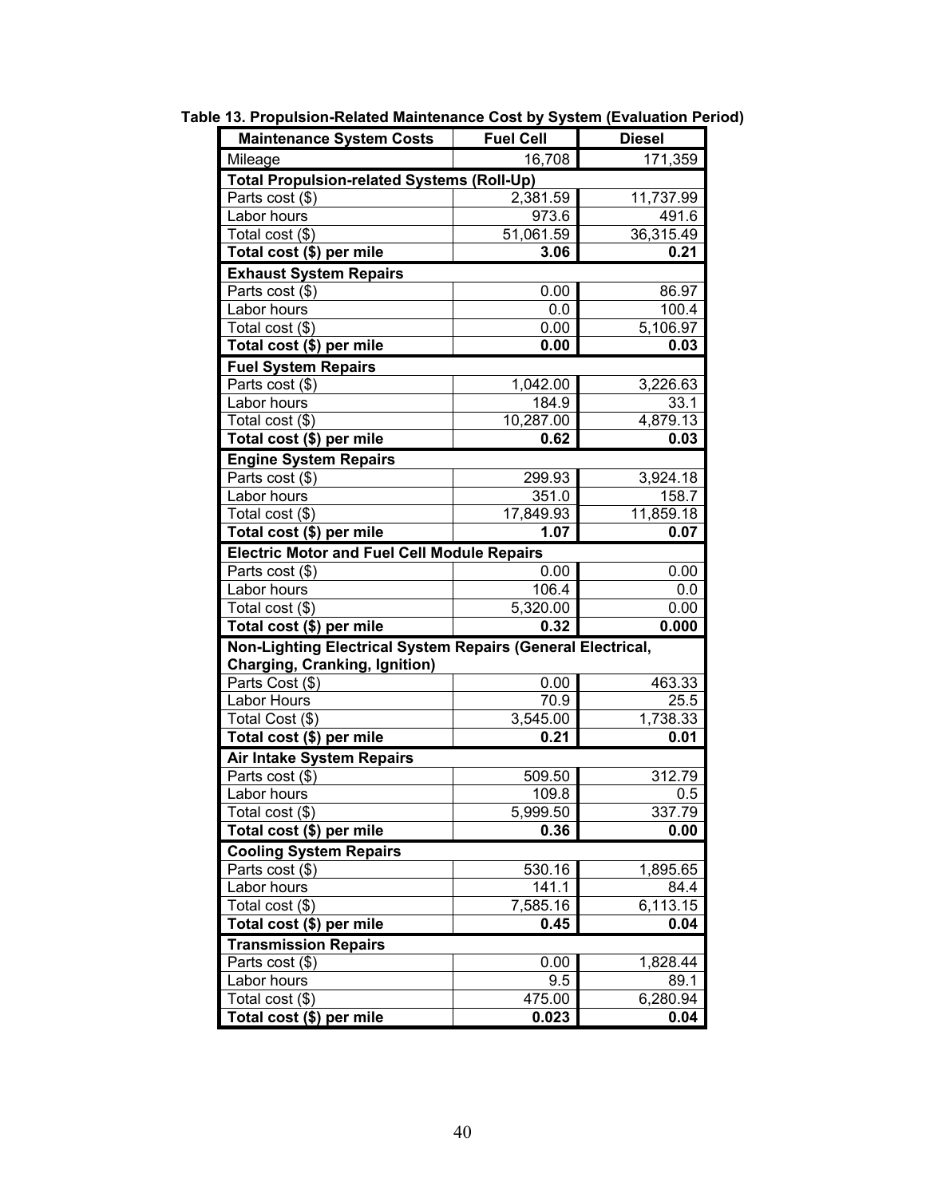**Table 13. Propulsion-Related Maintenance Cost by System (Evaluation Period)**

| Maintenance System Costs | Fuel Cell | Diesel |
|---|---|---|
| Mileage | 16,708 | 171,359 |
| **Total Propulsion-related Systems (Roll-Up)** | | |
| Parts cost ($) | 2,381.59 | 11,737.99 |
| Labor hours | 973.6 | 491.6 |
| Total cost ($) | 51,061.59 | 36,315.49 |
| **Total cost ($) per mile** | **3.06** | **0.21** |
| **Exhaust System Repairs** | | |
| Parts cost ($) | 0.00 | 86.97 |
| Labor hours | 0.0 | 100.4 |
| Total cost ($) | 0.00 | 5,106.97 |
| **Total cost ($) per mile** | **0.00** | **0.03** |
| **Fuel System Repairs** | | |
| Parts cost ($) | 1,042.00 | 3,226.63 |
| Labor hours | 184.9 | 33.1 |
| Total cost ($) | 10,287.00 | 4,879.13 |
| **Total cost ($) per mile** | **0.62** | **0.03** |
| **Engine System Repairs** | | |
| Parts cost ($) | 299.93 | 3,924.18 |
| Labor hours | 351.0 | 158.7 |
| Total cost ($) | 17,849.93 | 11,859.18 |
| **Total cost ($) per mile** | **1.07** | **0.07** |
| **Electric Motor and Fuel Cell Module Repairs** | | |
| Parts cost ($) | 0.00 | 0.00 |
| Labor hours | 106.4 | 0.0 |
| Total cost ($) | 5,320.00 | 0.00 |
| **Total cost ($) per mile** | **0.32** | **0.000** |
| **Non-Lighting Electrical System Repairs (General Electrical, Charging, Cranking, Ignition)** | | |
| Parts Cost ($) | 0.00 | 463.33 |
| Labor Hours | 70.9 | 25.5 |
| Total Cost ($) | 3,545.00 | 1,738.33 |
| **Total cost ($) per mile** | **0.21** | **0.01** |
| **Air Intake System Repairs** | | |
| Parts cost ($) | 509.50 | 312.79 |
| Labor hours | 109.8 | 0.5 |
| Total cost ($) | 5,999.50 | 337.79 |
| **Total cost ($) per mile** | **0.36** | **0.00** |
| **Cooling System Repairs** | | |
| Parts cost ($) | 530.16 | 1,895.65 |
| Labor hours | 141.1 | 84.4 |
| Total cost ($) | 7,585.16 | 6,113.15 |
| **Total cost ($) per mile** | **0.45** | **0.04** |
| **Transmission Repairs** | | |
| Parts cost ($) | 0.00 | 1,828.44 |
| Labor hours | 9.5 | 89.1 |
| Total cost ($) | 475.00 | 6,280.94 |
| **Total cost ($) per mile** | **0.023** | **0.04** |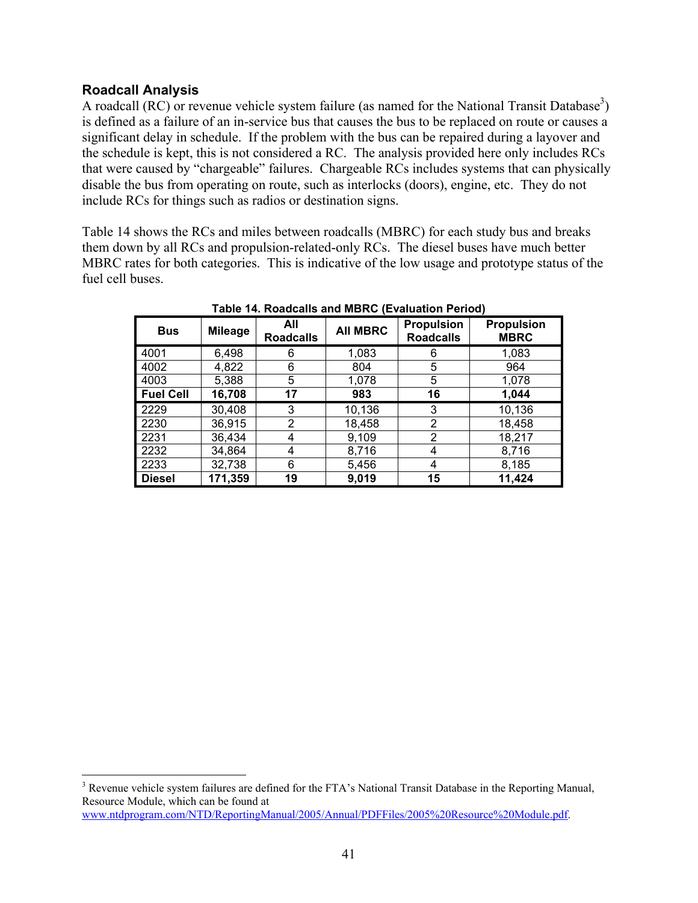### Roadcall Analysis

A roadcall (RC) or revenue vehicle system failure (as named for the National Transit Database[3]) is defined as a failure of an in-service bus that causes the bus to be replaced on route or causes a significant delay in schedule. If the problem with the bus can be repaired during a layover and the schedule is kept, this is not considered a RC. The analysis provided here only includes RCs that were caused by "chargeable" failures. Chargeable RCs includes systems that can physically disable the bus from operating on route, such as interlocks (doors), engine, etc. They do not include RCs for things such as radios or destination signs.

Table 14 shows the RCs and miles between roadcalls (MBRC) for each study bus and breaks them down by all RCs and propulsion-related-only RCs. The diesel buses have much better MBRC rates for both categories. This is indicative of the low usage and prototype status of the fuel cell buses.

**Table 14. Roadcalls and MBRC (Evaluation Period)**

| Bus | Mileage | All Roadcalls | All MBRC | Propulsion Roadcalls | Propulsion MBRC |
|---|---|---|---|---|---|
| 4001 | 6,498 | 6 | 1,083 | 6 | 1,083 |
| 4002 | 4,822 | 6 | 804 | 5 | 964 |
| 4003 | 5,388 | 5 | 1,078 | 5 | 1,078 |
| **Fuel Cell** | **16,708** | **17** | **983** | **16** | **1,044** |
| 2229 | 30,408 | 3 | 10,136 | 3 | 10,136 |
| 2230 | 36,915 | 2 | 18,458 | 2 | 18,458 |
| 2231 | 36,434 | 4 | 9,109 | 2 | 18,217 |
| 2232 | 34,864 | 4 | 8,716 | 4 | 8,716 |
| 2233 | 32,738 | 6 | 5,456 | 4 | 8,185 |
| **Diesel** | **171,359** | **19** | **9,019** | **15** | **11,424** |

[3] Revenue vehicle system failures are defined for the FTA's National Transit Database in the Reporting Manual, Resource Module, which can be found at www.ntdprogram.com/NTD/ReportingManual/2005/Annual/PDFFiles/2005%20Resource%20Module.pdf.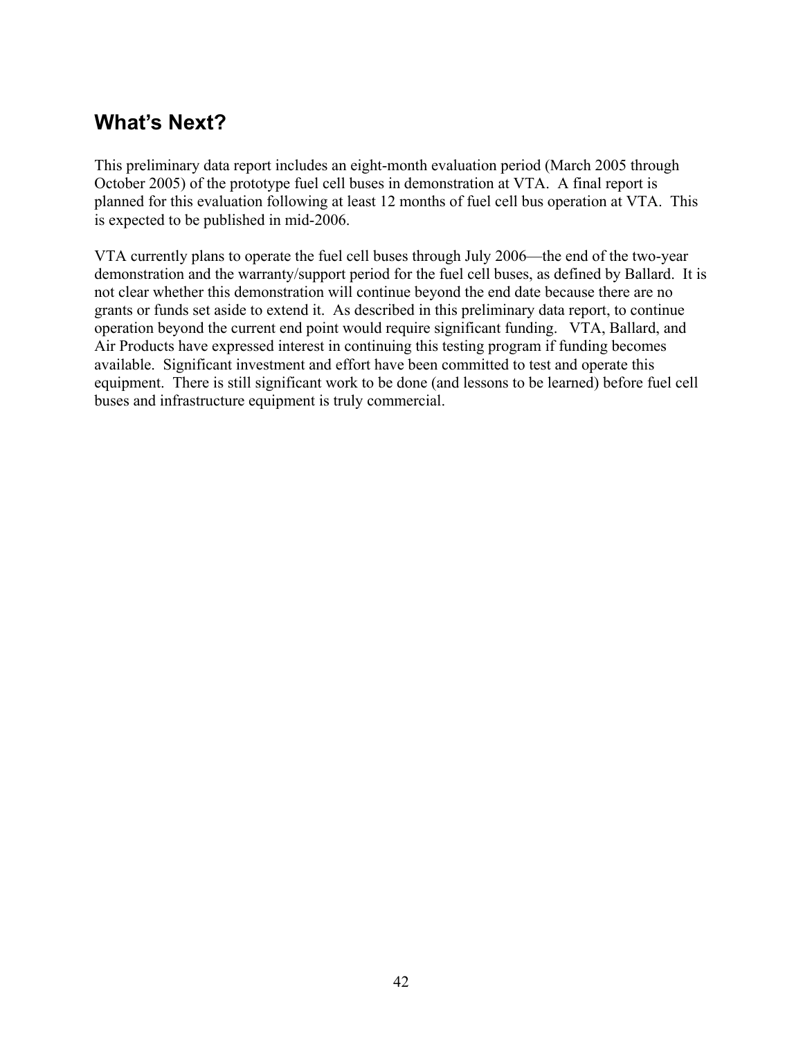## What's Next?

This preliminary data report includes an eight-month evaluation period (March 2005 through October 2005) of the prototype fuel cell buses in demonstration at VTA. A final report is planned for this evaluation following at least 12 months of fuel cell bus operation at VTA. This is expected to be published in mid-2006.

VTA currently plans to operate the fuel cell buses through July 2006—the end of the two-year demonstration and the warranty/support period for the fuel cell buses, as defined by Ballard. It is not clear whether this demonstration will continue beyond the end date because there are no grants or funds set aside to extend it. As described in this preliminary data report, to continue operation beyond the current end point would require significant funding. VTA, Ballard, and Air Products have expressed interest in continuing this testing program if funding becomes available. Significant investment and effort have been committed to test and operate this equipment. There is still significant work to be done (and lessons to be learned) before fuel cell buses and infrastructure equipment is truly commercial.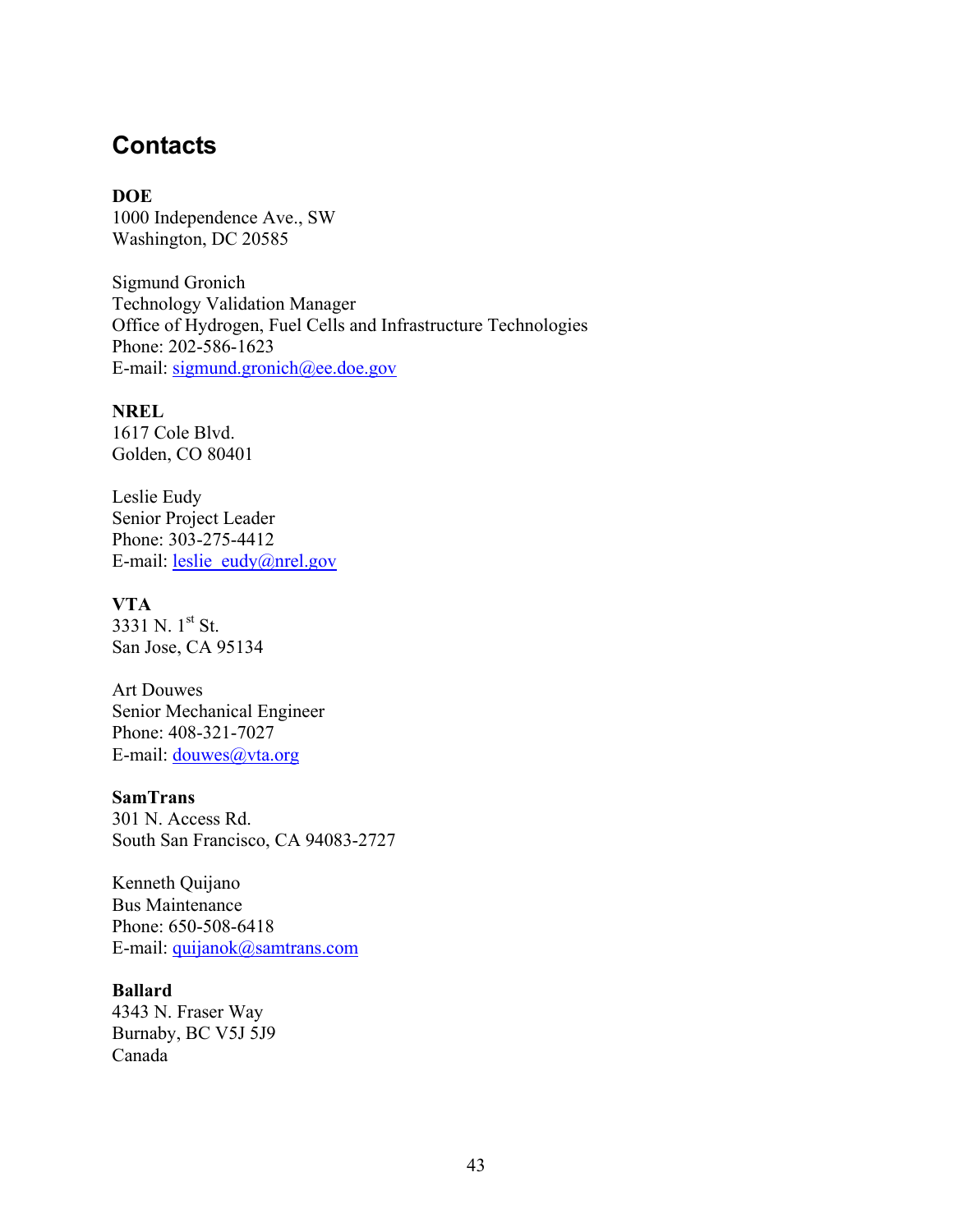## Contacts

**DOE**
1000 Independence Ave., SW
Washington, DC 20585

Sigmund Gronich
Technology Validation Manager
Office of Hydrogen, Fuel Cells and Infrastructure Technologies
Phone: 202-586-1623
E-mail: sigmund.gronich@ee.doe.gov

**NREL**
1617 Cole Blvd.
Golden, CO 80401

Leslie Eudy
Senior Project Leader
Phone: 303-275-4412
E-mail: leslie_eudy@nrel.gov

**VTA**
3331 N. 1st St.
San Jose, CA 95134

Art Douwes
Senior Mechanical Engineer
Phone: 408-321-7027
E-mail: douwes@vta.org

**SamTrans**
301 N. Access Rd.
South San Francisco, CA 94083-2727

Kenneth Quijano
Bus Maintenance
Phone: 650-508-6418
E-mail: quijanok@samtrans.com

**Ballard**
4343 N. Fraser Way
Burnaby, BC V5J 5J9
Canada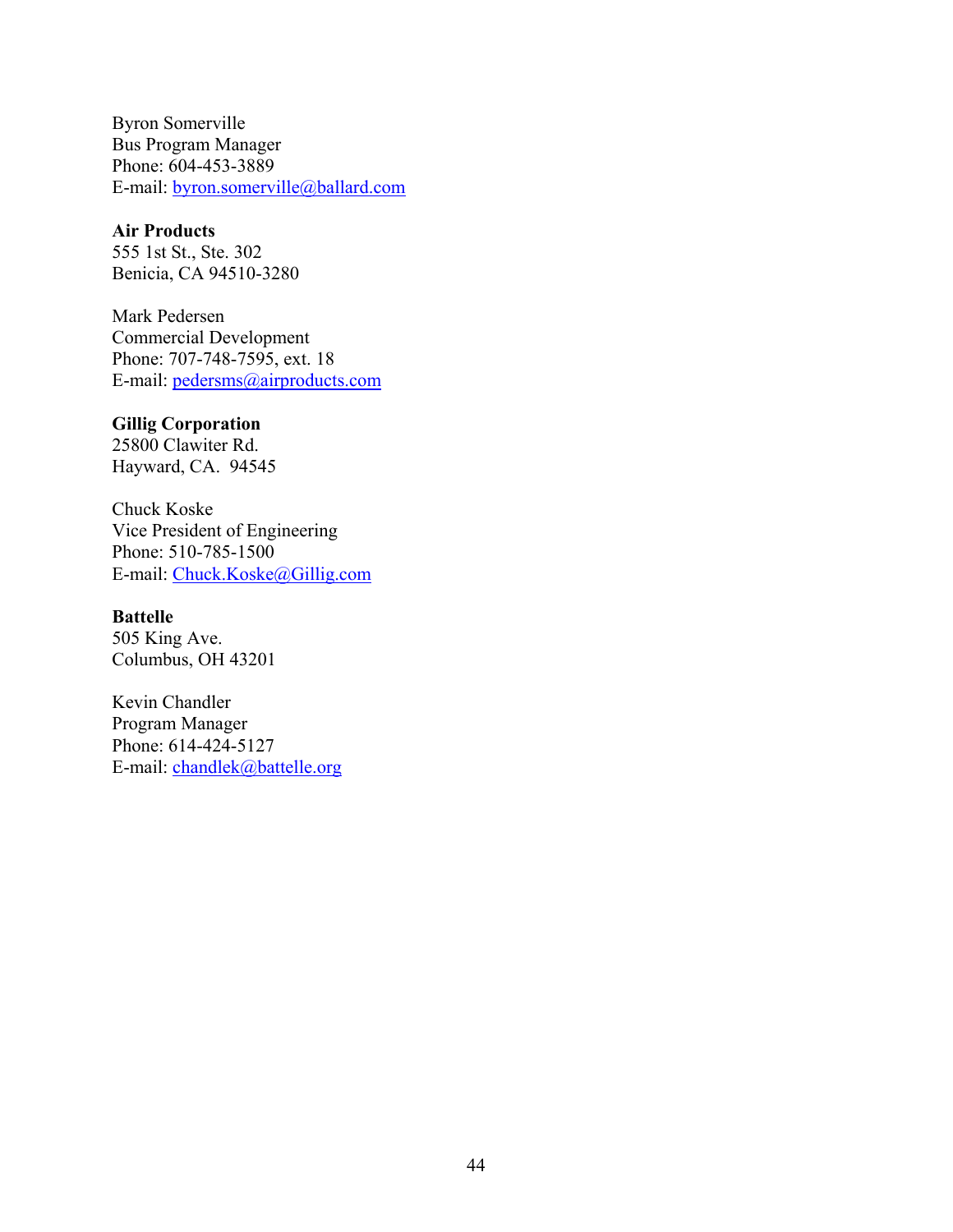Byron Somerville
Bus Program Manager
Phone: 604-453-3889
E-mail: byron.somerville@ballard.com

**Air Products**
555 1st St., Ste. 302
Benicia, CA 94510-3280

Mark Pedersen
Commercial Development
Phone: 707-748-7595, ext. 18
E-mail: pedersms@airproducts.com

**Gillig Corporation**
25800 Clawiter Rd.
Hayward, CA. 94545

Chuck Koske
Vice President of Engineering
Phone: 510-785-1500
E-mail: Chuck.Koske@Gillig.com

**Battelle**
505 King Ave.
Columbus, OH 43201

Kevin Chandler
Program Manager
Phone: 614-424-5127
E-mail: chandlek@battelle.org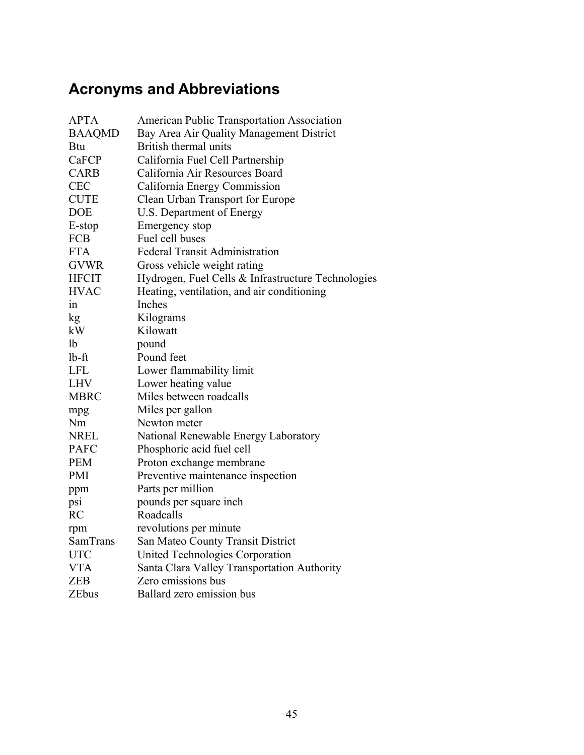## Acronyms and Abbreviations

| | |
|---|---|
| APTA | American Public Transportation Association |
| BAAQMD | Bay Area Air Quality Management District |
| Btu | British thermal units |
| CaFCP | California Fuel Cell Partnership |
| CARB | California Air Resources Board |
| CEC | California Energy Commission |
| CUTE | Clean Urban Transport for Europe |
| DOE | U.S. Department of Energy |
| E-stop | Emergency stop |
| FCB | Fuel cell buses |
| FTA | Federal Transit Administration |
| GVWR | Gross vehicle weight rating |
| HFCIT | Hydrogen, Fuel Cells & Infrastructure Technologies |
| HVAC | Heating, ventilation, and air conditioning |
| in | Inches |
| kg | Kilograms |
| kW | Kilowatt |
| lb | pound |
| lb-ft | Pound feet |
| LFL | Lower flammability limit |
| LHV | Lower heating value |
| MBRC | Miles between roadcalls |
| mpg | Miles per gallon |
| Nm | Newton meter |
| NREL | National Renewable Energy Laboratory |
| PAFC | Phosphoric acid fuel cell |
| PEM | Proton exchange membrane |
| PMI | Preventive maintenance inspection |
| ppm | Parts per million |
| psi | pounds per square inch |
| RC | Roadcalls |
| rpm | revolutions per minute |
| SamTrans | San Mateo County Transit District |
| UTC | United Technologies Corporation |
| VTA | Santa Clara Valley Transportation Authority |
| ZEB | Zero emissions bus |
| ZEbus | Ballard zero emission bus |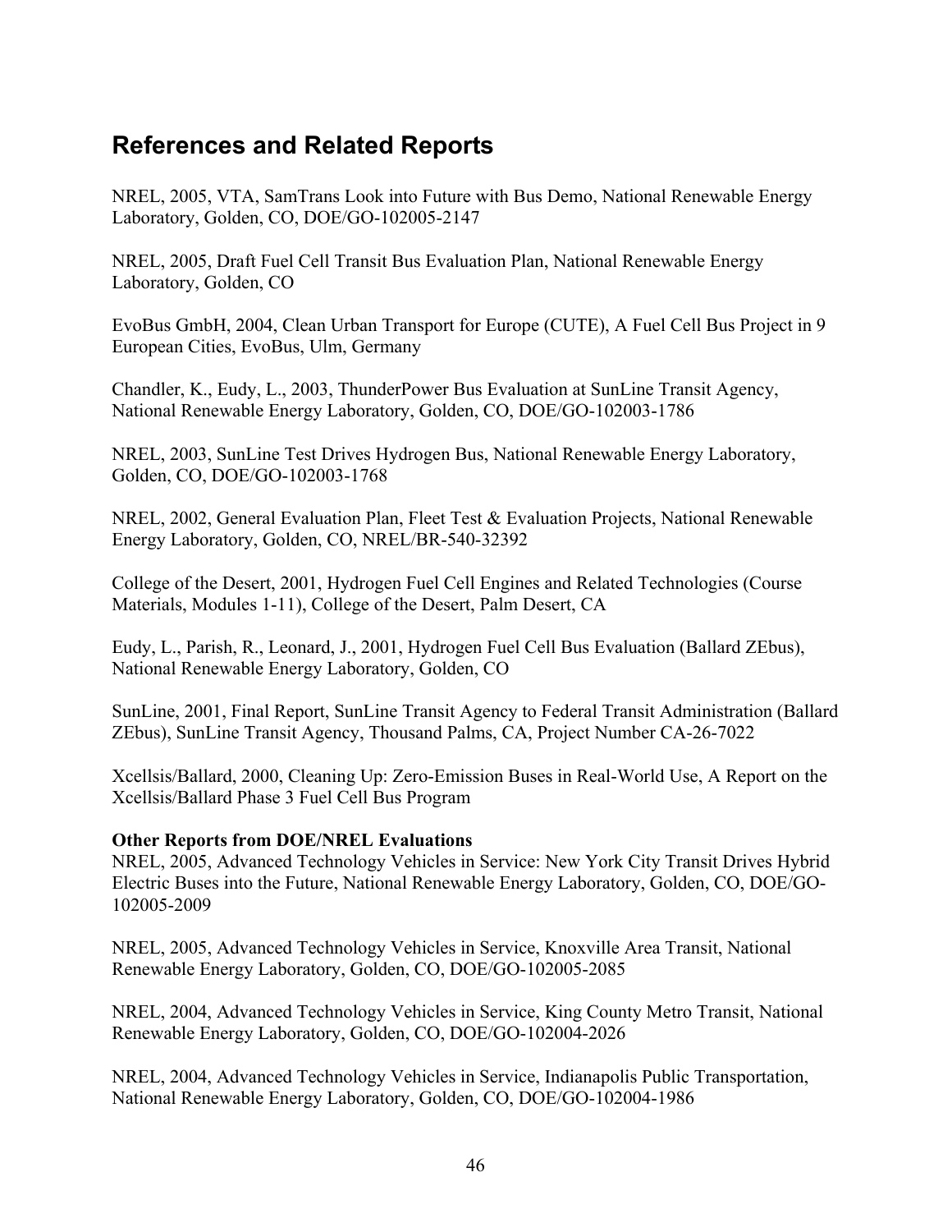## References and Related Reports

NREL, 2005, VTA, SamTrans Look into Future with Bus Demo, National Renewable Energy Laboratory, Golden, CO, DOE/GO-102005-2147

NREL, 2005, Draft Fuel Cell Transit Bus Evaluation Plan, National Renewable Energy Laboratory, Golden, CO

EvoBus GmbH, 2004, Clean Urban Transport for Europe (CUTE), A Fuel Cell Bus Project in 9 European Cities, EvoBus, Ulm, Germany

Chandler, K., Eudy, L., 2003, ThunderPower Bus Evaluation at SunLine Transit Agency, National Renewable Energy Laboratory, Golden, CO, DOE/GO-102003-1786

NREL, 2003, SunLine Test Drives Hydrogen Bus, National Renewable Energy Laboratory, Golden, CO, DOE/GO-102003-1768

NREL, 2002, General Evaluation Plan, Fleet Test & Evaluation Projects, National Renewable Energy Laboratory, Golden, CO, NREL/BR-540-32392

College of the Desert, 2001, Hydrogen Fuel Cell Engines and Related Technologies (Course Materials, Modules 1-11), College of the Desert, Palm Desert, CA

Eudy, L., Parish, R., Leonard, J., 2001, Hydrogen Fuel Cell Bus Evaluation (Ballard ZEbus), National Renewable Energy Laboratory, Golden, CO

SunLine, 2001, Final Report, SunLine Transit Agency to Federal Transit Administration (Ballard ZEbus), SunLine Transit Agency, Thousand Palms, CA, Project Number CA-26-7022

Xcellsis/Ballard, 2000, Cleaning Up: Zero-Emission Buses in Real-World Use, A Report on the Xcellsis/Ballard Phase 3 Fuel Cell Bus Program

**Other Reports from DOE/NREL Evaluations**

NREL, 2005, Advanced Technology Vehicles in Service: New York City Transit Drives Hybrid Electric Buses into the Future, National Renewable Energy Laboratory, Golden, CO, DOE/GO-102005-2009

NREL, 2005, Advanced Technology Vehicles in Service, Knoxville Area Transit, National Renewable Energy Laboratory, Golden, CO, DOE/GO-102005-2085

NREL, 2004, Advanced Technology Vehicles in Service, King County Metro Transit, National Renewable Energy Laboratory, Golden, CO, DOE/GO-102004-2026

NREL, 2004, Advanced Technology Vehicles in Service, Indianapolis Public Transportation, National Renewable Energy Laboratory, Golden, CO, DOE/GO-102004-1986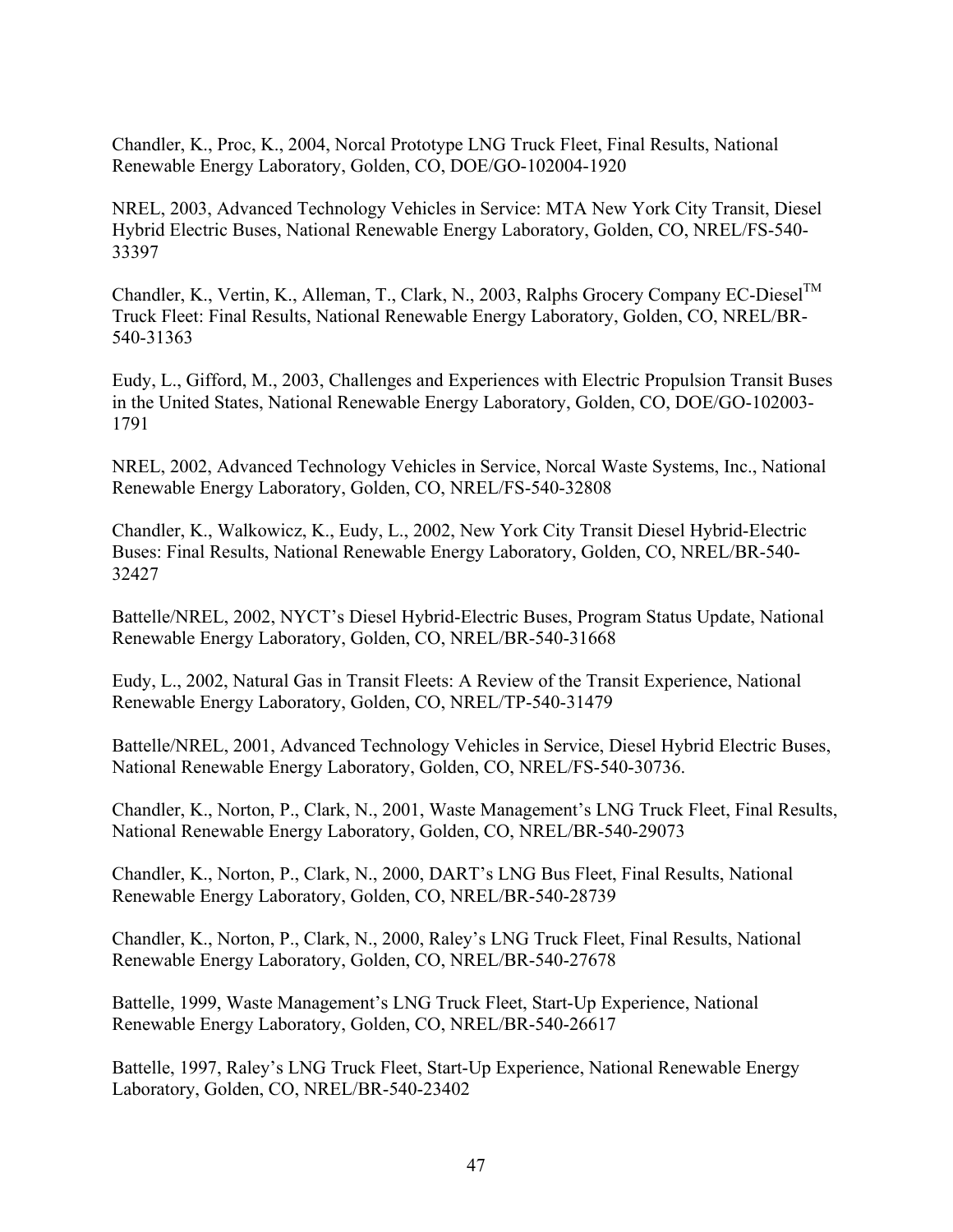Chandler, K., Proc, K., 2004, Norcal Prototype LNG Truck Fleet, Final Results, National Renewable Energy Laboratory, Golden, CO, DOE/GO-102004-1920

NREL, 2003, Advanced Technology Vehicles in Service: MTA New York City Transit, Diesel Hybrid Electric Buses, National Renewable Energy Laboratory, Golden, CO, NREL/FS-540-33397

Chandler, K., Vertin, K., Alleman, T., Clark, N., 2003, Ralphs Grocery Company EC-Diesel$^{TM}$ Truck Fleet: Final Results, National Renewable Energy Laboratory, Golden, CO, NREL/BR-540-31363

Eudy, L., Gifford, M., 2003, Challenges and Experiences with Electric Propulsion Transit Buses in the United States, National Renewable Energy Laboratory, Golden, CO, DOE/GO-102003-1791

NREL, 2002, Advanced Technology Vehicles in Service, Norcal Waste Systems, Inc., National Renewable Energy Laboratory, Golden, CO, NREL/FS-540-32808

Chandler, K., Walkowicz, K., Eudy, L., 2002, New York City Transit Diesel Hybrid-Electric Buses: Final Results, National Renewable Energy Laboratory, Golden, CO, NREL/BR-540-32427

Battelle/NREL, 2002, NYCT's Diesel Hybrid-Electric Buses, Program Status Update, National Renewable Energy Laboratory, Golden, CO, NREL/BR-540-31668

Eudy, L., 2002, Natural Gas in Transit Fleets: A Review of the Transit Experience, National Renewable Energy Laboratory, Golden, CO, NREL/TP-540-31479

Battelle/NREL, 2001, Advanced Technology Vehicles in Service, Diesel Hybrid Electric Buses, National Renewable Energy Laboratory, Golden, CO, NREL/FS-540-30736.

Chandler, K., Norton, P., Clark, N., 2001, Waste Management's LNG Truck Fleet, Final Results, National Renewable Energy Laboratory, Golden, CO, NREL/BR-540-29073

Chandler, K., Norton, P., Clark, N., 2000, DART's LNG Bus Fleet, Final Results, National Renewable Energy Laboratory, Golden, CO, NREL/BR-540-28739

Chandler, K., Norton, P., Clark, N., 2000, Raley's LNG Truck Fleet, Final Results, National Renewable Energy Laboratory, Golden, CO, NREL/BR-540-27678

Battelle, 1999, Waste Management's LNG Truck Fleet, Start-Up Experience, National Renewable Energy Laboratory, Golden, CO, NREL/BR-540-26617

Battelle, 1997, Raley's LNG Truck Fleet, Start-Up Experience, National Renewable Energy Laboratory, Golden, CO, NREL/BR-540-23402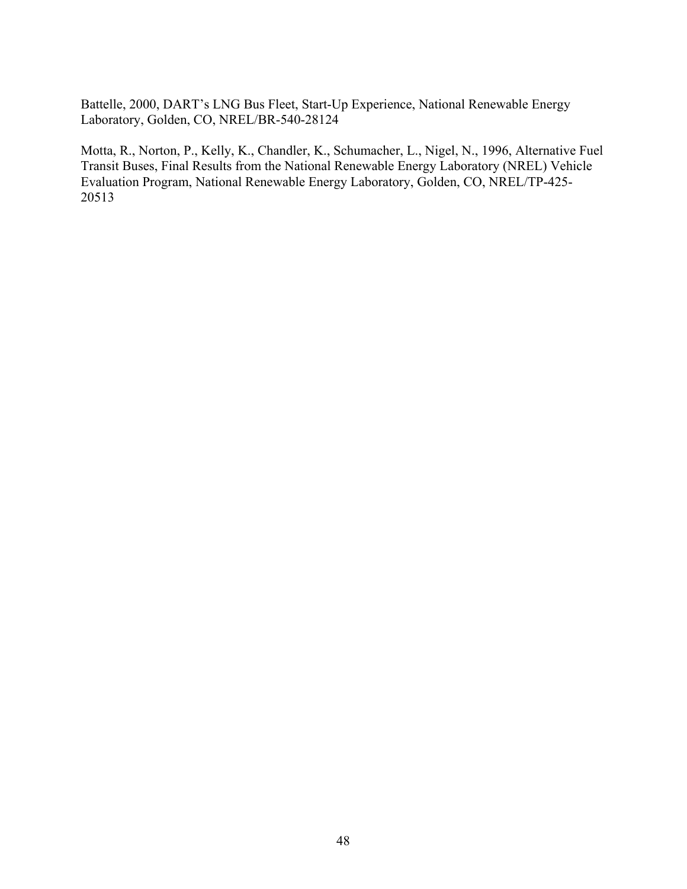Battelle, 2000, DART's LNG Bus Fleet, Start-Up Experience, National Renewable Energy Laboratory, Golden, CO, NREL/BR-540-28124

Motta, R., Norton, P., Kelly, K., Chandler, K., Schumacher, L., Nigel, N., 1996, Alternative Fuel Transit Buses, Final Results from the National Renewable Energy Laboratory (NREL) Vehicle Evaluation Program, National Renewable Energy Laboratory, Golden, CO, NREL/TP-425-20513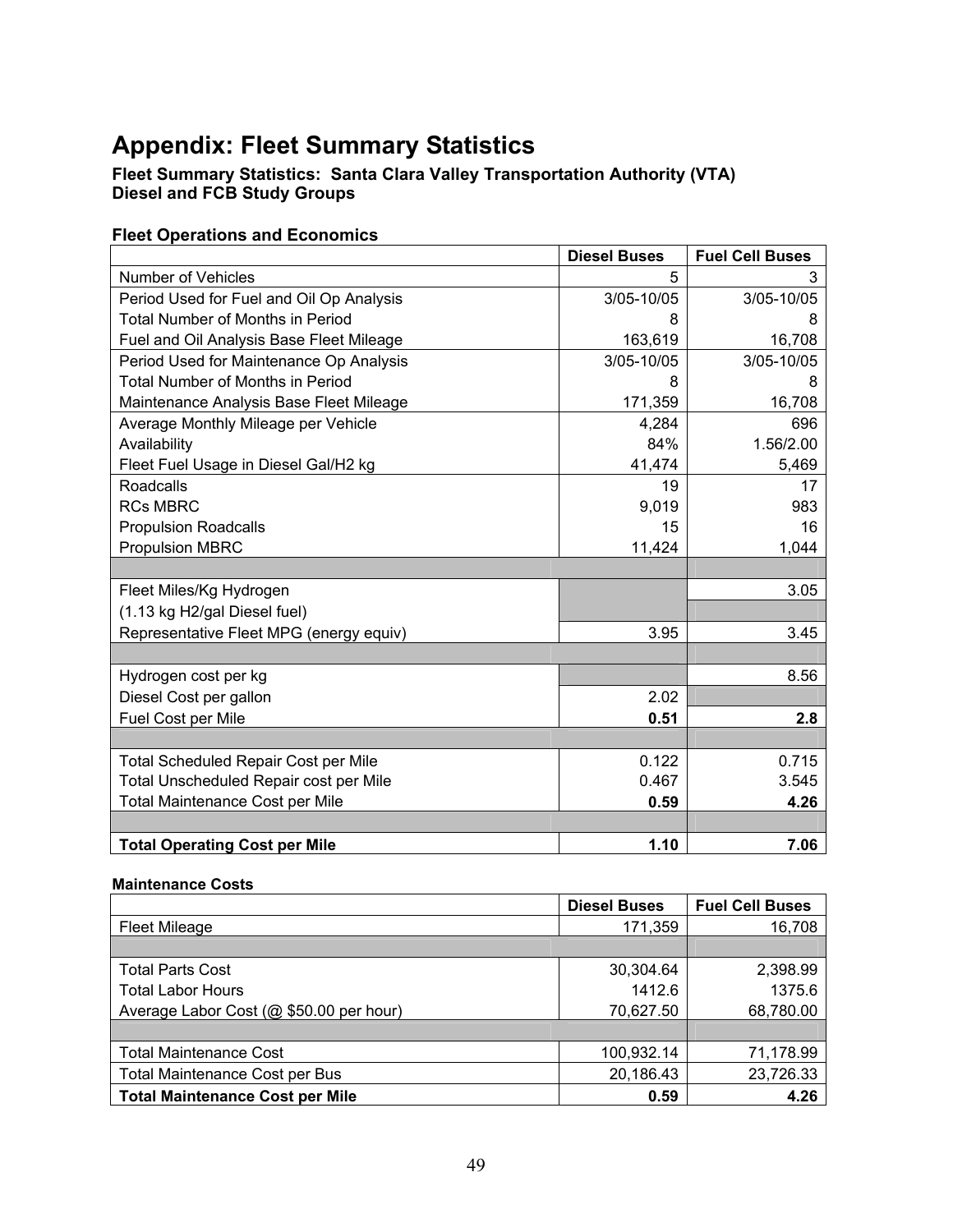# Appendix: Fleet Summary Statistics

**Fleet Summary Statistics: Santa Clara Valley Transportation Authority (VTA)**
**Diesel and FCB Study Groups**

**Fleet Operations and Economics**

| | Diesel Buses | Fuel Cell Buses |
|---|---|---|
| Number of Vehicles | 5 | 3 |
| Period Used for Fuel and Oil Op Analysis | 3/05-10/05 | 3/05-10/05 |
| Total Number of Months in Period | 8 | 8 |
| Fuel and Oil Analysis Base Fleet Mileage | 163,619 | 16,708 |
| Period Used for Maintenance Op Analysis | 3/05-10/05 | 3/05-10/05 |
| Total Number of Months in Period | 8 | 8 |
| Maintenance Analysis Base Fleet Mileage | 171,359 | 16,708 |
| Average Monthly Mileage per Vehicle | 4,284 | 696 |
| Availability | 84% | 1.56/2.00 |
| Fleet Fuel Usage in Diesel Gal/H2 kg | 41,474 | 5,469 |
| Roadcalls | 19 | 17 |
| RCs MBRC | 9,019 | 983 |
| Propulsion Roadcalls | 15 | 16 |
| Propulsion MBRC | 11,424 | 1,044 |
| | | |
| Fleet Miles/Kg Hydrogen | | 3.05 |
| (1.13 kg H2/gal Diesel fuel) | | |
| Representative Fleet MPG (energy equiv) | 3.95 | 3.45 |
| | | |
| Hydrogen cost per kg | | 8.56 |
| Diesel Cost per gallon | 2.02 | |
| Fuel Cost per Mile | **0.51** | **2.8** |
| | | |
| Total Scheduled Repair Cost per Mile | 0.122 | 0.715 |
| Total Unscheduled Repair cost per Mile | 0.467 | 3.545 |
| Total Maintenance Cost per Mile | **0.59** | **4.26** |
| | | |
| **Total Operating Cost per Mile** | **1.10** | **7.06** |

**Maintenance Costs**

| | Diesel Buses | Fuel Cell Buses |
|---|---|---|
| Fleet Mileage | 171,359 | 16,708 |
| | | |
| Total Parts Cost | 30,304.64 | 2,398.99 |
| Total Labor Hours | 1412.6 | 1375.6 |
| Average Labor Cost (@ $50.00 per hour) | 70,627.50 | 68,780.00 |
| | | |
| Total Maintenance Cost | 100,932.14 | 71,178.99 |
| Total Maintenance Cost per Bus | 20,186.43 | 23,726.33 |
| **Total Maintenance Cost per Mile** | **0.59** | **4.26** |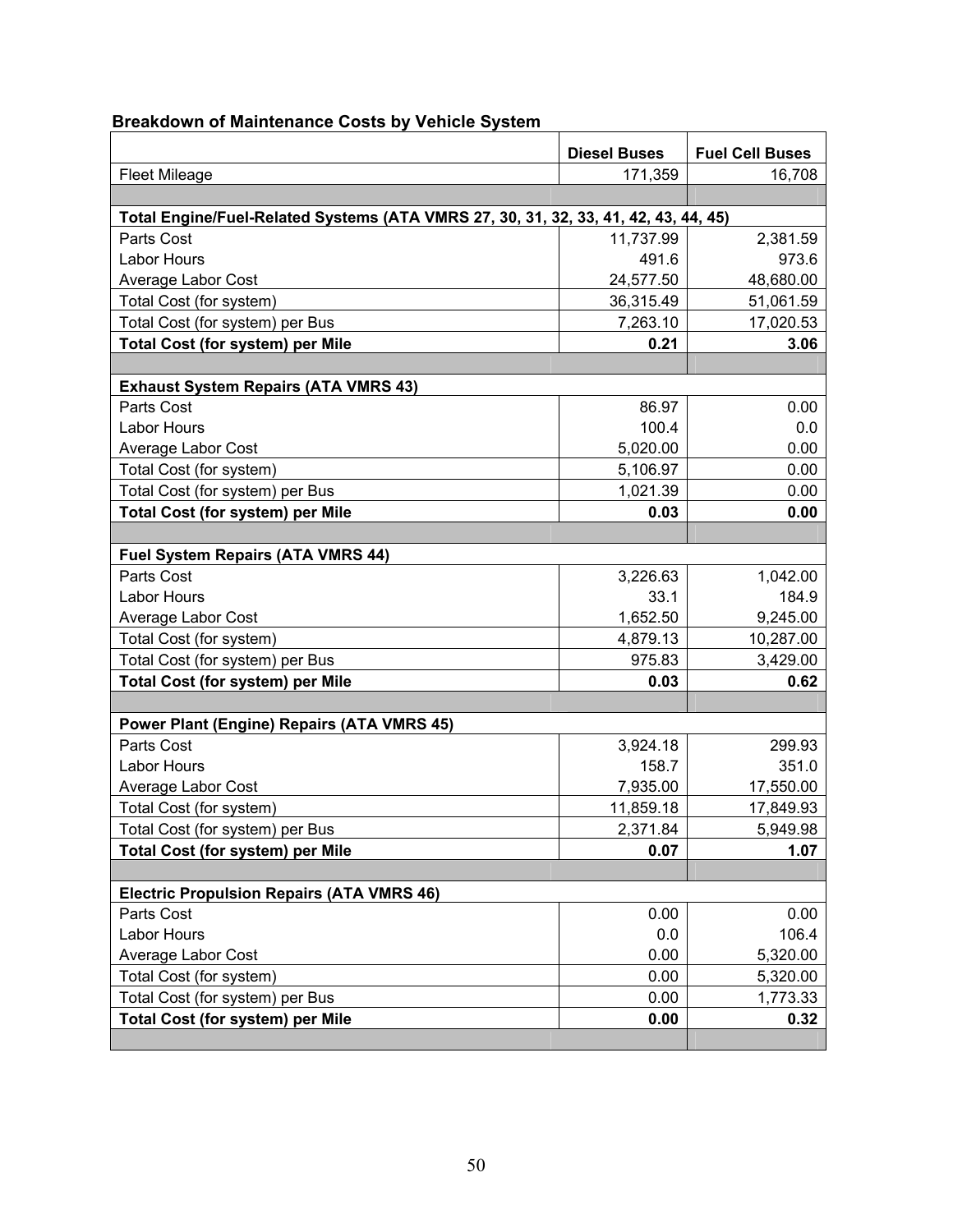**Breakdown of Maintenance Costs by Vehicle System**

| | Diesel Buses | Fuel Cell Buses |
|---|---|---|
| Fleet Mileage | 171,359 | 16,708 |
| | | |
| **Total Engine/Fuel-Related Systems (ATA VMRS 27, 30, 31, 32, 33, 41, 42, 43, 44, 45)** | | |
| Parts Cost | 11,737.99 | 2,381.59 |
| Labor Hours | 491.6 | 973.6 |
| Average Labor Cost | 24,577.50 | 48,680.00 |
| Total Cost (for system) | 36,315.49 | 51,061.59 |
| Total Cost (for system) per Bus | 7,263.10 | 17,020.53 |
| **Total Cost (for system) per Mile** | **0.21** | **3.06** |
| | | |
| **Exhaust System Repairs (ATA VMRS 43)** | | |
| Parts Cost | 86.97 | 0.00 |
| Labor Hours | 100.4 | 0.0 |
| Average Labor Cost | 5,020.00 | 0.00 |
| Total Cost (for system) | 5,106.97 | 0.00 |
| Total Cost (for system) per Bus | 1,021.39 | 0.00 |
| **Total Cost (for system) per Mile** | **0.03** | **0.00** |
| | | |
| **Fuel System Repairs (ATA VMRS 44)** | | |
| Parts Cost | 3,226.63 | 1,042.00 |
| Labor Hours | 33.1 | 184.9 |
| Average Labor Cost | 1,652.50 | 9,245.00 |
| Total Cost (for system) | 4,879.13 | 10,287.00 |
| Total Cost (for system) per Bus | 975.83 | 3,429.00 |
| **Total Cost (for system) per Mile** | **0.03** | **0.62** |
| | | |
| **Power Plant (Engine) Repairs (ATA VMRS 45)** | | |
| Parts Cost | 3,924.18 | 299.93 |
| Labor Hours | 158.7 | 351.0 |
| Average Labor Cost | 7,935.00 | 17,550.00 |
| Total Cost (for system) | 11,859.18 | 17,849.93 |
| Total Cost (for system) per Bus | 2,371.84 | 5,949.98 |
| **Total Cost (for system) per Mile** | **0.07** | **1.07** |
| | | |
| **Electric Propulsion Repairs (ATA VMRS 46)** | | |
| Parts Cost | 0.00 | 0.00 |
| Labor Hours | 0.0 | 106.4 |
| Average Labor Cost | 0.00 | 5,320.00 |
| Total Cost (for system) | 0.00 | 5,320.00 |
| Total Cost (for system) per Bus | 0.00 | 1,773.33 |
| **Total Cost (for system) per Mile** | **0.00** | **0.32** |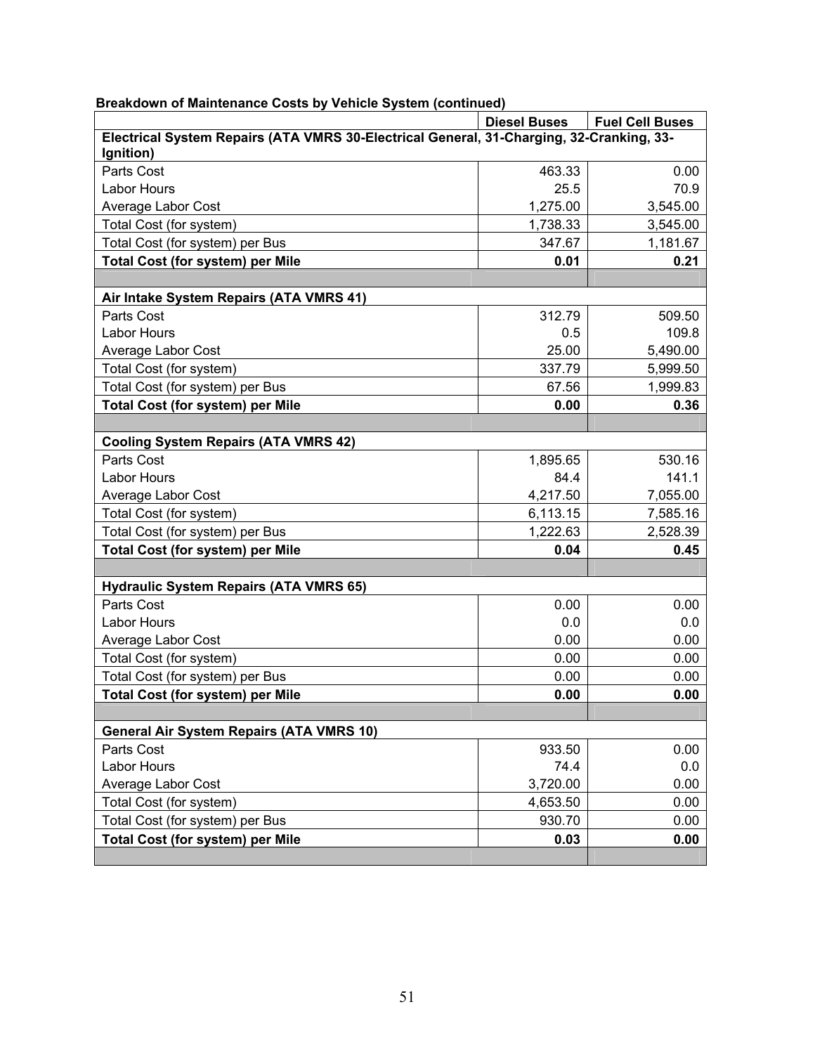**Breakdown of Maintenance Costs by Vehicle System (continued)**

| | Diesel Buses | Fuel Cell Buses |
|---|---|---|
| **Electrical System Repairs (ATA VMRS 30-Electrical General, 31-Charging, 32-Cranking, 33-Ignition)** | | |
| Parts Cost | 463.33 | 0.00 |
| Labor Hours | 25.5 | 70.9 |
| Average Labor Cost | 1,275.00 | 3,545.00 |
| Total Cost (for system) | 1,738.33 | 3,545.00 |
| Total Cost (for system) per Bus | 347.67 | 1,181.67 |
| **Total Cost (for system) per Mile** | **0.01** | **0.21** |
| | | |
| **Air Intake System Repairs (ATA VMRS 41)** | | |
| Parts Cost | 312.79 | 509.50 |
| Labor Hours | 0.5 | 109.8 |
| Average Labor Cost | 25.00 | 5,490.00 |
| Total Cost (for system) | 337.79 | 5,999.50 |
| Total Cost (for system) per Bus | 67.56 | 1,999.83 |
| **Total Cost (for system) per Mile** | **0.00** | **0.36** |
| | | |
| **Cooling System Repairs (ATA VMRS 42)** | | |
| Parts Cost | 1,895.65 | 530.16 |
| Labor Hours | 84.4 | 141.1 |
| Average Labor Cost | 4,217.50 | 7,055.00 |
| Total Cost (for system) | 6,113.15 | 7,585.16 |
| Total Cost (for system) per Bus | 1,222.63 | 2,528.39 |
| **Total Cost (for system) per Mile** | **0.04** | **0.45** |
| | | |
| **Hydraulic System Repairs (ATA VMRS 65)** | | |
| Parts Cost | 0.00 | 0.00 |
| Labor Hours | 0.0 | 0.0 |
| Average Labor Cost | 0.00 | 0.00 |
| Total Cost (for system) | 0.00 | 0.00 |
| Total Cost (for system) per Bus | 0.00 | 0.00 |
| **Total Cost (for system) per Mile** | **0.00** | **0.00** |
| | | |
| **General Air System Repairs (ATA VMRS 10)** | | |
| Parts Cost | 933.50 | 0.00 |
| Labor Hours | 74.4 | 0.0 |
| Average Labor Cost | 3,720.00 | 0.00 |
| Total Cost (for system) | 4,653.50 | 0.00 |
| Total Cost (for system) per Bus | 930.70 | 0.00 |
| **Total Cost (for system) per Mile** | **0.03** | **0.00** |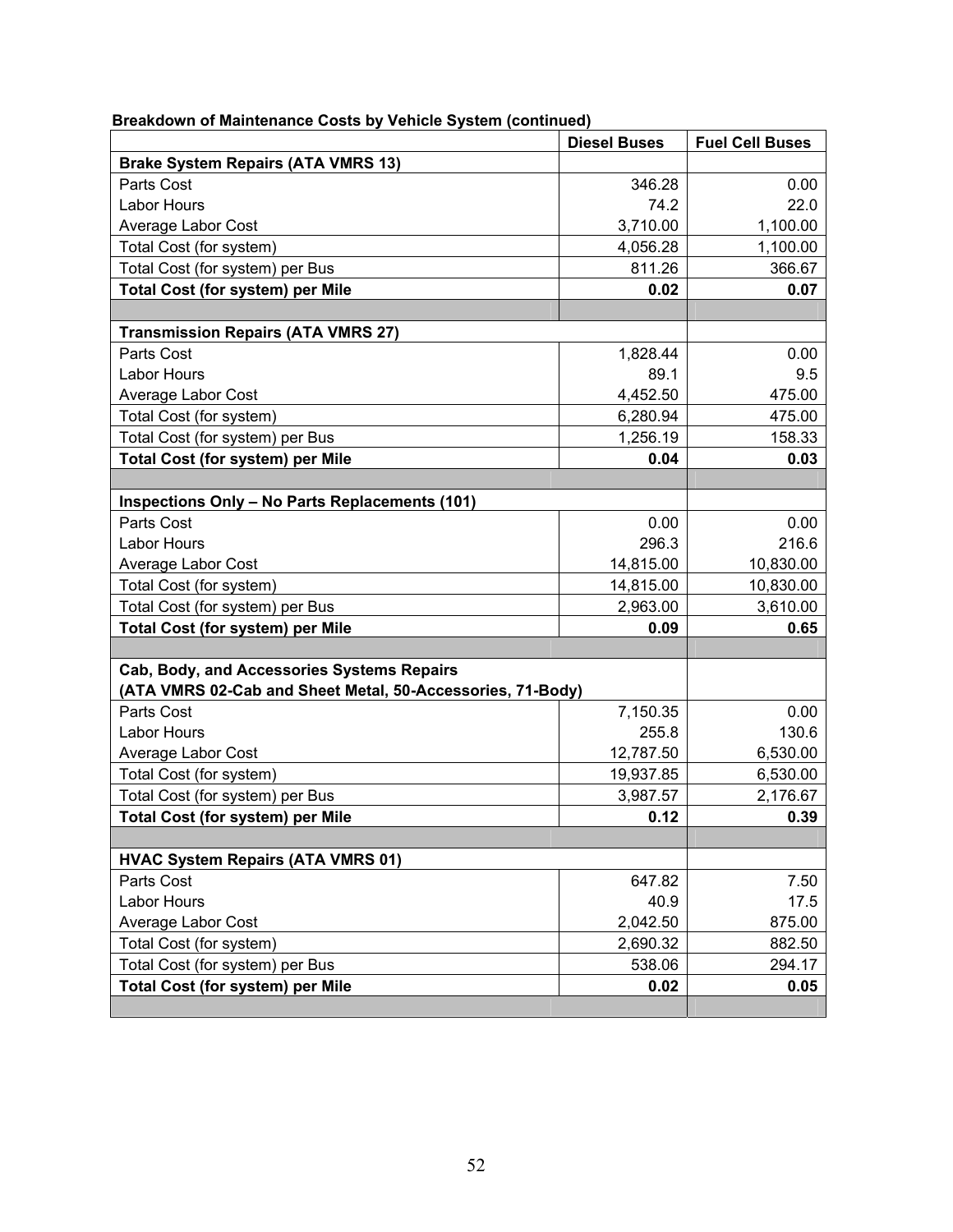**Breakdown of Maintenance Costs by Vehicle System (continued)**

| | Diesel Buses | Fuel Cell Buses |
|---|---|---|
| **Brake System Repairs (ATA VMRS 13)** | | |
| Parts Cost | 346.28 | 0.00 |
| Labor Hours | 74.2 | 22.0 |
| Average Labor Cost | 3,710.00 | 1,100.00 |
| Total Cost (for system) | 4,056.28 | 1,100.00 |
| Total Cost (for system) per Bus | 811.26 | 366.67 |
| **Total Cost (for system) per Mile** | **0.02** | **0.07** |
| | | |
| **Transmission Repairs (ATA VMRS 27)** | | |
| Parts Cost | 1,828.44 | 0.00 |
| Labor Hours | 89.1 | 9.5 |
| Average Labor Cost | 4,452.50 | 475.00 |
| Total Cost (for system) | 6,280.94 | 475.00 |
| Total Cost (for system) per Bus | 1,256.19 | 158.33 |
| **Total Cost (for system) per Mile** | **0.04** | **0.03** |
| | | |
| **Inspections Only – No Parts Replacements (101)** | | |
| Parts Cost | 0.00 | 0.00 |
| Labor Hours | 296.3 | 216.6 |
| Average Labor Cost | 14,815.00 | 10,830.00 |
| Total Cost (for system) | 14,815.00 | 10,830.00 |
| Total Cost (for system) per Bus | 2,963.00 | 3,610.00 |
| **Total Cost (for system) per Mile** | **0.09** | **0.65** |
| | | |
| **Cab, Body, and Accessories Systems Repairs (ATA VMRS 02-Cab and Sheet Metal, 50-Accessories, 71-Body)** | | |
| Parts Cost | 7,150.35 | 0.00 |
| Labor Hours | 255.8 | 130.6 |
| Average Labor Cost | 12,787.50 | 6,530.00 |
| Total Cost (for system) | 19,937.85 | 6,530.00 |
| Total Cost (for system) per Bus | 3,987.57 | 2,176.67 |
| **Total Cost (for system) per Mile** | **0.12** | **0.39** |
| | | |
| **HVAC System Repairs (ATA VMRS 01)** | | |
| Parts Cost | 647.82 | 7.50 |
| Labor Hours | 40.9 | 17.5 |
| Average Labor Cost | 2,042.50 | 875.00 |
| Total Cost (for system) | 2,690.32 | 882.50 |
| Total Cost (for system) per Bus | 538.06 | 294.17 |
| **Total Cost (for system) per Mile** | **0.02** | **0.05** |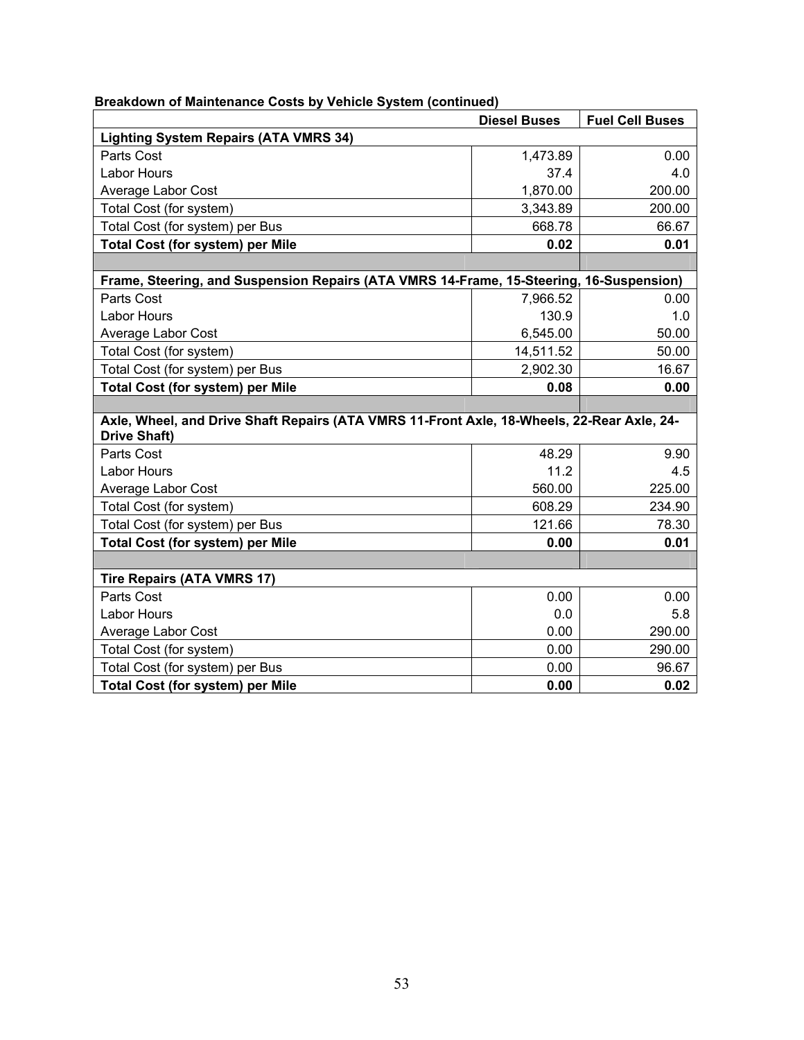**Breakdown of Maintenance Costs by Vehicle System (continued)**

| | Diesel Buses | Fuel Cell Buses |
|---|---|---|
| **Lighting System Repairs (ATA VMRS 34)** | | |
| Parts Cost | 1,473.89 | 0.00 |
| Labor Hours | 37.4 | 4.0 |
| Average Labor Cost | 1,870.00 | 200.00 |
| Total Cost (for system) | 3,343.89 | 200.00 |
| Total Cost (for system) per Bus | 668.78 | 66.67 |
| **Total Cost (for system) per Mile** | **0.02** | **0.01** |
| | | |
| **Frame, Steering, and Suspension Repairs (ATA VMRS 14-Frame, 15-Steering, 16-Suspension)** | | |
| Parts Cost | 7,966.52 | 0.00 |
| Labor Hours | 130.9 | 1.0 |
| Average Labor Cost | 6,545.00 | 50.00 |
| Total Cost (for system) | 14,511.52 | 50.00 |
| Total Cost (for system) per Bus | 2,902.30 | 16.67 |
| **Total Cost (for system) per Mile** | **0.08** | **0.00** |
| | | |
| **Axle, Wheel, and Drive Shaft Repairs (ATA VMRS 11-Front Axle, 18-Wheels, 22-Rear Axle, 24-Drive Shaft)** | | |
| Parts Cost | 48.29 | 9.90 |
| Labor Hours | 11.2 | 4.5 |
| Average Labor Cost | 560.00 | 225.00 |
| Total Cost (for system) | 608.29 | 234.90 |
| Total Cost (for system) per Bus | 121.66 | 78.30 |
| **Total Cost (for system) per Mile** | **0.00** | **0.01** |
| | | |
| **Tire Repairs (ATA VMRS 17)** | | |
| Parts Cost | 0.00 | 0.00 |
| Labor Hours | 0.0 | 5.8 |
| Average Labor Cost | 0.00 | 290.00 |
| Total Cost (for system) | 0.00 | 290.00 |
| Total Cost (for system) per Bus | 0.00 | 96.67 |
| **Total Cost (for system) per Mile** | **0.00** | **0.02** |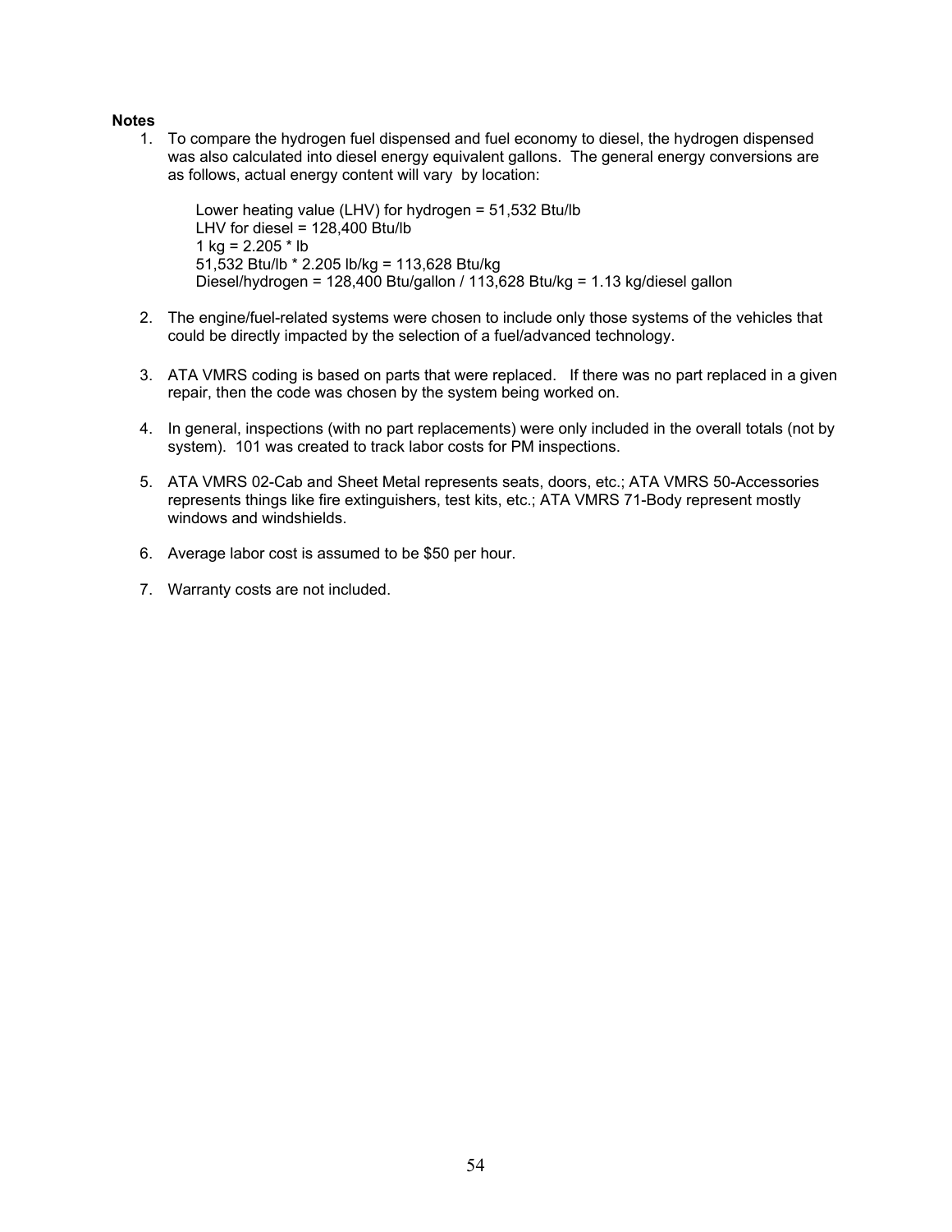**Notes**

1. To compare the hydrogen fuel dispensed and fuel economy to diesel, the hydrogen dispensed was also calculated into diesel energy equivalent gallons. The general energy conversions are as follows, actual energy content will vary by location:

   Lower heating value (LHV) for hydrogen = 51,532 Btu/lb
   LHV for diesel = 128,400 Btu/lb
   1 kg = 2.205 * lb
   51,532 Btu/lb * 2.205 lb/kg = 113,628 Btu/kg
   Diesel/hydrogen = 128,400 Btu/gallon / 113,628 Btu/kg = 1.13 kg/diesel gallon

2. The engine/fuel-related systems were chosen to include only those systems of the vehicles that could be directly impacted by the selection of a fuel/advanced technology.

3. ATA VMRS coding is based on parts that were replaced. If there was no part replaced in a given repair, then the code was chosen by the system being worked on.

4. In general, inspections (with no part replacements) were only included in the overall totals (not by system). 101 was created to track labor costs for PM inspections.

5. ATA VMRS 02-Cab and Sheet Metal represents seats, doors, etc.; ATA VMRS 50-Accessories represents things like fire extinguishers, test kits, etc.; ATA VMRS 71-Body represent mostly windows and windshields.

6. Average labor cost is assumed to be $50 per hour.

7. Warranty costs are not included.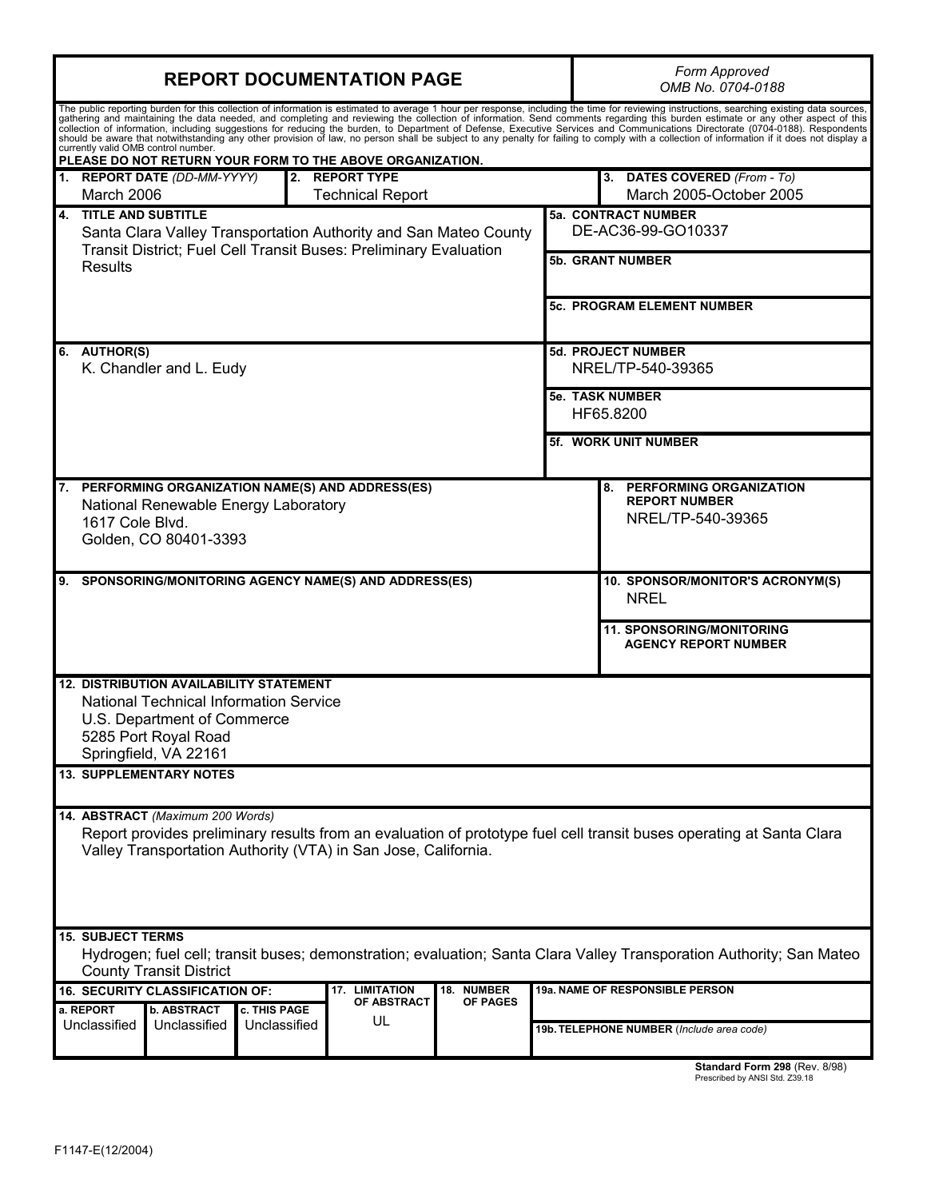# REPORT DOCUMENTATION PAGE

*Form Approved*
*OMB No. 0704-0188*

The public reporting burden for this collection of information is estimated to average 1 hour per response, including the time for reviewing instructions, searching existing data sources, gathering and maintaining the data needed, and completing and reviewing the collection of information. Send comments regarding this burden estimate or any other aspect of this collection of information, including suggestions for reducing the burden, to Department of Defense, Executive Services and Communications Directorate (0704-0188). Respondents should be aware that notwithstanding any other provision of law, no person shall be subject to any penalty for failing to comply with a collection of information if it does not display a currently valid OMB control number.

**PLEASE DO NOT RETURN YOUR FORM TO THE ABOVE ORGANIZATION.**

| | | |
|---|---|---|
| **1. REPORT DATE** *(DD-MM-YYYY)*<br>March 2006 | **2. REPORT TYPE**<br>Technical Report | **3. DATES COVERED** *(From - To)*<br>March 2005-October 2005 |

**4. TITLE AND SUBTITLE**
Santa Clara Valley Transportation Authority and San Mateo County Transit District; Fuel Cell Transit Buses: Preliminary Evaluation Results

**5a. CONTRACT NUMBER**
DE-AC36-99-GO10337

**5b. GRANT NUMBER**

**5c. PROGRAM ELEMENT NUMBER**

**6. AUTHOR(S)**
K. Chandler and L. Eudy

**5d. PROJECT NUMBER**
NREL/TP-540-39365

**5e. TASK NUMBER**
HF65.8200

**5f. WORK UNIT NUMBER**

**7. PERFORMING ORGANIZATION NAME(S) AND ADDRESS(ES)**
National Renewable Energy Laboratory
1617 Cole Blvd.
Golden, CO 80401-3393

**8. PERFORMING ORGANIZATION REPORT NUMBER**
NREL/TP-540-39365

**9. SPONSORING/MONITORING AGENCY NAME(S) AND ADDRESS(ES)**

**10. SPONSOR/MONITOR'S ACRONYM(S)**
NREL

**11. SPONSORING/MONITORING AGENCY REPORT NUMBER**

**12. DISTRIBUTION AVAILABILITY STATEMENT**
National Technical Information Service
U.S. Department of Commerce
5285 Port Royal Road
Springfield, VA 22161

**13. SUPPLEMENTARY NOTES**

**14. ABSTRACT** *(Maximum 200 Words)*
Report provides preliminary results from an evaluation of prototype fuel cell transit buses operating at Santa Clara Valley Transportation Authority (VTA) in San Jose, California.

**15. SUBJECT TERMS**
Hydrogen; fuel cell; transit buses; demonstration; evaluation; Santa Clara Valley Transporation Authority; San Mateo County Transit District

| 16. SECURITY CLASSIFICATION OF: | | | 17. LIMITATION OF ABSTRACT | 18. NUMBER OF PAGES | 19a. NAME OF RESPONSIBLE PERSON |
|---|---|---|---|---|---|
| a. REPORT | b. ABSTRACT | c. THIS PAGE | | | |
| Unclassified | Unclassified | Unclassified | UL | | 19b. TELEPHONE NUMBER (*Include area code*) |

**Standard Form 298** (Rev. 8/98)
Prescribed by ANSI Std. Z39.18

F1147-E(12/2004)